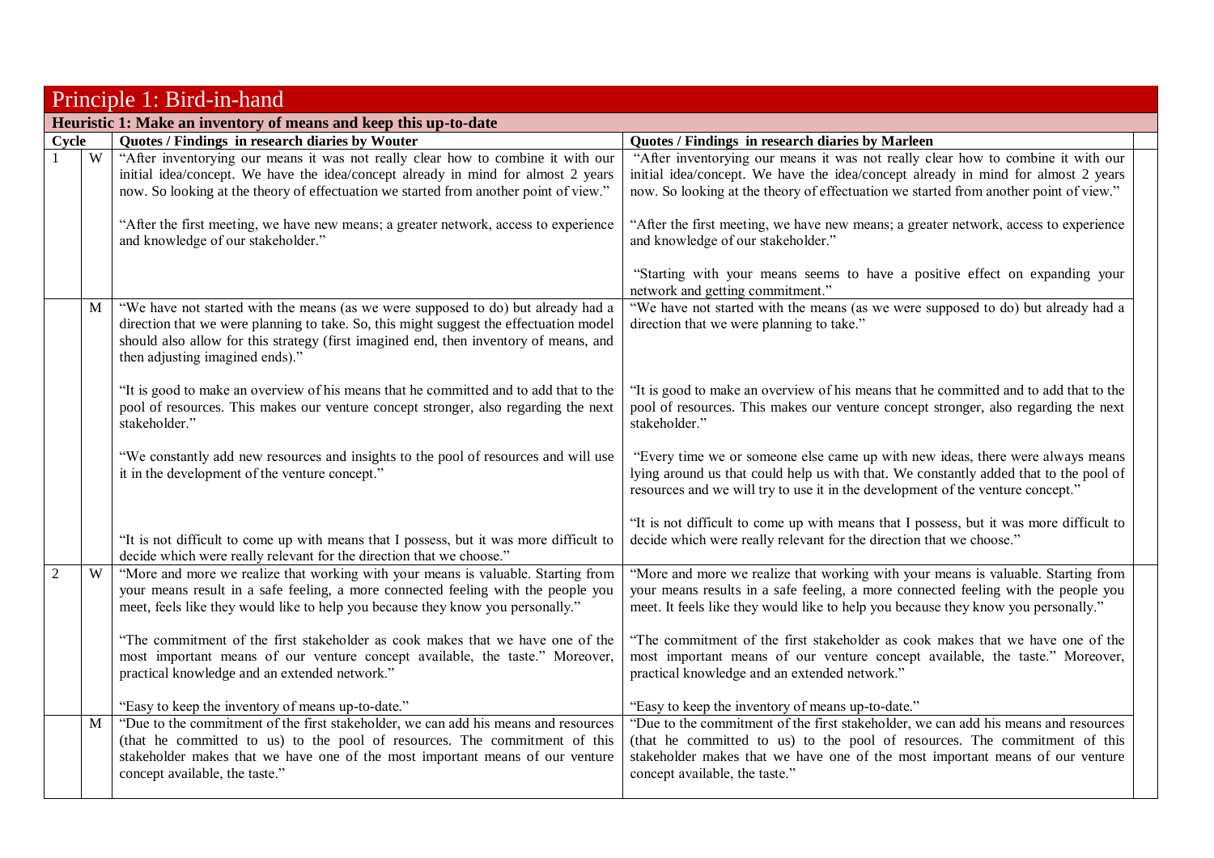## Principle 1: Bird-in-hand

**Heuristic 1: Make an inventory of means and keep this up-to-date**

| Cycle | | Quotes / Findings in research diaries by Wouter | Quotes / Findings in research diaries by Marleen |
|---|---|---|---|
| 1 | W | "After inventorying our means it was not really clear how to combine it with our initial idea/concept. We have the idea/concept already in mind for almost 2 years now. So looking at the theory of effectuation we started from another point of view."<br><br>"After the first meeting, we have new means; a greater network, access to experience and knowledge of our stakeholder." | "After inventorying our means it was not really clear how to combine it with our initial idea/concept. We have the idea/concept already in mind for almost 2 years now. So looking at the theory of effectuation we started from another point of view."<br><br>"After the first meeting, we have new means; a greater network, access to experience and knowledge of our stakeholder."<br><br>"Starting with your means seems to have a positive effect on expanding your network and getting commitment." |
| | M | "We have not started with the means (as we were supposed to do) but already had a direction that we were planning to take. So, this might suggest the effectuation model should also allow for this strategy (first imagined end, then inventory of means, and then adjusting imagined ends)."<br><br>"It is good to make an overview of his means that he committed and to add that to the pool of resources. This makes our venture concept stronger, also regarding the next stakeholder."<br><br>"We constantly add new resources and insights to the pool of resources and will use it in the development of the venture concept."<br><br>"It is not difficult to come up with means that I possess, but it was more difficult to decide which were really relevant for the direction that we choose." | "We have not started with the means (as we were supposed to do) but already had a direction that we were planning to take."<br><br>"It is good to make an overview of his means that he committed and to add that to the pool of resources. This makes our venture concept stronger, also regarding the next stakeholder."<br><br>"Every time we or someone else came up with new ideas, there were always means lying around us that could help us with that. We constantly added that to the pool of resources and we will try to use it in the development of the venture concept."<br><br>"It is not difficult to come up with means that I possess, but it was more difficult to decide which were really relevant for the direction that we choose." |
| 2 | W | "More and more we realize that working with your means is valuable. Starting from your means result in a safe feeling, a more connected feeling with the people you meet, feels like they would like to help you because they know you personally."<br><br>"The commitment of the first stakeholder as cook makes that we have one of the most important means of our venture concept available, the taste." Moreover, practical knowledge and an extended network."<br><br>"Easy to keep the inventory of means up-to-date." | "More and more we realize that working with your means is valuable. Starting from your means results in a safe feeling, a more connected feeling with the people you meet. It feels like they would like to help you because they know you personally."<br><br>"The commitment of the first stakeholder as cook makes that we have one of the most important means of our venture concept available, the taste." Moreover, practical knowledge and an extended network."<br><br>"Easy to keep the inventory of means up-to-date." |
| | M | "Due to the commitment of the first stakeholder, we can add his means and resources (that he committed to us) to the pool of resources. The commitment of this stakeholder makes that we have one of the most important means of our venture concept available, the taste." | "Due to the commitment of the first stakeholder, we can add his means and resources (that he committed to us) to the pool of resources. The commitment of this stakeholder makes that we have one of the most important means of our venture concept available, the taste." |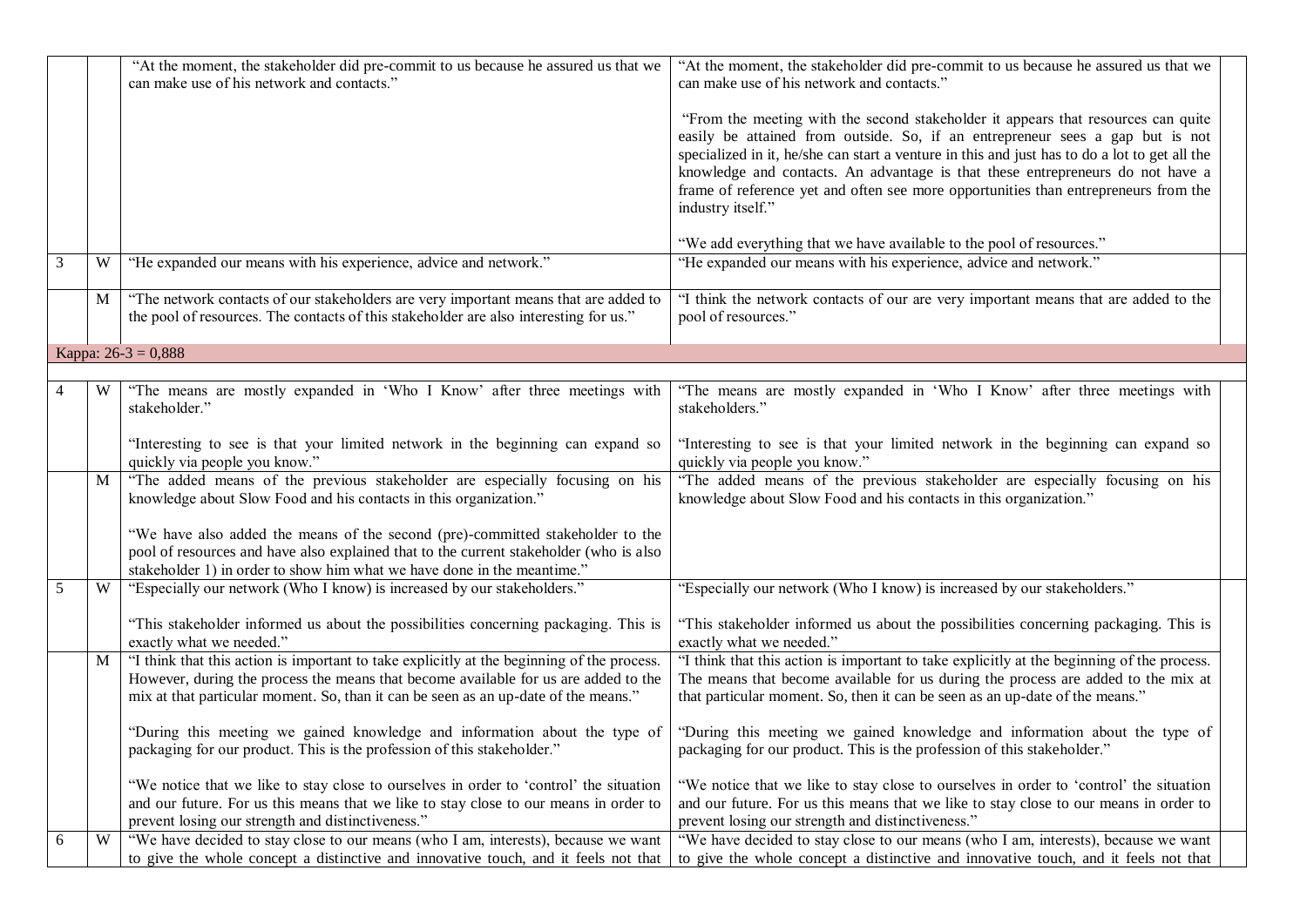| | | | | |
|---|---|---|---|---|
| | | "At the moment, the stakeholder did pre-commit to us because he assured us that we can make use of his network and contacts." | "At the moment, the stakeholder did pre-commit to us because he assured us that we can make use of his network and contacts."<br><br>"From the meeting with the second stakeholder it appears that resources can quite easily be attained from outside. So, if an entrepreneur sees a gap but is not specialized in it, he/she can start a venture in this and just has to do a lot to get all the knowledge and contacts. An advantage is that these entrepreneurs do not have a frame of reference yet and often see more opportunities than entrepreneurs from the industry itself."<br><br>"We add everything that we have available to the pool of resources." | |
| 3 | W | "He expanded our means with his experience, advice and network." | "He expanded our means with his experience, advice and network." | |
| | M | "The network contacts of our stakeholders are very important means that are added to the pool of resources. The contacts of this stakeholder are also interesting for us." | "I think the network contacts of our are very important means that are added to the pool of resources." | |
| Kappa: 26-3 = 0,888 | | | | |
| | | | | |
| 4 | W | "The means are mostly expanded in 'Who I Know' after three meetings with stakeholder."<br><br>"Interesting to see is that your limited network in the beginning can expand so quickly via people you know." | "The means are mostly expanded in 'Who I Know' after three meetings with stakeholders."<br><br>"Interesting to see is that your limited network in the beginning can expand so quickly via people you know." | |
| | M | "The added means of the previous stakeholder are especially focusing on his knowledge about Slow Food and his contacts in this organization."<br><br>"We have also added the means of the second (pre)-committed stakeholder to the pool of resources and have also explained that to the current stakeholder (who is also stakeholder 1) in order to show him what we have done in the meantime." | "The added means of the previous stakeholder are especially focusing on his knowledge about Slow Food and his contacts in this organization." | |
| 5 | W | "Especially our network (Who I know) is increased by our stakeholders."<br><br>"This stakeholder informed us about the possibilities concerning packaging. This is exactly what we needed." | "Especially our network (Who I know) is increased by our stakeholders."<br><br>"This stakeholder informed us about the possibilities concerning packaging. This is exactly what we needed." | |
| | M | "I think that this action is important to take explicitly at the beginning of the process. However, during the process the means that become available for us are added to the mix at that particular moment. So, than it can be seen as an up-date of the means."<br><br>"During this meeting we gained knowledge and information about the type of packaging for our product. This is the profession of this stakeholder."<br><br>"We notice that we like to stay close to ourselves in order to 'control' the situation and our future. For us this means that we like to stay close to our means in order to prevent losing our strength and distinctiveness." | "I think that this action is important to take explicitly at the beginning of the process. The means that become available for us during the process are added to the mix at that particular moment. So, then it can be seen as an up-date of the means."<br><br>"During this meeting we gained knowledge and information about the type of packaging for our product. This is the profession of this stakeholder."<br><br>"We notice that we like to stay close to ourselves in order to 'control' the situation and our future. For us this means that we like to stay close to our means in order to prevent losing our strength and distinctiveness." | |
| 6 | W | "We have decided to stay close to our means (who I am, interests), because we want to give the whole concept a distinctive and innovative touch, and it feels not that | "We have decided to stay close to our means (who I am, interests), because we want to give the whole concept a distinctive and innovative touch, and it feels not that | |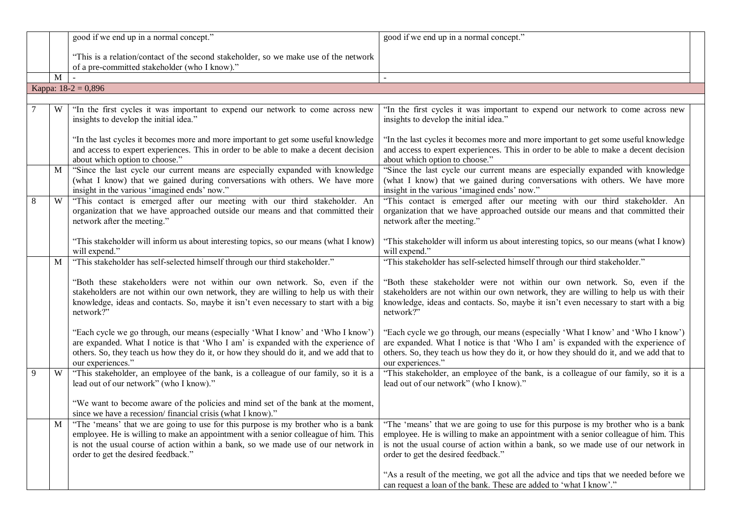| | | | | |
|---|---|---|---|---|
| | | good if we end up in a normal concept."<br><br>"This is a relation/contact of the second stakeholder, so we make use of the network of a pre-committed stakeholder (who I know)." | good if we end up in a normal concept." | |
| | M | - | - | |
| Kappa: 18-2 = 0,896 | | | | |
| | | | | |
| 7 | W | "In the first cycles it was important to expend our network to come across new insights to develop the initial idea."<br><br>"In the last cycles it becomes more and more important to get some useful knowledge and access to expert experiences. This in order to be able to make a decent decision about which option to choose." | "In the first cycles it was important to expend our network to come across new insights to develop the initial idea."<br><br>"In the last cycles it becomes more and more important to get some useful knowledge and access to expert experiences. This in order to be able to make a decent decision about which option to choose." | |
| | M | "Since the last cycle our current means are especially expanded with knowledge (what I know) that we gained during conversations with others. We have more insight in the various 'imagined ends' now." | "Since the last cycle our current means are especially expanded with knowledge (what I know) that we gained during conversations with others. We have more insight in the various 'imagined ends' now." | |
| 8 | W | "This contact is emerged after our meeting with our third stakeholder. An organization that we have approached outside our means and that committed their network after the meeting."<br><br>"This stakeholder will inform us about interesting topics, so our means (what I know) will expend." | "This contact is emerged after our meeting with our third stakeholder. An organization that we have approached outside our means and that committed their network after the meeting."<br><br>"This stakeholder will inform us about interesting topics, so our means (what I know) will expend." | |
| | M | "This stakeholder has self-selected himself through our third stakeholder."<br><br>"Both these stakeholders were not within our own network. So, even if the stakeholders are not within our own network, they are willing to help us with their knowledge, ideas and contacts. So, maybe it isn't even necessary to start with a big network?"<br><br>"Each cycle we go through, our means (especially 'What I know' and 'Who I know') are expanded. What I notice is that 'Who I am' is expanded with the experience of others. So, they teach us how they do it, or how they should do it, and we add that to our experiences." | "This stakeholder has self-selected himself through our third stakeholder."<br><br>"Both these stakeholder were not within our own network. So, even if the stakeholders are not within our own network, they are willing to help us with their knowledge, ideas and contacts. So, maybe it isn't even necessary to start with a big network?"<br><br>"Each cycle we go through, our means (especially 'What I know' and 'Who I know') are expanded. What I notice is that 'Who I am' is expanded with the experience of others. So, they teach us how they do it, or how they should do it, and we add that to our experiences." | |
| 9 | W | "This stakeholder, an employee of the bank, is a colleague of our family, so it is a lead out of our network" (who I know)."<br><br>"We want to become aware of the policies and mind set of the bank at the moment, since we have a recession/ financial crisis (what I know)." | "This stakeholder, an employee of the bank, is a colleague of our family, so it is a lead out of our network" (who I know)." | |
| | M | "The 'means' that we are going to use for this purpose is my brother who is a bank employee. He is willing to make an appointment with a senior colleague of him. This is not the usual course of action within a bank, so we made use of our network in order to get the desired feedback." | "The 'means' that we are going to use for this purpose is my brother who is a bank employee. He is willing to make an appointment with a senior colleague of him. This is not the usual course of action within a bank, so we made use of our network in order to get the desired feedback."<br><br>"As a result of the meeting, we got all the advice and tips that we needed before we can request a loan of the bank. These are added to 'what I know'." | |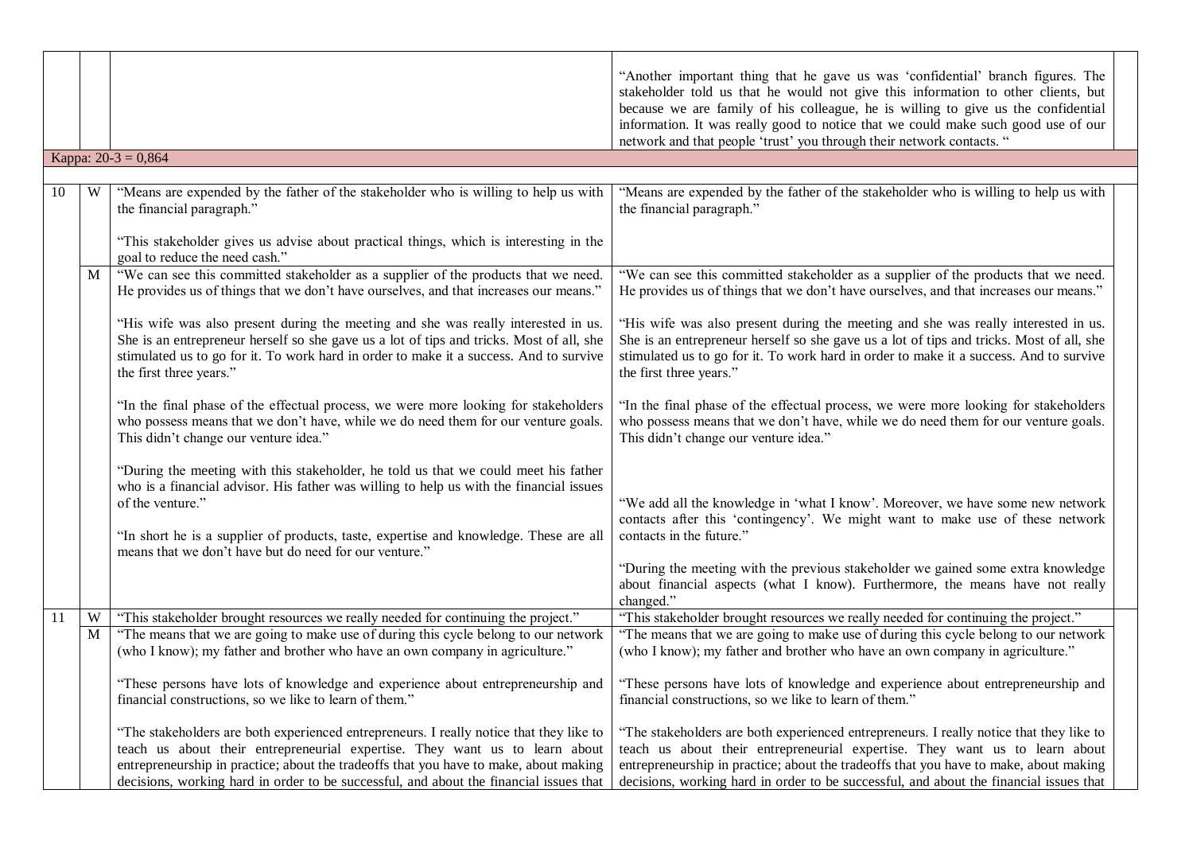| | | | | |
|---|---|---|---|---|
| | | | "Another important thing that he gave us was 'confidential' branch figures. The stakeholder told us that he would not give this information to other clients, but because we are family of his colleague, he is willing to give us the confidential information. It was really good to notice that we could make such good use of our network and that people 'trust' you through their network contacts. " | |
| Kappa: 20-3 = 0,864 | | | | |
| 10 | W | "Means are expended by the father of the stakeholder who is willing to help us with the financial paragraph."<br><br>"This stakeholder gives us advise about practical things, which is interesting in the goal to reduce the need cash." | "Means are expended by the father of the stakeholder who is willing to help us with the financial paragraph." | |
| | M | "We can see this committed stakeholder as a supplier of the products that we need. He provides us of things that we don't have ourselves, and that increases our means."<br><br>"His wife was also present during the meeting and she was really interested in us. She is an entrepreneur herself so she gave us a lot of tips and tricks. Most of all, she stimulated us to go for it. To work hard in order to make it a success. And to survive the first three years."<br><br>"In the final phase of the effectual process, we were more looking for stakeholders who possess means that we don't have, while we do need them for our venture goals. This didn't change our venture idea."<br><br>"During the meeting with this stakeholder, he told us that we could meet his father who is a financial advisor. His father was willing to help us with the financial issues of the venture."<br><br>"In short he is a supplier of products, taste, expertise and knowledge. These are all means that we don't have but do need for our venture." | "We can see this committed stakeholder as a supplier of the products that we need. He provides us of things that we don't have ourselves, and that increases our means."<br><br>"His wife was also present during the meeting and she was really interested in us. She is an entrepreneur herself so she gave us a lot of tips and tricks. Most of all, she stimulated us to go for it. To work hard in order to make it a success. And to survive the first three years."<br><br>"In the final phase of the effectual process, we were more looking for stakeholders who possess means that we don't have, while we do need them for our venture goals. This didn't change our venture idea."<br><br>"We add all the knowledge in 'what I know'. Moreover, we have some new network contacts after this 'contingency'. We might want to make use of these network contacts in the future."<br><br>"During the meeting with the previous stakeholder we gained some extra knowledge about financial aspects (what I know). Furthermore, the means have not really changed." | |
| 11 | W | "This stakeholder brought resources we really needed for continuing the project." | "This stakeholder brought resources we really needed for continuing the project." | |
| | M | "The means that we are going to make use of during this cycle belong to our network (who I know); my father and brother who have an own company in agriculture."<br><br>"These persons have lots of knowledge and experience about entrepreneurship and financial constructions, so we like to learn of them."<br><br>"The stakeholders are both experienced entrepreneurs. I really notice that they like to teach us about their entrepreneurial expertise. They want us to learn about entrepreneurship in practice; about the tradeoffs that you have to make, about making decisions, working hard in order to be successful, and about the financial issues that | "The means that we are going to make use of during this cycle belong to our network (who I know); my father and brother who have an own company in agriculture."<br><br>"These persons have lots of knowledge and experience about entrepreneurship and financial constructions, so we like to learn of them."<br><br>"The stakeholders are both experienced entrepreneurs. I really notice that they like to teach us about their entrepreneurial expertise. They want us to learn about entrepreneurship in practice; about the tradeoffs that you have to make, about making decisions, working hard in order to be successful, and about the financial issues that | |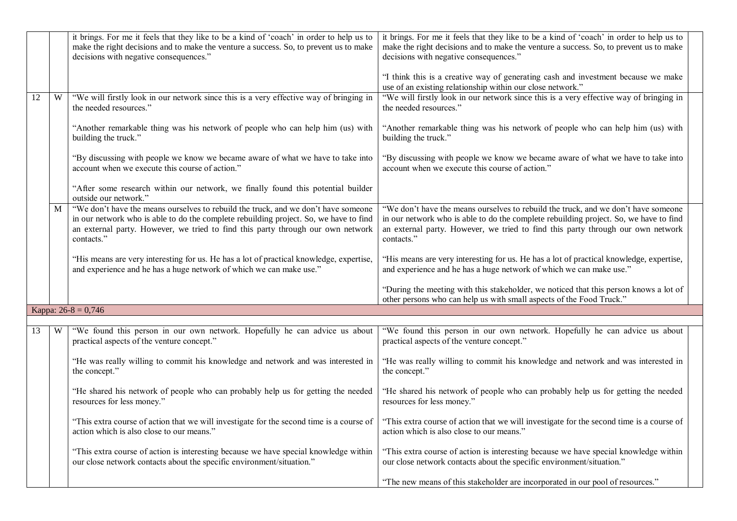| | | | | |
|---|---|---|---|---|
| | | it brings. For me it feels that they like to be a kind of 'coach' in order to help us to make the right decisions and to make the venture a success. So, to prevent us to make decisions with negative consequences." | it brings. For me it feels that they like to be a kind of 'coach' in order to help us to make the right decisions and to make the venture a success. So, to prevent us to make decisions with negative consequences."<br><br>"I think this is a creative way of generating cash and investment because we make use of an existing relationship within our close network." | |
| 12 | W | "We will firstly look in our network since this is a very effective way of bringing in the needed resources."<br><br>"Another remarkable thing was his network of people who can help him (us) with building the truck."<br><br>"By discussing with people we know we became aware of what we have to take into account when we execute this course of action."<br><br>"After some research within our network, we finally found this potential builder outside our network." | "We will firstly look in our network since this is a very effective way of bringing in the needed resources."<br><br>"Another remarkable thing was his network of people who can help him (us) with building the truck."<br><br>"By discussing with people we know we became aware of what we have to take into account when we execute this course of action." | |
| | M | "We don't have the means ourselves to rebuild the truck, and we don't have someone in our network who is able to do the complete rebuilding project. So, we have to find an external party. However, we tried to find this party through our own network contacts."<br><br>"His means are very interesting for us. He has a lot of practical knowledge, expertise, and experience and he has a huge network of which we can make use." | "We don't have the means ourselves to rebuild the truck, and we don't have someone in our network who is able to do the complete rebuilding project. So, we have to find an external party. However, we tried to find this party through our own network contacts."<br><br>"His means are very interesting for us. He has a lot of practical knowledge, expertise, and experience and he has a huge network of which we can make use."<br><br>"During the meeting with this stakeholder, we noticed that this person knows a lot of other persons who can help us with small aspects of the Food Truck." | |
| Kappa: 26-8 = 0,746 | | | | |
| | | | | |
| 13 | W | "We found this person in our own network. Hopefully he can advice us about practical aspects of the venture concept."<br><br>"He was really willing to commit his knowledge and network and was interested in the concept."<br><br>"He shared his network of people who can probably help us for getting the needed resources for less money."<br><br>"This extra course of action that we will investigate for the second time is a course of action which is also close to our means."<br><br>"This extra course of action is interesting because we have special knowledge within our close network contacts about the specific environment/situation." | "We found this person in our own network. Hopefully he can advice us about practical aspects of the venture concept."<br><br>"He was really willing to commit his knowledge and network and was interested in the concept."<br><br>"He shared his network of people who can probably help us for getting the needed resources for less money."<br><br>"This extra course of action that we will investigate for the second time is a course of action which is also close to our means."<br><br>"This extra course of action is interesting because we have special knowledge within our close network contacts about the specific environment/situation."<br><br>"The new means of this stakeholder are incorporated in our pool of resources." | |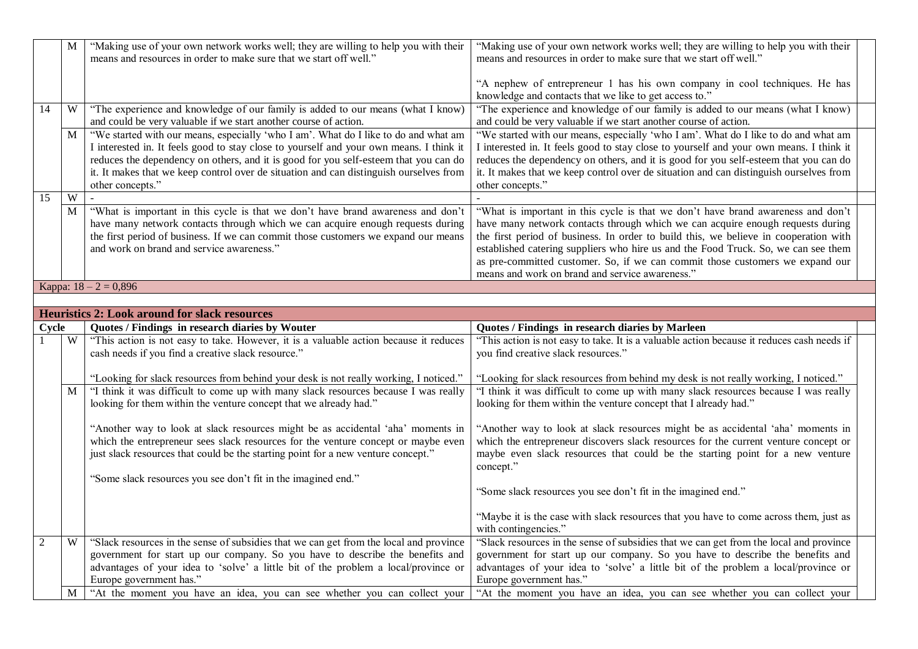| | | | | |
|---|---|---|---|---|
| | M | "Making use of your own network works well; they are willing to help you with their means and resources in order to make sure that we start off well." | "Making use of your own network works well; they are willing to help you with their means and resources in order to make sure that we start off well."<br><br>"A nephew of entrepreneur 1 has his own company in cool techniques. He has knowledge and contacts that we like to get access to." | |
| 14 | W | "The experience and knowledge of our family is added to our means (what I know) and could be very valuable if we start another course of action. | "The experience and knowledge of our family is added to our means (what I know) and could be very valuable if we start another course of action. | |
| | M | "We started with our means, especially 'who I am'. What do I like to do and what am I interested in. It feels good to stay close to yourself and your own means. I think it reduces the dependency on others, and it is good for you self-esteem that you can do it. It makes that we keep control over de situation and can distinguish ourselves from other concepts." | "We started with our means, especially 'who I am'. What do I like to do and what am I interested in. It feels good to stay close to yourself and your own means. I think it reduces the dependency on others, and it is good for you self-esteem that you can do it. It makes that we keep control over de situation and can distinguish ourselves from other concepts." | |
| 15 | W | - | - | |
| | M | "What is important in this cycle is that we don't have brand awareness and don't have many network contacts through which we can acquire enough requests during the first period of business. If we can commit those customers we expand our means and work on brand and service awareness." | "What is important in this cycle is that we don't have brand awareness and don't have many network contacts through which we can acquire enough requests during the first period of business. In order to build this, we believe in cooperation with established catering suppliers who hire us and the Food Truck. So, we can see them as pre-committed customer. So, if we can commit those customers we expand our means and work on brand and service awareness." | |
| Kappa: 18 – 2 = 0,896 | | | | |

| **Heuristics 2: Look around for slack resources** | | | | |
|---|---|---|---|---|
| **Cycle** | | **Quotes / Findings in research diaries by Wouter** | **Quotes / Findings in research diaries by Marleen** | |
| 1 | W | "This action is not easy to take. However, it is a valuable action because it reduces cash needs if you find a creative slack resource."<br><br>"Looking for slack resources from behind your desk is not really working, I noticed." | "This action is not easy to take. It is a valuable action because it reduces cash needs if you find creative slack resources."<br><br>"Looking for slack resources from behind my desk is not really working, I noticed." | |
| | M | "I think it was difficult to come up with many slack resources because I was really looking for them within the venture concept that we already had."<br><br>"Another way to look at slack resources might be as accidental 'aha' moments in which the entrepreneur sees slack resources for the venture concept or maybe even just slack resources that could be the starting point for a new venture concept."<br><br>"Some slack resources you see don't fit in the imagined end." | "I think it was difficult to come up with many slack resources because I was really looking for them within the venture concept that I already had."<br><br>"Another way to look at slack resources might be as accidental 'aha' moments in which the entrepreneur discovers slack resources for the current venture concept or maybe even slack resources that could be the starting point for a new venture concept."<br><br>"Some slack resources you see don't fit in the imagined end."<br><br>"Maybe it is the case with slack resources that you have to come across them, just as with contingencies." | |
| 2 | W | "Slack resources in the sense of subsidies that we can get from the local and province government for start up our company. So you have to describe the benefits and advantages of your idea to 'solve' a little bit of the problem a local/province or Europe government has." | "Slack resources in the sense of subsidies that we can get from the local and province government for start up our company. So you have to describe the benefits and advantages of your idea to 'solve' a little bit of the problem a local/province or Europe government has." | |
| | M | "At the moment you have an idea, you can see whether you can collect your | "At the moment you have an idea, you can see whether you can collect your | |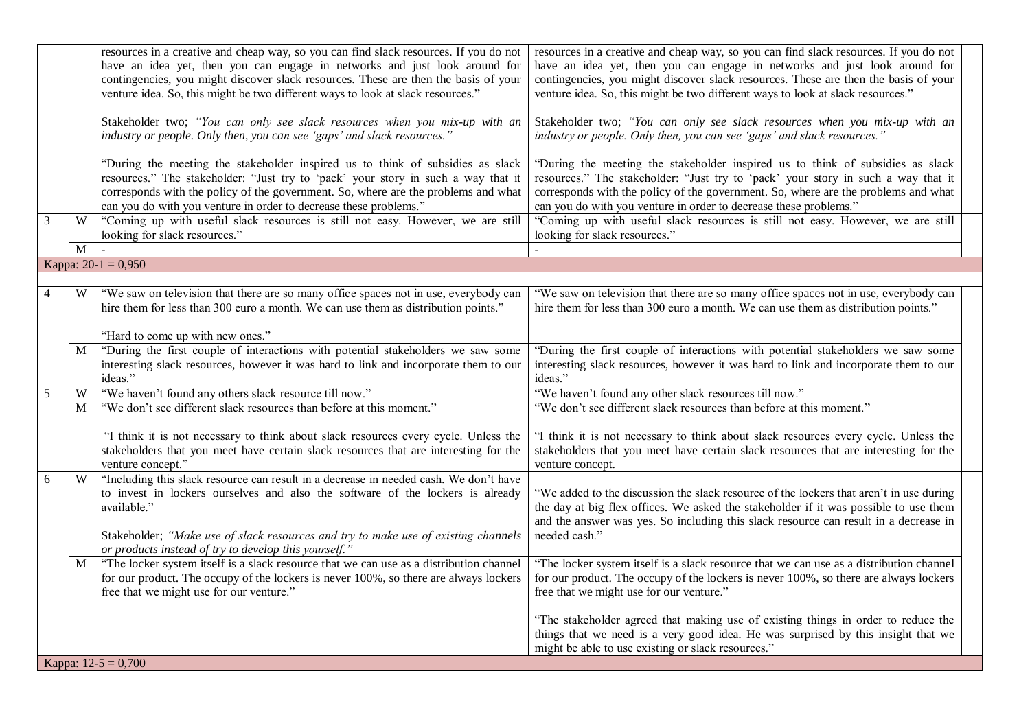| | | | | |
|---|---|---|---|---|
| | | resources in a creative and cheap way, so you can find slack resources. If you do not have an idea yet, then you can engage in networks and just look around for contingencies, you might discover slack resources. These are then the basis of your venture idea. So, this might be two different ways to look at slack resources."<br><br>Stakeholder two; *"You can only see slack resources when you mix-up with an industry or people. Only then, you can see 'gaps' and slack resources."*<br><br>"During the meeting the stakeholder inspired us to think of subsidies as slack resources." The stakeholder: "Just try to 'pack' your story in such a way that it corresponds with the policy of the government. So, where are the problems and what can you do with you venture in order to decrease these problems." | resources in a creative and cheap way, so you can find slack resources. If you do not have an idea yet, then you can engage in networks and just look around for contingencies, you might discover slack resources. These are then the basis of your venture idea. So, this might be two different ways to look at slack resources."<br><br>Stakeholder two; *"You can only see slack resources when you mix-up with an industry or people. Only then, you can see 'gaps' and slack resources."*<br><br>"During the meeting the stakeholder inspired us to think of subsidies as slack resources." The stakeholder: "Just try to 'pack' your story in such a way that it corresponds with the policy of the government. So, where are the problems and what can you do with you venture in order to decrease these problems." | |
| 3 | W | "Coming up with useful slack resources is still not easy. However, we are still looking for slack resources." | "Coming up with useful slack resources is still not easy. However, we are still looking for slack resources." | |
| | M | - | - | |
| Kappa: 20-1 = 0,950 | | | | |
| | | | | |
| 4 | W | "We saw on television that there are so many office spaces not in use, everybody can hire them for less than 300 euro a month. We can use them as distribution points."<br><br>"Hard to come up with new ones." | "We saw on television that there are so many office spaces not in use, everybody can hire them for less than 300 euro a month. We can use them as distribution points." | |
| | M | "During the first couple of interactions with potential stakeholders we saw some interesting slack resources, however it was hard to link and incorporate them to our ideas." | "During the first couple of interactions with potential stakeholders we saw some interesting slack resources, however it was hard to link and incorporate them to our ideas." | |
| 5 | W | "We haven't found any others slack resource till now." | "We haven't found any other slack resources till now." | |
| | M | "We don't see different slack resources than before at this moment."<br><br>"I think it is not necessary to think about slack resources every cycle. Unless the stakeholders that you meet have certain slack resources that are interesting for the venture concept." | "We don't see different slack resources than before at this moment."<br><br>"I think it is not necessary to think about slack resources every cycle. Unless the stakeholders that you meet have certain slack resources that are interesting for the venture concept. | |
| 6 | W | "Including this slack resource can result in a decrease in needed cash. We don't have to invest in lockers ourselves and also the software of the lockers is already available."<br><br>Stakeholder; *"Make use of slack resources and try to make use of existing channels or products instead of try to develop this yourself."* | "We added to the discussion the slack resource of the lockers that aren't in use during the day at big flex offices. We asked the stakeholder if it was possible to use them and the answer was yes. So including this slack resource can result in a decrease in needed cash." | |
| | M | "The locker system itself is a slack resource that we can use as a distribution channel for our product. The occupy of the lockers is never 100%, so there are always lockers free that we might use for our venture." | "The locker system itself is a slack resource that we can use as a distribution channel for our product. The occupy of the lockers is never 100%, so there are always lockers free that we might use for our venture."<br><br>"The stakeholder agreed that making use of existing things in order to reduce the things that we need is a very good idea. He was surprised by this insight that we might be able to use existing or slack resources." | |
| Kappa: 12-5 = 0,700 | | | | |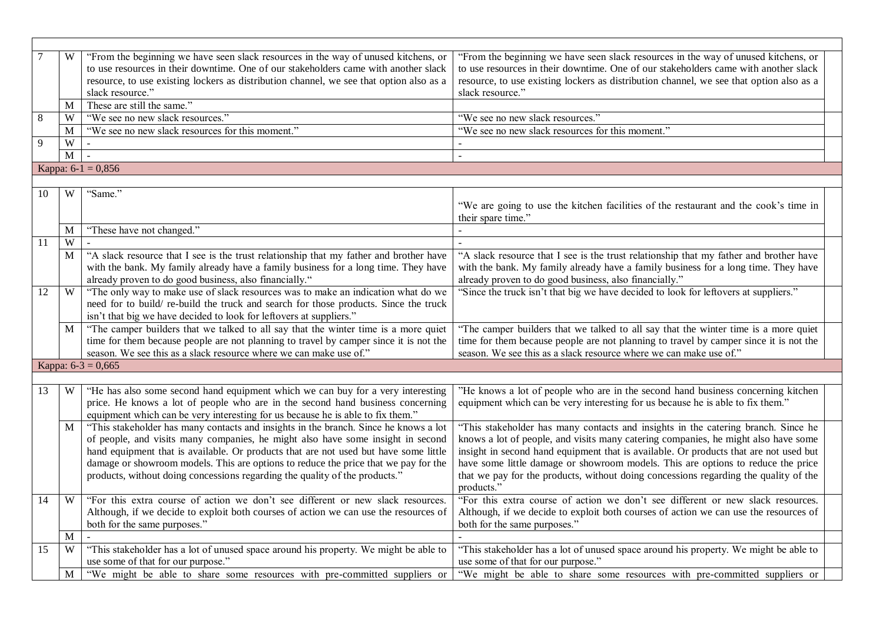| | | | | |
|---|---|---|---|---|
| 7 | W | "From the beginning we have seen slack resources in the way of unused kitchens, or to use resources in their downtime. One of our stakeholders came with another slack resource, to use existing lockers as distribution channel, we see that option also as a slack resource." | "From the beginning we have seen slack resources in the way of unused kitchens, or to use resources in their downtime. One of our stakeholders came with another slack resource, to use existing lockers as distribution channel, we see that option also as a slack resource." | |
| | M | These are still the same." | | |
| 8 | W | "We see no new slack resources." | "We see no new slack resources." | |
| | M | "We see no new slack resources for this moment." | "We see no new slack resources for this moment." | |
| 9 | W | - | - | |
| | M | - | - | |
| Kappa: 6-1 = 0,856 | | | | |
| | | | | |
| 10 | W | "Same." | "We are going to use the kitchen facilities of the restaurant and the cook's time in their spare time." | |
| | M | "These have not changed." | - | |
| 11 | W | - | - | |
| | M | "A slack resource that I see is the trust relationship that my father and brother have with the bank. My family already have a family business for a long time. They have already proven to do good business, also financially." | "A slack resource that I see is the trust relationship that my father and brother have with the bank. My family already have a family business for a long time. They have already proven to do good business, also financially." | |
| 12 | W | "The only way to make use of slack resources was to make an indication what do we need for to build/ re-build the truck and search for those products. Since the truck isn't that big we have decided to look for leftovers at suppliers." | "Since the truck isn't that big we have decided to look for leftovers at suppliers." | |
| | M | "The camper builders that we talked to all say that the winter time is a more quiet time for them because people are not planning to travel by camper since it is not the season. We see this as a slack resource where we can make use of." | "The camper builders that we talked to all say that the winter time is a more quiet time for them because people are not planning to travel by camper since it is not the season. We see this as a slack resource where we can make use of." | |
| Kappa: 6-3 = 0,665 | | | | |
| | | | | |
| 13 | W | "He has also some second hand equipment which we can buy for a very interesting price. He knows a lot of people who are in the second hand business concerning equipment which can be very interesting for us because he is able to fix them." | "He knows a lot of people who are in the second hand business concerning kitchen equipment which can be very interesting for us because he is able to fix them." | |
| | M | "This stakeholder has many contacts and insights in the branch. Since he knows a lot of people, and visits many companies, he might also have some insight in second hand equipment that is available. Or products that are not used but have some little damage or showroom models. This are options to reduce the price that we pay for the products, without doing concessions regarding the quality of the products." | "This stakeholder has many contacts and insights in the catering branch. Since he knows a lot of people, and visits many catering companies, he might also have some insight in second hand equipment that is available. Or products that are not used but have some little damage or showroom models. This are options to reduce the price that we pay for the products, without doing concessions regarding the quality of the products." | |
| 14 | W | "For this extra course of action we don't see different or new slack resources. Although, if we decide to exploit both courses of action we can use the resources of both for the same purposes." | "For this extra course of action we don't see different or new slack resources. Although, if we decide to exploit both courses of action we can use the resources of both for the same purposes." | |
| | M | - | - | |
| 15 | W | "This stakeholder has a lot of unused space around his property. We might be able to use some of that for our purpose." | "This stakeholder has a lot of unused space around his property. We might be able to use some of that for our purpose." | |
| | M | "We might be able to share some resources with pre-committed suppliers or | "We might be able to share some resources with pre-committed suppliers or | |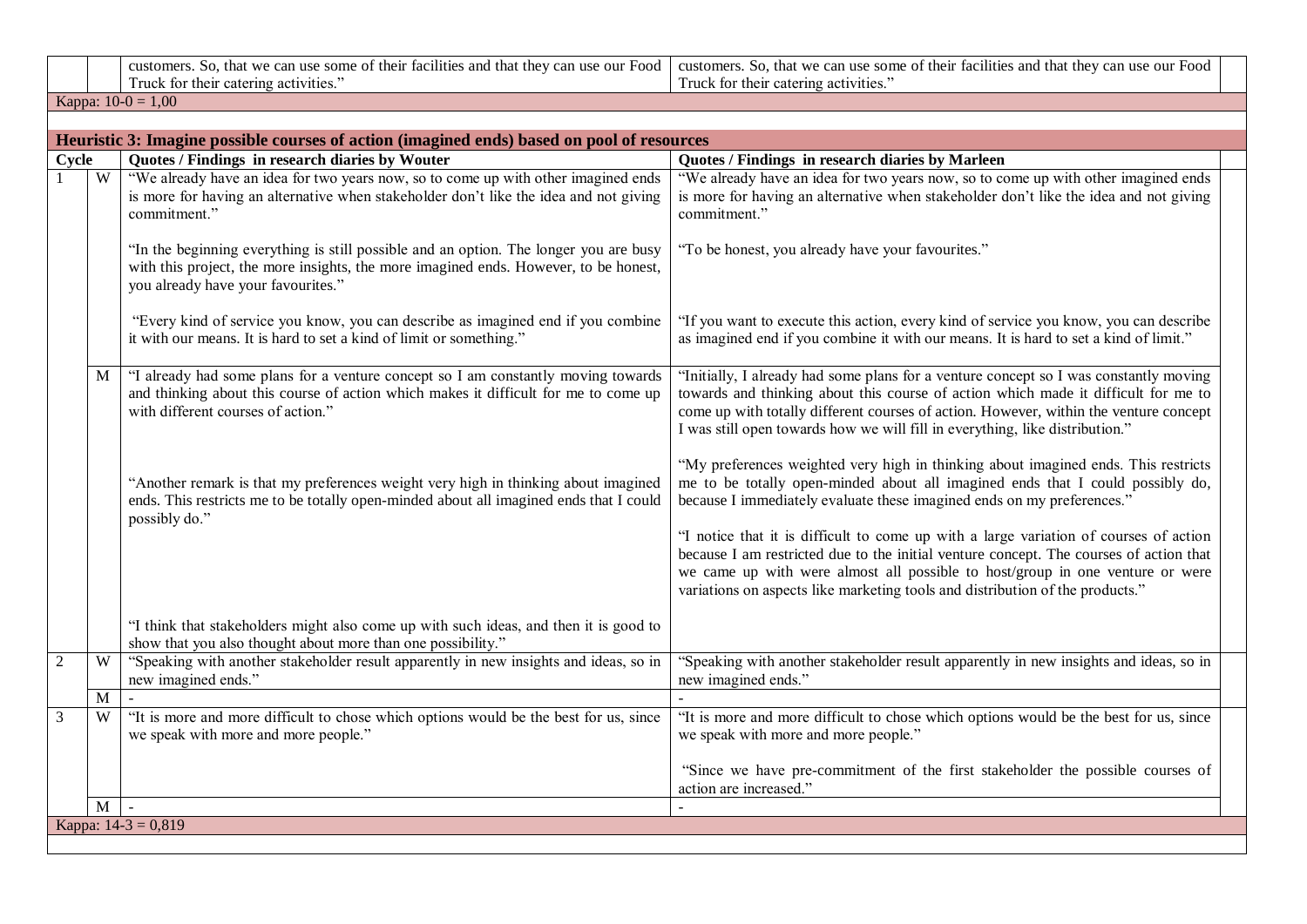| | | | |
|---|---|---|---|
| | | customers. So, that we can use some of their facilities and that they can use our Food Truck for their catering activities." | customers. So, that we can use some of their facilities and that they can use our Food Truck for their catering activities." |
| Kappa: 10-0 = 1,00 | | | |

| **Heuristic 3: Imagine possible courses of action (imagined ends) based on pool of resources** | | | |
|---|---|---|---|
| **Cycle** | | **Quotes / Findings in research diaries by Wouter** | **Quotes / Findings in research diaries by Marleen** |
| 1 | W | "We already have an idea for two years now, so to come up with other imagined ends is more for having an alternative when stakeholder don't like the idea and not giving commitment."<br><br>"In the beginning everything is still possible and an option. The longer you are busy with this project, the more insights, the more imagined ends. However, to be honest, you already have your favourites."<br><br>"Every kind of service you know, you can describe as imagined end if you combine it with our means. It is hard to set a kind of limit or something." | "We already have an idea for two years now, so to come up with other imagined ends is more for having an alternative when stakeholder don't like the idea and not giving commitment."<br><br>"To be honest, you already have your favourites."<br><br>"If you want to execute this action, every kind of service you know, you can describe as imagined end if you combine it with our means. It is hard to set a kind of limit." |
| | M | "I already had some plans for a venture concept so I am constantly moving towards and thinking about this course of action which makes it difficult for me to come up with different courses of action."<br><br>"Another remark is that my preferences weight very high in thinking about imagined ends. This restricts me to be totally open-minded about all imagined ends that I could possibly do."<br><br>"I think that stakeholders might also come up with such ideas, and then it is good to show that you also thought about more than one possibility." | "Initially, I already had some plans for a venture concept so I was constantly moving towards and thinking about this course of action which made it difficult for me to come up with totally different courses of action. However, within the venture concept I was still open towards how we will fill in everything, like distribution."<br><br>"My preferences weighted very high in thinking about imagined ends. This restricts me to be totally open-minded about all imagined ends that I could possibly do, because I immediately evaluate these imagined ends on my preferences."<br><br>"I notice that it is difficult to come up with a large variation of courses of action because I am restricted due to the initial venture concept. The courses of action that we came up with were almost all possible to host/group in one venture or were variations on aspects like marketing tools and distribution of the products." |
| 2 | W | "Speaking with another stakeholder result apparently in new insights and ideas, so in new imagined ends." | "Speaking with another stakeholder result apparently in new insights and ideas, so in new imagined ends." |
| | M | - | - |
| 3 | W | "It is more and more difficult to chose which options would be the best for us, since we speak with more and more people." | "It is more and more difficult to chose which options would be the best for us, since we speak with more and more people."<br><br>"Since we have pre-commitment of the first stakeholder the possible courses of action are increased." |
| | M | - | - |
| Kappa: 14-3 = 0,819 | | | |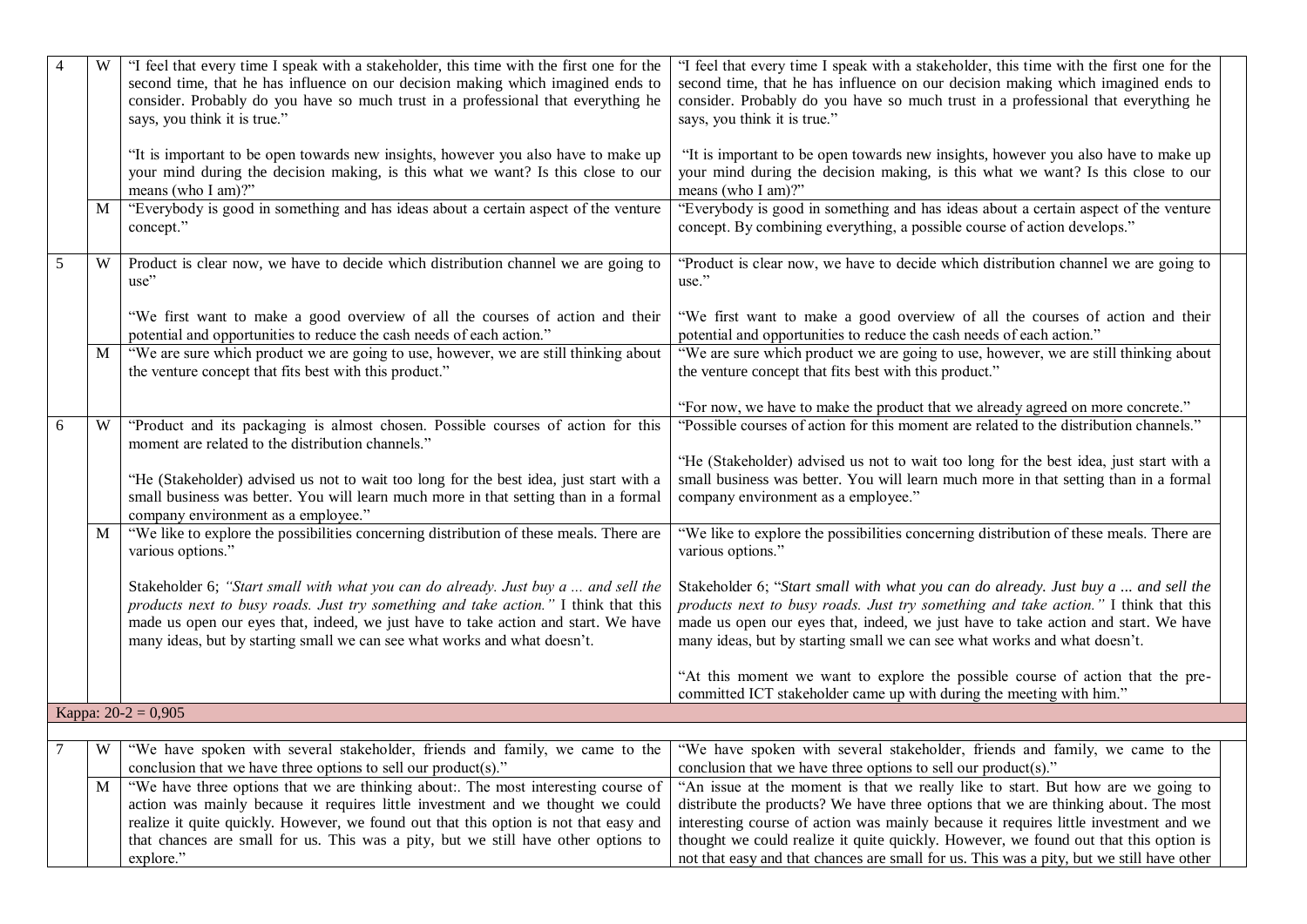| | | | | |
|---|---|---|---|---|
| 4 | W | "I feel that every time I speak with a stakeholder, this time with the first one for the second time, that he has influence on our decision making which imagined ends to consider. Probably do you have so much trust in a professional that everything he says, you think it is true."<br><br>"It is important to be open towards new insights, however you also have to make up your mind during the decision making, is this what we want? Is this close to our means (who I am)?" | "I feel that every time I speak with a stakeholder, this time with the first one for the second time, that he has influence on our decision making which imagined ends to consider. Probably do you have so much trust in a professional that everything he says, you think it is true."<br><br>"It is important to be open towards new insights, however you also have to make up your mind during the decision making, is this what we want? Is this close to our means (who I am)?" | |
| | M | "Everybody is good in something and has ideas about a certain aspect of the venture concept." | "Everybody is good in something and has ideas about a certain aspect of the venture concept. By combining everything, a possible course of action develops." | |
| 5 | W | Product is clear now, we have to decide which distribution channel we are going to use"<br><br>"We first want to make a good overview of all the courses of action and their potential and opportunities to reduce the cash needs of each action." | "Product is clear now, we have to decide which distribution channel we are going to use."<br><br>"We first want to make a good overview of all the courses of action and their potential and opportunities to reduce the cash needs of each action." | |
| | M | "We are sure which product we are going to use, however, we are still thinking about the venture concept that fits best with this product." | "We are sure which product we are going to use, however, we are still thinking about the venture concept that fits best with this product."<br><br>"For now, we have to make the product that we already agreed on more concrete." | |
| 6 | W | "Product and its packaging is almost chosen. Possible courses of action for this moment are related to the distribution channels."<br><br>"He (Stakeholder) advised us not to wait too long for the best idea, just start with a small business was better. You will learn much more in that setting than in a formal company environment as a employee." | "Possible courses of action for this moment are related to the distribution channels."<br><br>"He (Stakeholder) advised us not to wait too long for the best idea, just start with a small business was better. You will learn much more in that setting than in a formal company environment as a employee." | |
| | M | "We like to explore the possibilities concerning distribution of these meals. There are various options."<br><br>Stakeholder 6; *"Start small with what you can do already. Just buy a ... and sell the products next to busy roads. Just try something and take action."* I think that this made us open our eyes that, indeed, we just have to take action and start. We have many ideas, but by starting small we can see what works and what doesn't. | "We like to explore the possibilities concerning distribution of these meals. There are various options."<br><br>Stakeholder 6; "*Start small with what you can do already. Just buy a ... and sell the products next to busy roads. Just try something and take action.*" I think that this made us open our eyes that, indeed, we just have to take action and start. We have many ideas, but by starting small we can see what works and what doesn't.<br><br>"At this moment we want to explore the possible course of action that the pre-committed ICT stakeholder came up with during the meeting with him." | |
| Kappa: 20-2 = 0,905 | | | | |
| | | | | |
| 7 | W | "We have spoken with several stakeholder, friends and family, we came to the conclusion that we have three options to sell our product(s)." | "We have spoken with several stakeholder, friends and family, we came to the conclusion that we have three options to sell our product(s)." | |
| | M | "We have three options that we are thinking about:. The most interesting course of action was mainly because it requires little investment and we thought we could realize it quite quickly. However, we found out that this option is not that easy and that chances are small for us. This was a pity, but we still have other options to explore." | "An issue at the moment is that we really like to start. But how are we going to distribute the products? We have three options that we are thinking about. The most interesting course of action was mainly because it requires little investment and we thought we could realize it quite quickly. However, we found out that this option is not that easy and that chances are small for us. This was a pity, but we still have other | |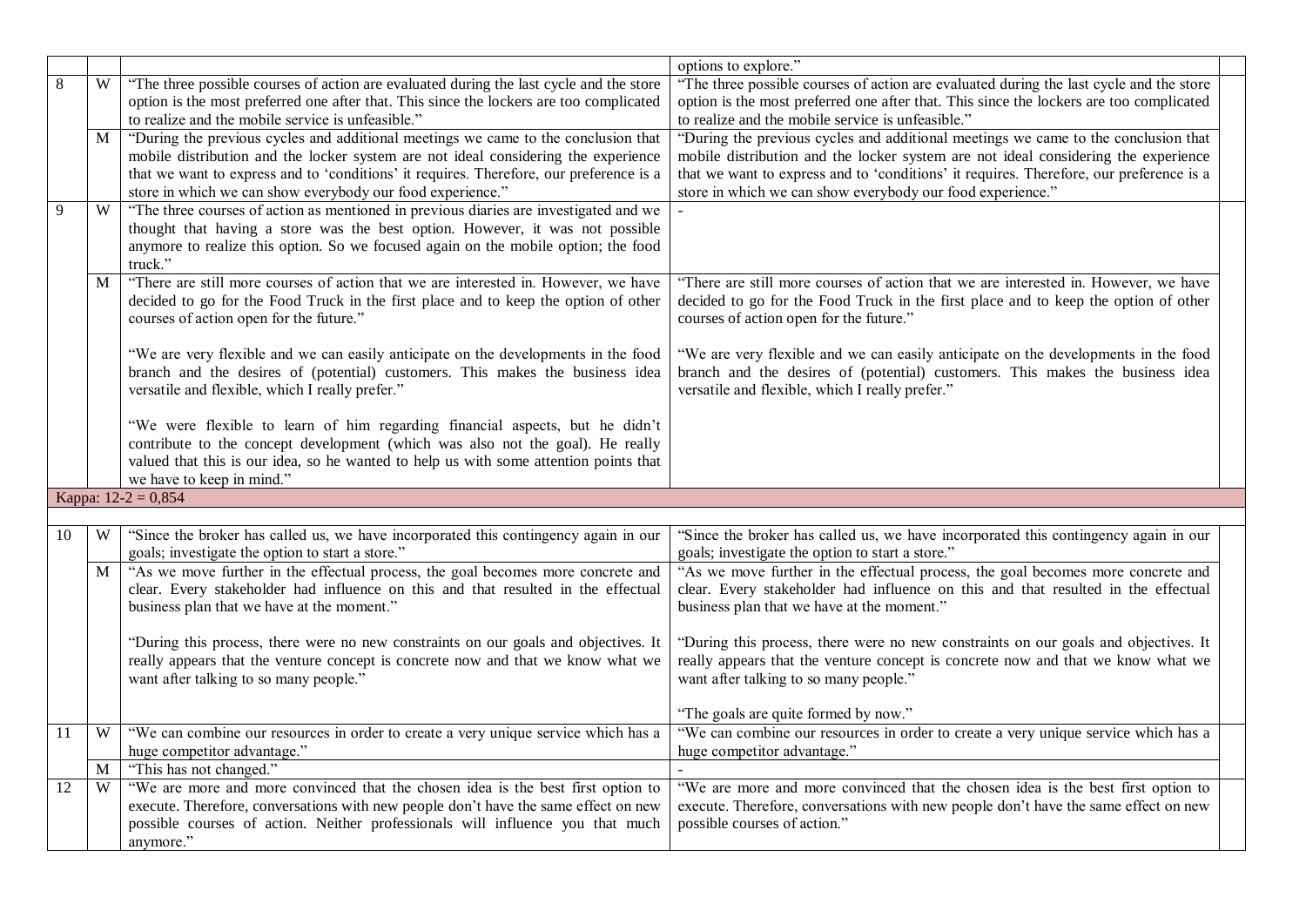| | | | | |
|---|---|---|---|---|
| | | | options to explore." | |
| 8 | W | "The three possible courses of action are evaluated during the last cycle and the store option is the most preferred one after that. This since the lockers are too complicated to realize and the mobile service is unfeasible." | "The three possible courses of action are evaluated during the last cycle and the store option is the most preferred one after that. This since the lockers are too complicated to realize and the mobile service is unfeasible." | |
| | M | "During the previous cycles and additional meetings we came to the conclusion that mobile distribution and the locker system are not ideal considering the experience that we want to express and to 'conditions' it requires. Therefore, our preference is a store in which we can show everybody our food experience." | "During the previous cycles and additional meetings we came to the conclusion that mobile distribution and the locker system are not ideal considering the experience that we want to express and to 'conditions' it requires. Therefore, our preference is a store in which we can show everybody our food experience." | |
| 9 | W | "The three courses of action as mentioned in previous diaries are investigated and we thought that having a store was the best option. However, it was not possible anymore to realize this option. So we focused again on the mobile option; the food truck." | - | |
| | M | "There are still more courses of action that we are interested in. However, we have decided to go for the Food Truck in the first place and to keep the option of other courses of action open for the future."<br><br>"We are very flexible and we can easily anticipate on the developments in the food branch and the desires of (potential) customers. This makes the business idea versatile and flexible, which I really prefer."<br><br>"We were flexible to learn of him regarding financial aspects, but he didn't contribute to the concept development (which was also not the goal). He really valued that this is our idea, so he wanted to help us with some attention points that we have to keep in mind." | "There are still more courses of action that we are interested in. However, we have decided to go for the Food Truck in the first place and to keep the option of other courses of action open for the future."<br><br>"We are very flexible and we can easily anticipate on the developments in the food branch and the desires of (potential) customers. This makes the business idea versatile and flexible, which I really prefer." | |
| Kappa: 12-2 = 0,854 | | | | |
| | | | | |
| 10 | W | "Since the broker has called us, we have incorporated this contingency again in our goals; investigate the option to start a store." | "Since the broker has called us, we have incorporated this contingency again in our goals; investigate the option to start a store." | |
| | M | "As we move further in the effectual process, the goal becomes more concrete and clear. Every stakeholder had influence on this and that resulted in the effectual business plan that we have at the moment."<br><br>"During this process, there were no new constraints on our goals and objectives. It really appears that the venture concept is concrete now and that we know what we want after talking to so many people." | "As we move further in the effectual process, the goal becomes more concrete and clear. Every stakeholder had influence on this and that resulted in the effectual business plan that we have at the moment."<br><br>"During this process, there were no new constraints on our goals and objectives. It really appears that the venture concept is concrete now and that we know what we want after talking to so many people."<br><br>"The goals are quite formed by now." | |
| 11 | W | "We can combine our resources in order to create a very unique service which has a huge competitor advantage." | "We can combine our resources in order to create a very unique service which has a huge competitor advantage." | |
| | M | "This has not changed." | - | |
| 12 | W | "We are more and more convinced that the chosen idea is the best first option to execute. Therefore, conversations with new people don't have the same effect on new possible courses of action. Neither professionals will influence you that much anymore." | "We are more and more convinced that the chosen idea is the best first option to execute. Therefore, conversations with new people don't have the same effect on new possible courses of action." | |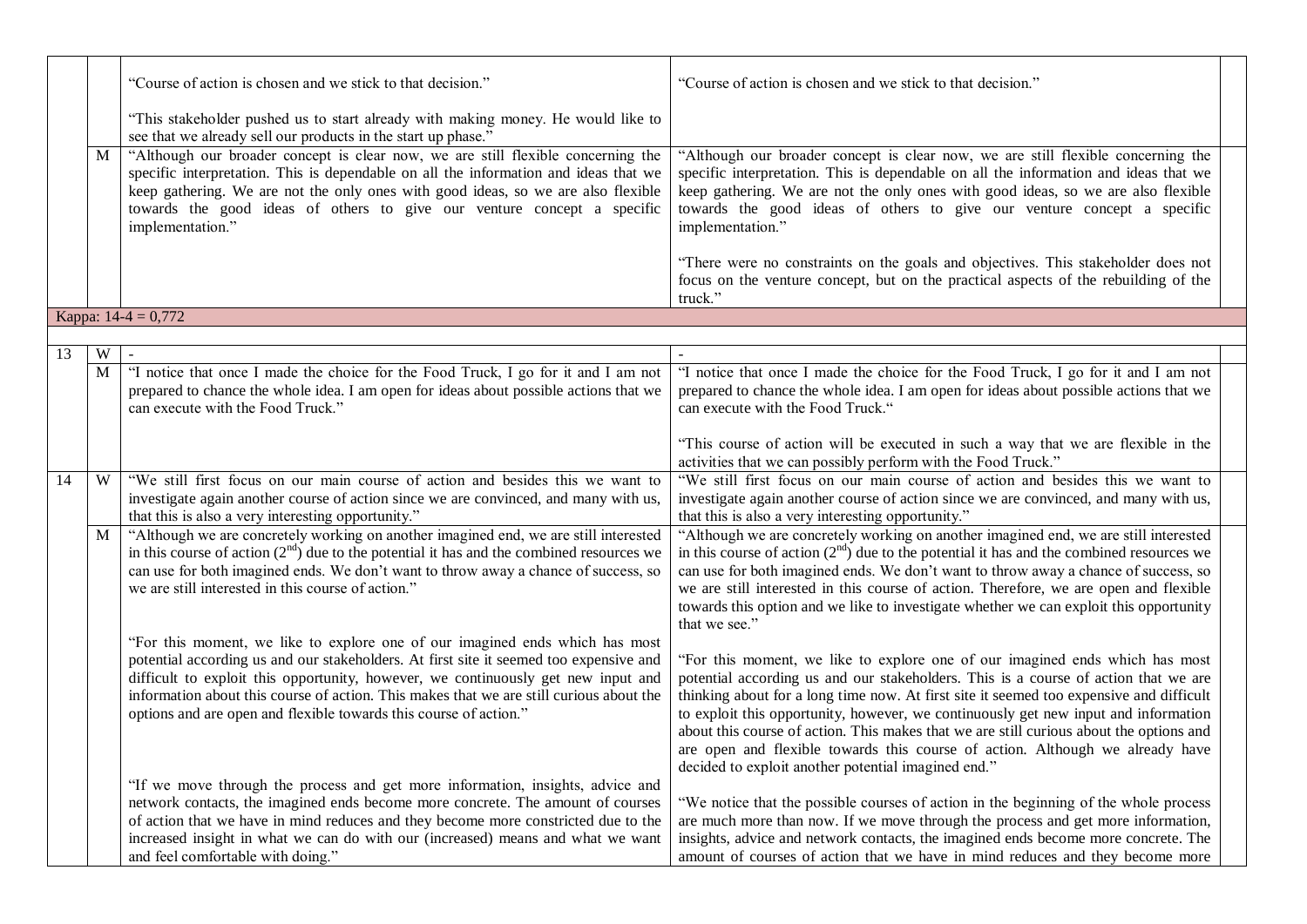| | | | | |
|---|---|---|---|---|
| | | "Course of action is chosen and we stick to that decision."<br><br>"This stakeholder pushed us to start already with making money. He would like to see that we already sell our products in the start up phase." | "Course of action is chosen and we stick to that decision." | |
| | M | "Although our broader concept is clear now, we are still flexible concerning the specific interpretation. This is dependable on all the information and ideas that we keep gathering. We are not the only ones with good ideas, so we are also flexible towards the good ideas of others to give our venture concept a specific implementation." | "Although our broader concept is clear now, we are still flexible concerning the specific interpretation. This is dependable on all the information and ideas that we keep gathering. We are not the only ones with good ideas, so we are also flexible towards the good ideas of others to give our venture concept a specific implementation."<br><br>"There were no constraints on the goals and objectives. This stakeholder does not focus on the venture concept, but on the practical aspects of the rebuilding of the truck." | |
| Kappa: 14-4 = 0,772 | | | | |
| | | | | |
| 13 | W | - | - | |
| | M | "I notice that once I made the choice for the Food Truck, I go for it and I am not prepared to chance the whole idea. I am open for ideas about possible actions that we can execute with the Food Truck." | "I notice that once I made the choice for the Food Truck, I go for it and I am not prepared to chance the whole idea. I am open for ideas about possible actions that we can execute with the Food Truck."<br><br>"This course of action will be executed in such a way that we are flexible in the activities that we can possibly perform with the Food Truck." | |
| 14 | W | "We still first focus on our main course of action and besides this we want to investigate again another course of action since we are convinced, and many with us, that this is also a very interesting opportunity." | "We still first focus on our main course of action and besides this we want to investigate again another course of action since we are convinced, and many with us, that this is also a very interesting opportunity." | |
| | M | "Although we are concretely working on another imagined end, we are still interested in this course of action (2nd) due to the potential it has and the combined resources we can use for both imagined ends. We don't want to throw away a chance of success, so we are still interested in this course of action."<br><br>"For this moment, we like to explore one of our imagined ends which has most potential according us and our stakeholders. At first site it seemed too expensive and difficult to exploit this opportunity, however, we continuously get new input and information about this course of action. This makes that we are still curious about the options and are open and flexible towards this course of action."<br><br>"If we move through the process and get more information, insights, advice and network contacts, the imagined ends become more concrete. The amount of courses of action that we have in mind reduces and they become more constricted due to the increased insight in what we can do with our (increased) means and what we want and feel comfortable with doing." | "Although we are concretely working on another imagined end, we are still interested in this course of action (2nd) due to the potential it has and the combined resources we can use for both imagined ends. We don't want to throw away a chance of success, so we are still interested in this course of action. Therefore, we are open and flexible towards this option and we like to investigate whether we can exploit this opportunity that we see."<br><br>"For this moment, we like to explore one of our imagined ends which has most potential according us and our stakeholders. This is a course of action that we are thinking about for a long time now. At first site it seemed too expensive and difficult to exploit this opportunity, however, we continuously get new input and information about this course of action. This makes that we are still curious about the options and are open and flexible towards this course of action. Although we already have decided to exploit another potential imagined end."<br><br>"We notice that the possible courses of action in the beginning of the whole process are much more than now. If we move through the process and get more information, insights, advice and network contacts, the imagined ends become more concrete. The amount of courses of action that we have in mind reduces and they become more | |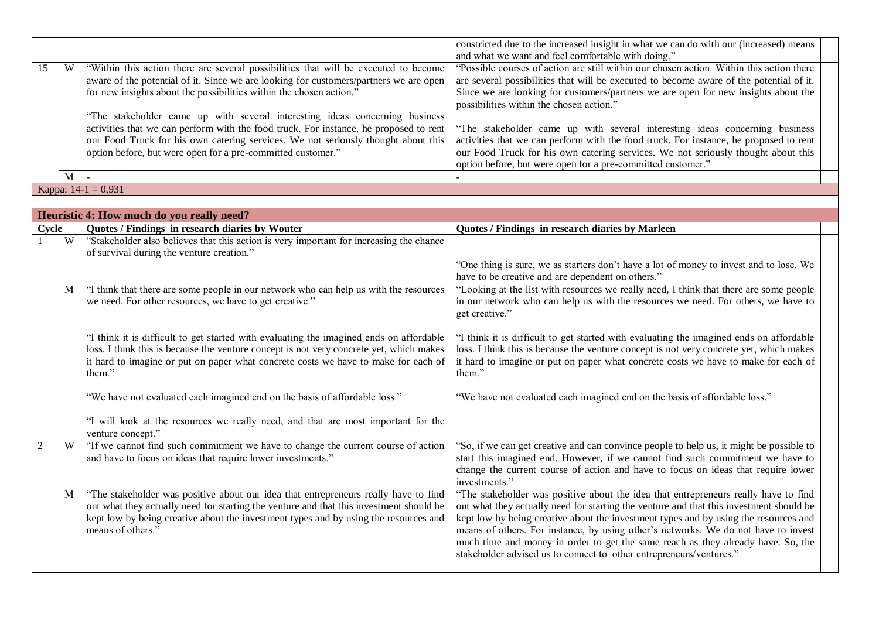| | | | | |
|---|---|---|---|---|
| | | | constricted due to the increased insight in what we can do with our (increased) means and what we want and feel comfortable with doing." | |
| 15 | W | "Within this action there are several possibilities that will be executed to become aware of the potential of it. Since we are looking for customers/partners we are open for new insights about the possibilities within the chosen action."<br><br>"The stakeholder came up with several interesting ideas concerning business activities that we can perform with the food truck. For instance, he proposed to rent our Food Truck for his own catering services. We not seriously thought about this option before, but were open for a pre-committed customer." | "Possible courses of action are still within our chosen action. Within this action there are several possibilities that will be executed to become aware of the potential of it. Since we are looking for customers/partners we are open for new insights about the possibilities within the chosen action."<br><br>"The stakeholder came up with several interesting ideas concerning business activities that we can perform with the food truck. For instance, he proposed to rent our Food Truck for his own catering services. We not seriously thought about this option before, but were open for a pre-committed customer." | |
| | M | - | - | |
| Kappa: 14-1 = 0,931 | | | | |

**Heuristic 4: How much do you really need?**

| Cycle | | Quotes / Findings in research diaries by Wouter | Quotes / Findings in research diaries by Marleen | |
|---|---|---|---|---|
| 1 | W | "Stakeholder also believes that this action is very important for increasing the chance of survival during the venture creation." | "One thing is sure, we as starters don't have a lot of money to invest and to lose. We have to be creative and are dependent on others." | |
| | M | "I think that there are some people in our network who can help us with the resources we need. For other resources, we have to get creative."<br><br>"I think it is difficult to get started with evaluating the imagined ends on affordable loss. I think this is because the venture concept is not very concrete yet, which makes it hard to imagine or put on paper what concrete costs we have to make for each of them."<br><br>"We have not evaluated each imagined end on the basis of affordable loss."<br><br>"I will look at the resources we really need, and that are most important for the venture concept." | "Looking at the list with resources we really need, I think that there are some people in our network who can help us with the resources we need. For others, we have to get creative."<br><br>"I think it is difficult to get started with evaluating the imagined ends on affordable loss. I think this is because the venture concept is not very concrete yet, which makes it hard to imagine or put on paper what concrete costs we have to make for each of them."<br><br>"We have not evaluated each imagined end on the basis of affordable loss." | |
| 2 | W | "If we cannot find such commitment we have to change the current course of action and have to focus on ideas that require lower investments." | "So, if we can get creative and can convince people to help us, it might be possible to start this imagined end. However, if we cannot find such commitment we have to change the current course of action and have to focus on ideas that require lower investments." | |
| | M | "The stakeholder was positive about our idea that entrepreneurs really have to find out what they actually need for starting the venture and that this investment should be kept low by being creative about the investment types and by using the resources and means of others." | "The stakeholder was positive about the idea that entrepreneurs really have to find out what they actually need for starting the venture and that this investment should be kept low by being creative about the investment types and by using the resources and means of others. For instance, by using other's networks. We do not have to invest much time and money in order to get the same reach as they already have. So, the stakeholder advised us to connect to other entrepreneurs/ventures." | |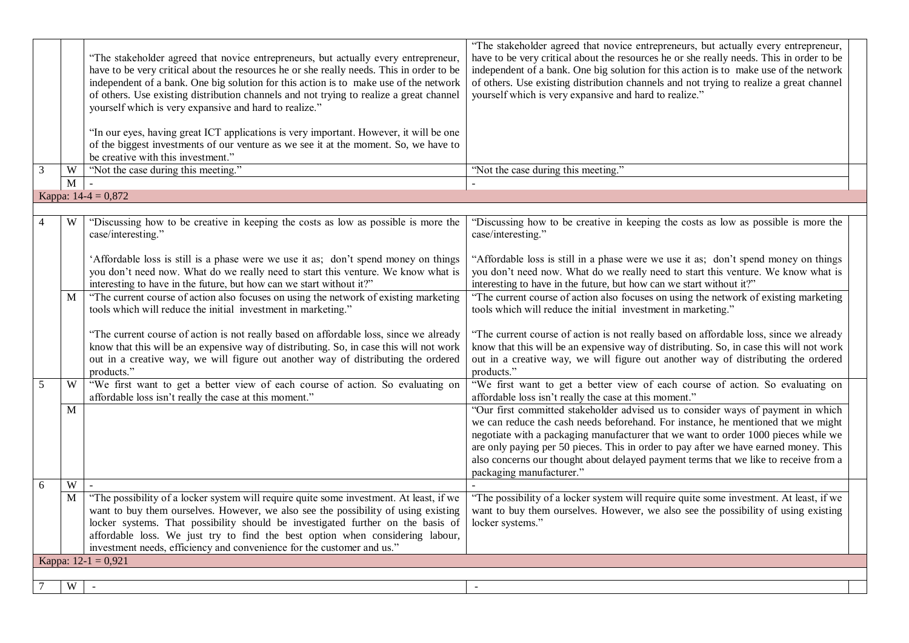| | | | |
|---|---|---|---|
| | | "The stakeholder agreed that novice entrepreneurs, but actually every entrepreneur, have to be very critical about the resources he or she really needs. This in order to be independent of a bank. One big solution for this action is to make use of the network of others. Use existing distribution channels and not trying to realize a great channel yourself which is very expansive and hard to realize."<br><br>"In our eyes, having great ICT applications is very important. However, it will be one of the biggest investments of our venture as we see it at the moment. So, we have to be creative with this investment." | "The stakeholder agreed that novice entrepreneurs, but actually every entrepreneur, have to be very critical about the resources he or she really needs. This in order to be independent of a bank. One big solution for this action is to make use of the network of others. Use existing distribution channels and not trying to realize a great channel yourself which is very expansive and hard to realize." |
| 3 | W | "Not the case during this meeting." | "Not the case during this meeting." |
| | M | - | - |
| Kappa: 14-4 = 0,872 | | | |
| 4 | W | "Discussing how to be creative in keeping the costs as low as possible is more the case/interesting."<br><br>'Affordable loss is still is a phase were we use it as; don't spend money on things you don't need now. What do we really need to start this venture. We know what is interesting to have in the future, but how can we start without it?" | "Discussing how to be creative in keeping the costs as low as possible is more the case/interesting."<br><br>"Affordable loss is still in a phase were we use it as; don't spend money on things you don't need now. What do we really need to start this venture. We know what is interesting to have in the future, but how can we start without it?" |
| | M | "The current course of action also focuses on using the network of existing marketing tools which will reduce the initial investment in marketing."<br><br>"The current course of action is not really based on affordable loss, since we already know that this will be an expensive way of distributing. So, in case this will not work out in a creative way, we will figure out another way of distributing the ordered products." | "The current course of action also focuses on using the network of existing marketing tools which will reduce the initial investment in marketing."<br><br>"The current course of action is not really based on affordable loss, since we already know that this will be an expensive way of distributing. So, in case this will not work out in a creative way, we will figure out another way of distributing the ordered products." |
| 5 | W | "We first want to get a better view of each course of action. So evaluating on affordable loss isn't really the case at this moment." | "We first want to get a better view of each course of action. So evaluating on affordable loss isn't really the case at this moment." |
| | M | | "Our first committed stakeholder advised us to consider ways of payment in which we can reduce the cash needs beforehand. For instance, he mentioned that we might negotiate with a packaging manufacturer that we want to order 1000 pieces while we are only paying per 50 pieces. This in order to pay after we have earned money. This also concerns our thought about delayed payment terms that we like to receive from a packaging manufacturer." |
| 6 | W | - | - |
| | M | "The possibility of a locker system will require quite some investment. At least, if we want to buy them ourselves. However, we also see the possibility of using existing locker systems. That possibility should be investigated further on the basis of affordable loss. We just try to find the best option when considering labour, investment needs, efficiency and convenience for the customer and us." | "The possibility of a locker system will require quite some investment. At least, if we want to buy them ourselves. However, we also see the possibility of using existing locker systems." |
| Kappa: 12-1 = 0,921 | | | |
| 7 | W | - | - |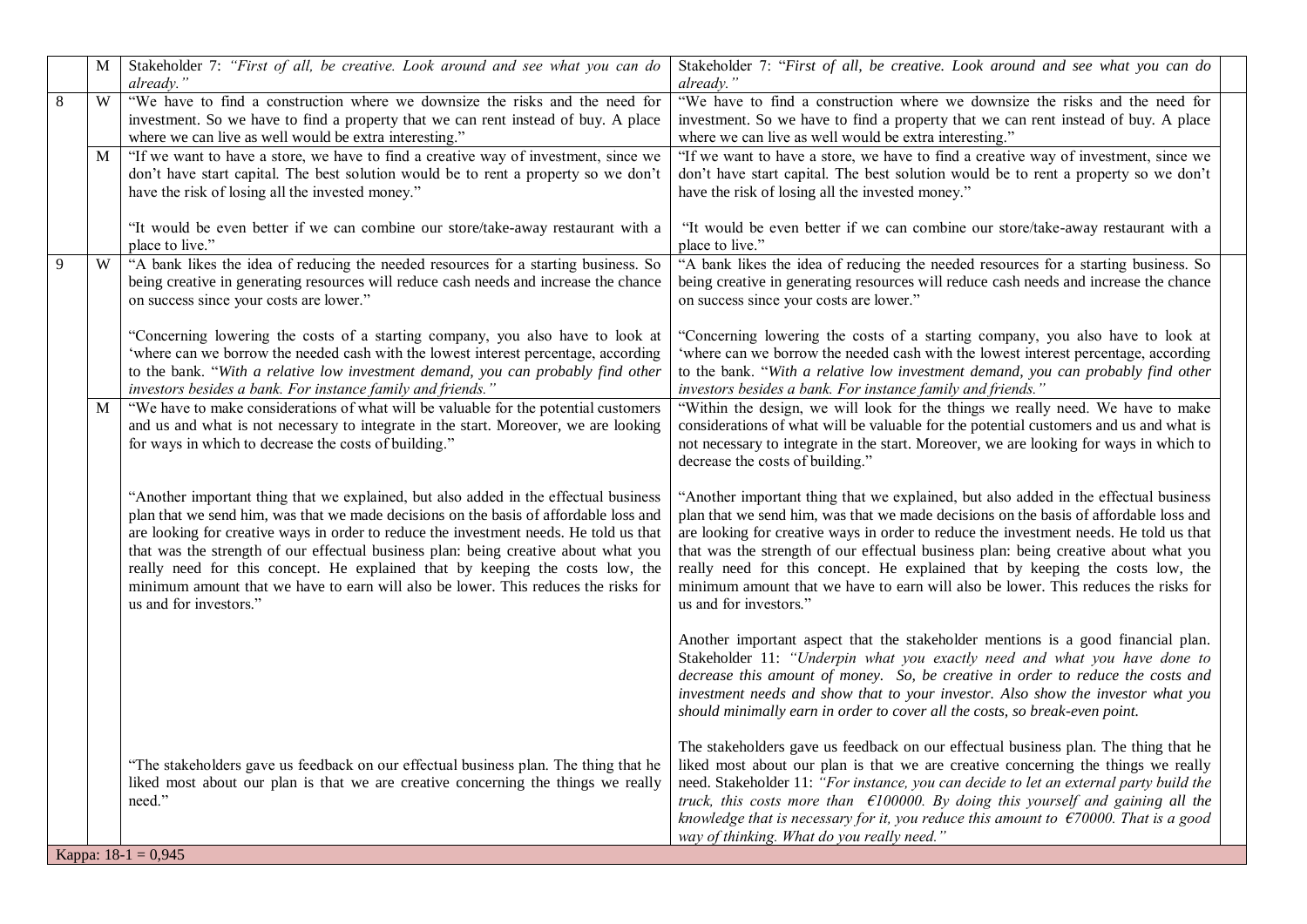| | | | | |
|---|---|---|---|---|
| | M | Stakeholder 7: *"First of all, be creative. Look around and see what you can do already."* | Stakeholder 7: "*First of all, be creative. Look around and see what you can do already."* | |
| 8 | W | "We have to find a construction where we downsize the risks and the need for investment. So we have to find a property that we can rent instead of buy. A place where we can live as well would be extra interesting." | "We have to find a construction where we downsize the risks and the need for investment. So we have to find a property that we can rent instead of buy. A place where we can live as well would be extra interesting." | |
| | M | "If we want to have a store, we have to find a creative way of investment, since we don't have start capital. The best solution would be to rent a property so we don't have the risk of losing all the invested money."<br><br>"It would be even better if we can combine our store/take-away restaurant with a place to live." | "If we want to have a store, we have to find a creative way of investment, since we don't have start capital. The best solution would be to rent a property so we don't have the risk of losing all the invested money."<br><br>"It would be even better if we can combine our store/take-away restaurant with a place to live." | |
| 9 | W | "A bank likes the idea of reducing the needed resources for a starting business. So being creative in generating resources will reduce cash needs and increase the chance on success since your costs are lower."<br><br>"Concerning lowering the costs of a starting company, you also have to look at 'where can we borrow the needed cash with the lowest interest percentage, according to the bank. "*With a relative low investment demand, you can probably find other investors besides a bank. For instance family and friends."* | "A bank likes the idea of reducing the needed resources for a starting business. So being creative in generating resources will reduce cash needs and increase the chance on success since your costs are lower."<br><br>"Concerning lowering the costs of a starting company, you also have to look at 'where can we borrow the needed cash with the lowest interest percentage, according to the bank. "*With a relative low investment demand, you can probably find other investors besides a bank. For instance family and friends."* | |
| | M | "We have to make considerations of what will be valuable for the potential customers and us and what is not necessary to integrate in the start. Moreover, we are looking for ways in which to decrease the costs of building."<br><br>"Another important thing that we explained, but also added in the effectual business plan that we send him, was that we made decisions on the basis of affordable loss and are looking for creative ways in order to reduce the investment needs. He told us that that was the strength of our effectual business plan: being creative about what you really need for this concept. He explained that by keeping the costs low, the minimum amount that we have to earn will also be lower. This reduces the risks for us and for investors."<br><br>"The stakeholders gave us feedback on our effectual business plan. The thing that he liked most about our plan is that we are creative concerning the things we really need." | "Within the design, we will look for the things we really need. We have to make considerations of what will be valuable for the potential customers and us and what is not necessary to integrate in the start. Moreover, we are looking for ways in which to decrease the costs of building."<br><br>"Another important thing that we explained, but also added in the effectual business plan that we send him, was that we made decisions on the basis of affordable loss and are looking for creative ways in order to reduce the investment needs. He told us that that was the strength of our effectual business plan: being creative about what you really need for this concept. He explained that by keeping the costs low, the minimum amount that we have to earn will also be lower. This reduces the risks for us and for investors."<br><br>Another important aspect that the stakeholder mentions is a good financial plan. Stakeholder 11: *"Underpin what you exactly need and what you have done to decrease this amount of money. So, be creative in order to reduce the costs and investment needs and show that to your investor. Also show the investor what you should minimally earn in order to cover all the costs, so break-even point.*<br><br>The stakeholders gave us feedback on our effectual business plan. The thing that he liked most about our plan is that we are creative concerning the things we really need. Stakeholder 11: *"For instance, you can decide to let an external party build the truck, this costs more than €100000. By doing this yourself and gaining all the knowledge that is necessary for it, you reduce this amount to €70000. That is a good way of thinking. What do you really need."* | |
| Kappa: 18-1 = 0,945 | | | | |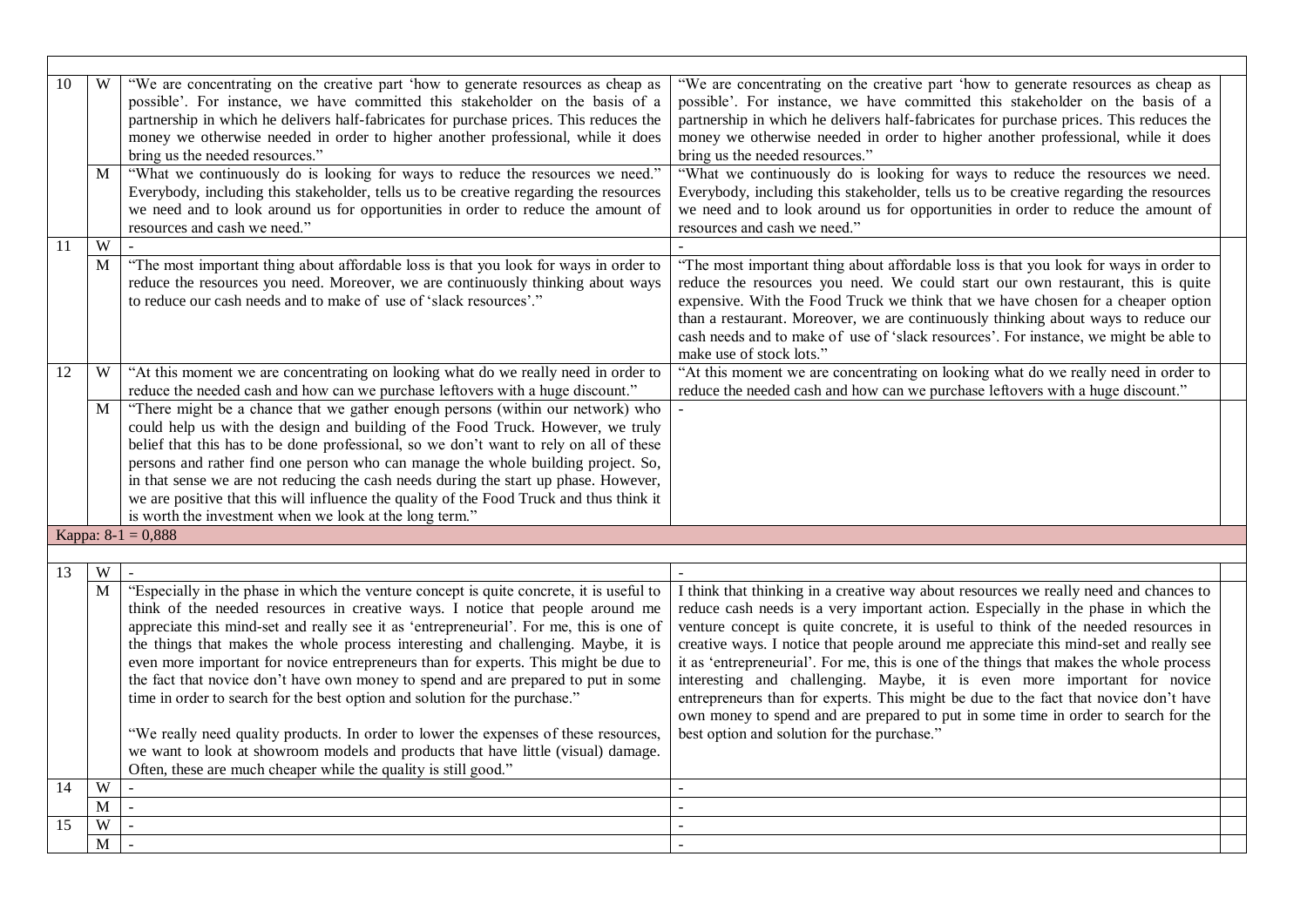| | | | | |
|---|---|---|---|---|
| 10 | W | "We are concentrating on the creative part 'how to generate resources as cheap as possible'. For instance, we have committed this stakeholder on the basis of a partnership in which he delivers half-fabricates for purchase prices. This reduces the money we otherwise needed in order to higher another professional, while it does bring us the needed resources." | "We are concentrating on the creative part 'how to generate resources as cheap as possible'. For instance, we have committed this stakeholder on the basis of a partnership in which he delivers half-fabricates for purchase prices. This reduces the money we otherwise needed in order to higher another professional, while it does bring us the needed resources." | |
| | M | "What we continuously do is looking for ways to reduce the resources we need." Everybody, including this stakeholder, tells us to be creative regarding the resources we need and to look around us for opportunities in order to reduce the amount of resources and cash we need." | "What we continuously do is looking for ways to reduce the resources we need. Everybody, including this stakeholder, tells us to be creative regarding the resources we need and to look around us for opportunities in order to reduce the amount of resources and cash we need." | |
| 11 | W | - | - | |
| | M | "The most important thing about affordable loss is that you look for ways in order to reduce the resources you need. Moreover, we are continuously thinking about ways to reduce our cash needs and to make of use of 'slack resources'." | "The most important thing about affordable loss is that you look for ways in order to reduce the resources you need. We could start our own restaurant, this is quite expensive. With the Food Truck we think that we have chosen for a cheaper option than a restaurant. Moreover, we are continuously thinking about ways to reduce our cash needs and to make of use of 'slack resources'. For instance, we might be able to make use of stock lots." | |
| 12 | W | "At this moment we are concentrating on looking what do we really need in order to reduce the needed cash and how can we purchase leftovers with a huge discount." | "At this moment we are concentrating on looking what do we really need in order to reduce the needed cash and how can we purchase leftovers with a huge discount." | |
| | M | "There might be a chance that we gather enough persons (within our network) who could help us with the design and building of the Food Truck. However, we truly belief that this has to be done professional, so we don't want to rely on all of these persons and rather find one person who can manage the whole building project. So, in that sense we are not reducing the cash needs during the start up phase. However, we are positive that this will influence the quality of the Food Truck and thus think it is worth the investment when we look at the long term." | - | |
| Kappa: 8-1 = 0,888 | | | | |
| | | | | |
| 13 | W | - | - | |
| | M | "Especially in the phase in which the venture concept is quite concrete, it is useful to think of the needed resources in creative ways. I notice that people around me appreciate this mind-set and really see it as 'entrepreneurial'. For me, this is one of the things that makes the whole process interesting and challenging. Maybe, it is even more important for novice entrepreneurs than for experts. This might be due to the fact that novice don't have own money to spend and are prepared to put in some time in order to search for the best option and solution for the purchase."<br><br>"We really need quality products. In order to lower the expenses of these resources, we want to look at showroom models and products that have little (visual) damage. Often, these are much cheaper while the quality is still good." | I think that thinking in a creative way about resources we really need and chances to reduce cash needs is a very important action. Especially in the phase in which the venture concept is quite concrete, it is useful to think of the needed resources in creative ways. I notice that people around me appreciate this mind-set and really see it as 'entrepreneurial'. For me, this is one of the things that makes the whole process interesting and challenging. Maybe, it is even more important for novice entrepreneurs than for experts. This might be due to the fact that novice don't have own money to spend and are prepared to put in some time in order to search for the best option and solution for the purchase." | |
| 14 | W | - | - | |
| | M | - | - | |
| 15 | W | - | - | |
| | M | - | - | |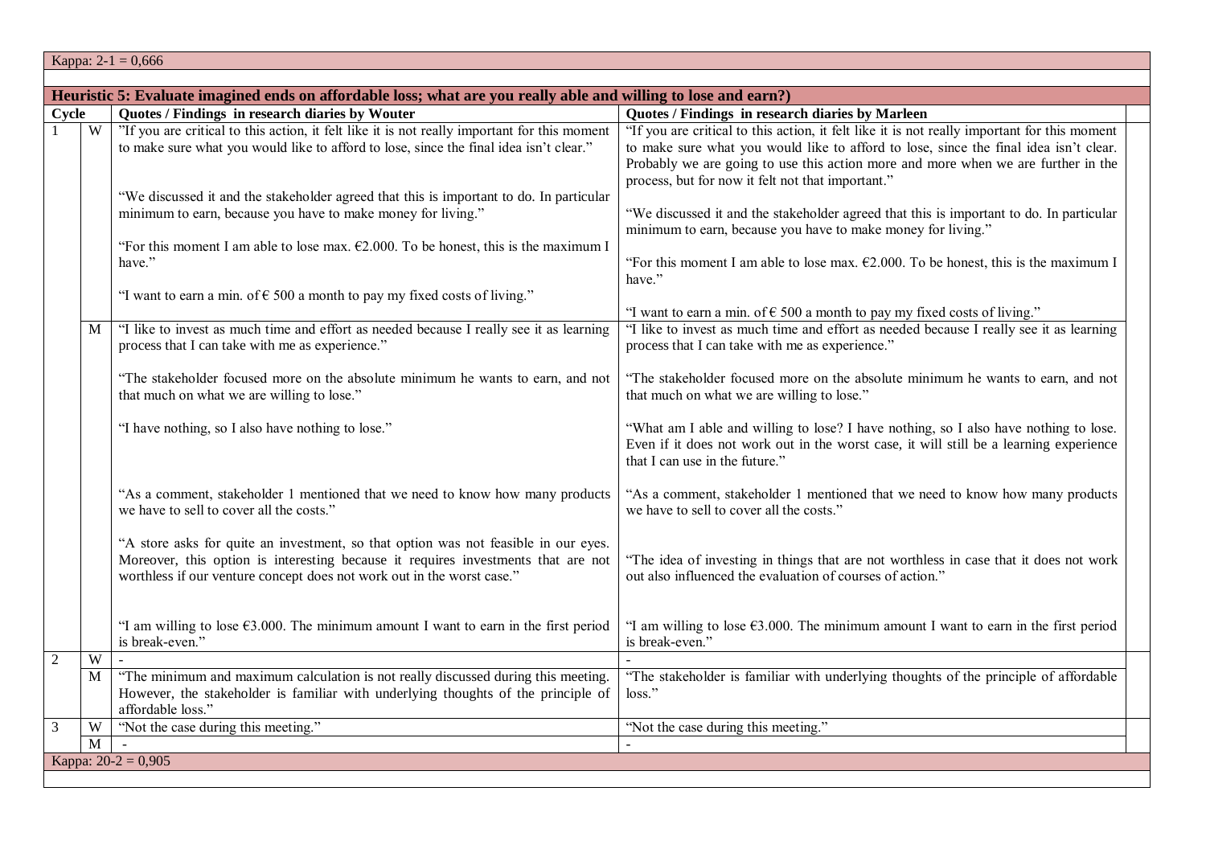Kappa: 2-1 = 0,666

| Heuristic 5: Evaluate imagined ends on affordable loss; what are you really able and willing to lose and earn?) | | | |
|---|---|---|---|
| Cycle | | Quotes / Findings in research diaries by Wouter | Quotes / Findings in research diaries by Marleen |
| 1 | W | "If you are critical to this action, it felt like it is not really important for this moment to make sure what you would like to afford to lose, since the final idea isn't clear."<br><br>"We discussed it and the stakeholder agreed that this is important to do. In particular minimum to earn, because you have to make money for living."<br><br>"For this moment I am able to lose max. €2.000. To be honest, this is the maximum I have."<br><br>"I want to earn a min. of € 500 a month to pay my fixed costs of living." | "If you are critical to this action, it felt like it is not really important for this moment to make sure what you would like to afford to lose, since the final idea isn't clear. Probably we are going to use this action more and more when we are further in the process, but for now it felt not that important."<br><br>"We discussed it and the stakeholder agreed that this is important to do. In particular minimum to earn, because you have to make money for living."<br><br>"For this moment I am able to lose max. €2.000. To be honest, this is the maximum I have."<br><br>"I want to earn a min. of € 500 a month to pay my fixed costs of living." |
| | M | "I like to invest as much time and effort as needed because I really see it as learning process that I can take with me as experience."<br><br>"The stakeholder focused more on the absolute minimum he wants to earn, and not that much on what we are willing to lose."<br><br>"I have nothing, so I also have nothing to lose."<br><br>"As a comment, stakeholder 1 mentioned that we need to know how many products we have to sell to cover all the costs."<br><br>"A store asks for quite an investment, so that option was not feasible in our eyes. Moreover, this option is interesting because it requires investments that are not worthless if our venture concept does not work out in the worst case."<br><br>"I am willing to lose €3.000. The minimum amount I want to earn in the first period is break-even." | "I like to invest as much time and effort as needed because I really see it as learning process that I can take with me as experience."<br><br>"The stakeholder focused more on the absolute minimum he wants to earn, and not that much on what we are willing to lose."<br><br>"What am I able and willing to lose? I have nothing, so I also have nothing to lose. Even if it does not work out in the worst case, it will still be a learning experience that I can use in the future."<br><br>"As a comment, stakeholder 1 mentioned that we need to know how many products we have to sell to cover all the costs."<br><br>"The idea of investing in things that are not worthless in case that it does not work out also influenced the evaluation of courses of action."<br><br>"I am willing to lose €3.000. The minimum amount I want to earn in the first period is break-even." |
| 2 | W | - | - |
| | M | "The minimum and maximum calculation is not really discussed during this meeting. However, the stakeholder is familiar with underlying thoughts of the principle of affordable loss." | "The stakeholder is familiar with underlying thoughts of the principle of affordable loss." |
| 3 | W | "Not the case during this meeting." | "Not the case during this meeting." |
| | M | - | - |

Kappa: 20-2 = 0,905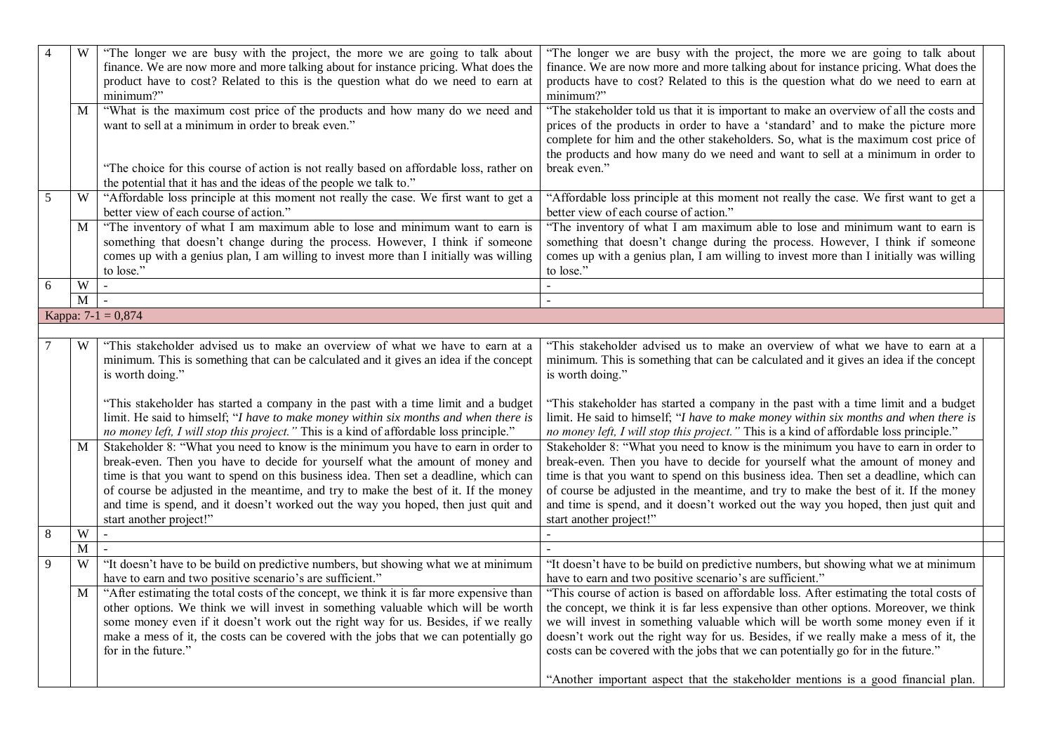| | | | | |
|---|---|---|---|---|
| 4 | W | "The longer we are busy with the project, the more we are going to talk about finance. We are now more and more talking about for instance pricing. What does the product have to cost? Related to this is the question what do we need to earn at minimum?" | "The longer we are busy with the project, the more we are going to talk about finance. We are now more and more talking about for instance pricing. What does the products have to cost? Related to this is the question what do we need to earn at minimum?" | |
| | M | "What is the maximum cost price of the products and how many do we need and want to sell at a minimum in order to break even."<br><br>"The choice for this course of action is not really based on affordable loss, rather on the potential that it has and the ideas of the people we talk to." | "The stakeholder told us that it is important to make an overview of all the costs and prices of the products in order to have a 'standard' and to make the picture more complete for him and the other stakeholders. So, what is the maximum cost price of the products and how many do we need and want to sell at a minimum in order to break even." | |
| 5 | W | "Affordable loss principle at this moment not really the case. We first want to get a better view of each course of action." | "Affordable loss principle at this moment not really the case. We first want to get a better view of each course of action." | |
| | M | "The inventory of what I am maximum able to lose and minimum want to earn is something that doesn't change during the process. However, I think if someone comes up with a genius plan, I am willing to invest more than I initially was willing to lose." | "The inventory of what I am maximum able to lose and minimum want to earn is something that doesn't change during the process. However, I think if someone comes up with a genius plan, I am willing to invest more than I initially was willing to lose." | |
| 6 | W | - | - | |
| | M | - | - | |
| Kappa: 7-1 = 0,874 | | | | |
| 7 | W | "This stakeholder advised us to make an overview of what we have to earn at a minimum. This is something that can be calculated and it gives an idea if the concept is worth doing."<br><br>"This stakeholder has started a company in the past with a time limit and a budget limit. He said to himself; "*I have to make money within six months and when there is no money left, I will stop this project.*" This is a kind of affordable loss principle." | "This stakeholder advised us to make an overview of what we have to earn at a minimum. This is something that can be calculated and it gives an idea if the concept is worth doing."<br><br>"This stakeholder has started a company in the past with a time limit and a budget limit. He said to himself; "*I have to make money within six months and when there is no money left, I will stop this project.*" This is a kind of affordable loss principle." | |
| | M | Stakeholder 8: "What you need to know is the minimum you have to earn in order to break-even. Then you have to decide for yourself what the amount of money and time is that you want to spend on this business idea. Then set a deadline, which can of course be adjusted in the meantime, and try to make the best of it. If the money and time is spend, and it doesn't worked out the way you hoped, then just quit and start another project!" | Stakeholder 8: "What you need to know is the minimum you have to earn in order to break-even. Then you have to decide for yourself what the amount of money and time is that you want to spend on this business idea. Then set a deadline, which can of course be adjusted in the meantime, and try to make the best of it. If the money and time is spend, and it doesn't worked out the way you hoped, then just quit and start another project!" | |
| 8 | W | - | - | |
| | M | - | - | |
| 9 | W | "It doesn't have to be build on predictive numbers, but showing what we at minimum have to earn and two positive scenario's are sufficient." | "It doesn't have to be build on predictive numbers, but showing what we at minimum have to earn and two positive scenario's are sufficient." | |
| | M | "After estimating the total costs of the concept, we think it is far more expensive than other options. We think we will invest in something valuable which will be worth some money even if it doesn't work out the right way for us. Besides, if we really make a mess of it, the costs can be covered with the jobs that we can potentially go for in the future." | "This course of action is based on affordable loss. After estimating the total costs of the concept, we think it is far less expensive than other options. Moreover, we think we will invest in something valuable which will be worth some money even if it doesn't work out the right way for us. Besides, if we really make a mess of it, the costs can be covered with the jobs that we can potentially go for in the future."<br><br>"Another important aspect that the stakeholder mentions is a good financial plan. | |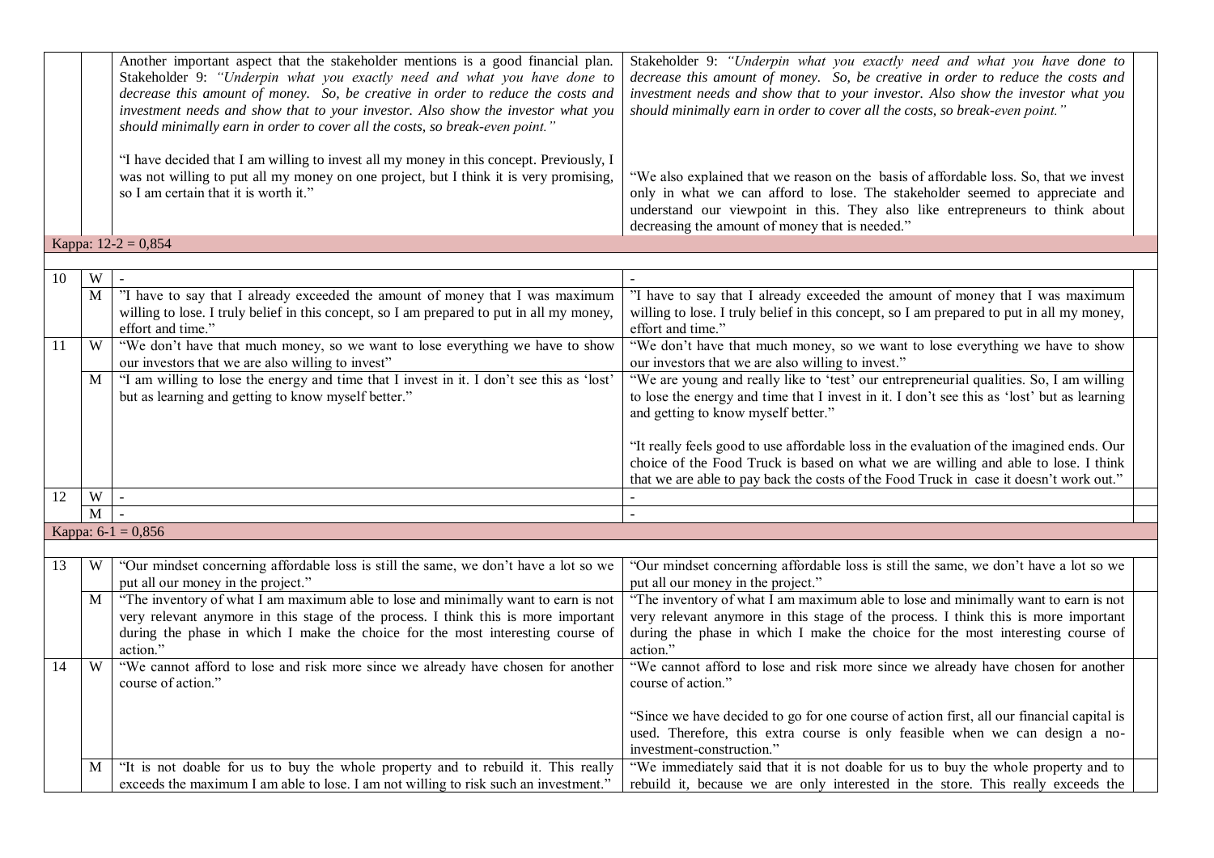| | | | | |
|---|---|---|---|---|
| | | Another important aspect that the stakeholder mentions is a good financial plan. Stakeholder 9: *"Underpin what you exactly need and what you have done to decrease this amount of money. So, be creative in order to reduce the costs and investment needs and show that to your investor. Also show the investor what you should minimally earn in order to cover all the costs, so break-even point."*<br><br>"I have decided that I am willing to invest all my money in this concept. Previously, I was not willing to put all my money on one project, but I think it is very promising, so I am certain that it is worth it." | Stakeholder 9: *"Underpin what you exactly need and what you have done to decrease this amount of money. So, be creative in order to reduce the costs and investment needs and show that to your investor. Also show the investor what you should minimally earn in order to cover all the costs, so break-even point."*<br><br>"We also explained that we reason on the basis of affordable loss. So, that we invest only in what we can afford to lose. The stakeholder seemed to appreciate and understand our viewpoint in this. They also like entrepreneurs to think about decreasing the amount of money that is needed." | |
| Kappa: 12-2 = 0,854 | | | | |
| 10 | W | - | - | |
| | M | "I have to say that I already exceeded the amount of money that I was maximum willing to lose. I truly belief in this concept, so I am prepared to put in all my money, effort and time." | "I have to say that I already exceeded the amount of money that I was maximum willing to lose. I truly belief in this concept, so I am prepared to put in all my money, effort and time." | |
| 11 | W | "We don't have that much money, so we want to lose everything we have to show our investors that we are also willing to invest" | "We don't have that much money, so we want to lose everything we have to show our investors that we are also willing to invest." | |
| | M | "I am willing to lose the energy and time that I invest in it. I don't see this as 'lost' but as learning and getting to know myself better." | "We are young and really like to 'test' our entrepreneurial qualities. So, I am willing to lose the energy and time that I invest in it. I don't see this as 'lost' but as learning and getting to know myself better."<br><br>"It really feels good to use affordable loss in the evaluation of the imagined ends. Our choice of the Food Truck is based on what we are willing and able to lose. I think that we are able to pay back the costs of the Food Truck in case it doesn't work out." | |
| 12 | W | - | - | |
| | M | - | - | |
| Kappa: 6-1 = 0,856 | | | | |
| 13 | W | "Our mindset concerning affordable loss is still the same, we don't have a lot so we put all our money in the project." | "Our mindset concerning affordable loss is still the same, we don't have a lot so we put all our money in the project." | |
| | M | "The inventory of what I am maximum able to lose and minimally want to earn is not very relevant anymore in this stage of the process. I think this is more important during the phase in which I make the choice for the most interesting course of action." | "The inventory of what I am maximum able to lose and minimally want to earn is not very relevant anymore in this stage of the process. I think this is more important during the phase in which I make the choice for the most interesting course of action." | |
| 14 | W | "We cannot afford to lose and risk more since we already have chosen for another course of action." | "We cannot afford to lose and risk more since we already have chosen for another course of action."<br><br>"Since we have decided to go for one course of action first, all our financial capital is used. Therefore, this extra course is only feasible when we can design a no-investment-construction." | |
| | M | "It is not doable for us to buy the whole property and to rebuild it. This really exceeds the maximum I am able to lose. I am not willing to risk such an investment." | "We immediately said that it is not doable for us to buy the whole property and to rebuild it, because we are only interested in the store. This really exceeds the | |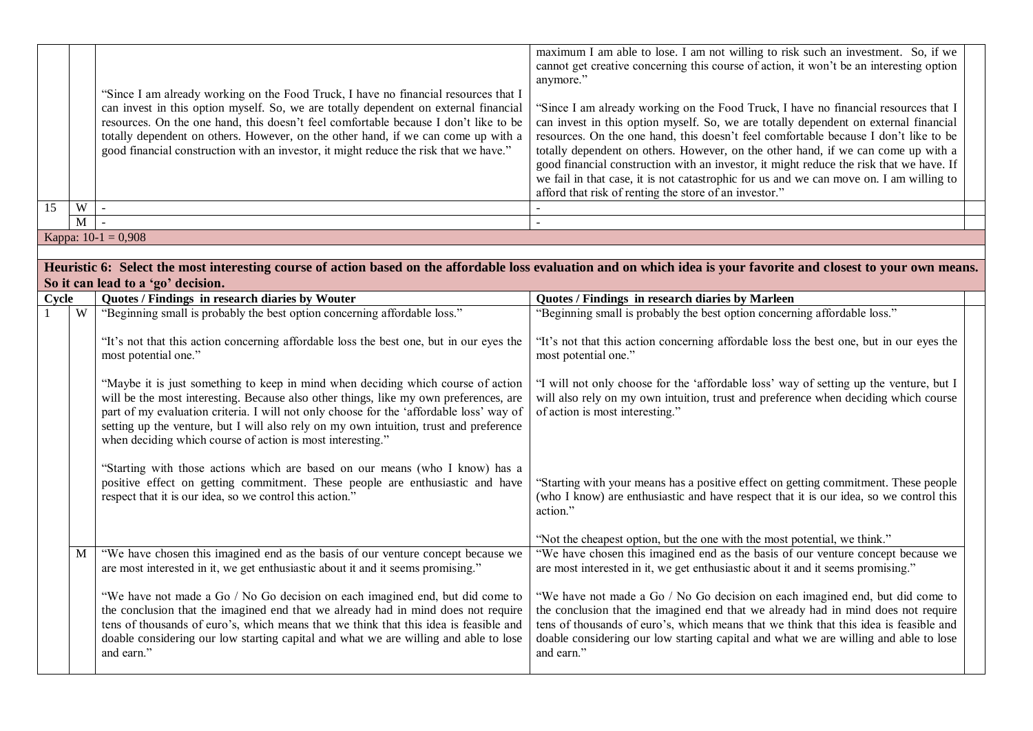| | | | | |
|---|---|---|---|---|
| | | "Since I am already working on the Food Truck, I have no financial resources that I can invest in this option myself. So, we are totally dependent on external financial resources. On the one hand, this doesn't feel comfortable because I don't like to be totally dependent on others. However, on the other hand, if we can come up with a good financial construction with an investor, it might reduce the risk that we have." | maximum I am able to lose. I am not willing to risk such an investment. So, if we cannot get creative concerning this course of action, it won't be an interesting option anymore."<br><br>"Since I am already working on the Food Truck, I have no financial resources that I can invest in this option myself. So, we are totally dependent on external financial resources. On the one hand, this doesn't feel comfortable because I don't like to be totally dependent on others. However, on the other hand, if we can come up with a good financial construction with an investor, it might reduce the risk that we have. If we fail in that case, it is not catastrophic for us and we can move on. I am willing to afford that risk of renting the store of an investor." | |
| 15 | W | - | - | |
| | M | - | - | |
| Kappa: 10-1 = 0,908 | | | | |

**Heuristic 6: Select the most interesting course of action based on the affordable loss evaluation and on which idea is your favorite and closest to your own means. So it can lead to a 'go' decision.**

| Cycle | | Quotes / Findings in research diaries by Wouter | Quotes / Findings in research diaries by Marleen | |
|---|---|---|---|---|
| 1 | W | "Beginning small is probably the best option concerning affordable loss."<br><br>"It's not that this action concerning affordable loss the best one, but in our eyes the most potential one."<br><br>"Maybe it is just something to keep in mind when deciding which course of action will be the most interesting. Because also other things, like my own preferences, are part of my evaluation criteria. I will not only choose for the 'affordable loss' way of setting up the venture, but I will also rely on my own intuition, trust and preference when deciding which course of action is most interesting."<br><br>"Starting with those actions which are based on our means (who I know) has a positive effect on getting commitment. These people are enthusiastic and have respect that it is our idea, so we control this action." | "Beginning small is probably the best option concerning affordable loss."<br><br>"It's not that this action concerning affordable loss the best one, but in our eyes the most potential one."<br><br>"I will not only choose for the 'affordable loss' way of setting up the venture, but I will also rely on my own intuition, trust and preference when deciding which course of action is most interesting."<br><br>"Starting with your means has a positive effect on getting commitment. These people (who I know) are enthusiastic and have respect that it is our idea, so we control this action."<br><br>"Not the cheapest option, but the one with the most potential, we think." | |
| | M | "We have chosen this imagined end as the basis of our venture concept because we are most interested in it, we get enthusiastic about it and it seems promising."<br><br>"We have not made a Go / No Go decision on each imagined end, but did come to the conclusion that the imagined end that we already had in mind does not require tens of thousands of euro's, which means that we think that this idea is feasible and doable considering our low starting capital and what we are willing and able to lose and earn." | "We have chosen this imagined end as the basis of our venture concept because we are most interested in it, we get enthusiastic about it and it seems promising."<br><br>"We have not made a Go / No Go decision on each imagined end, but did come to the conclusion that the imagined end that we already had in mind does not require tens of thousands of euro's, which means that we think that this idea is feasible and doable considering our low starting capital and what we are willing and able to lose and earn." | |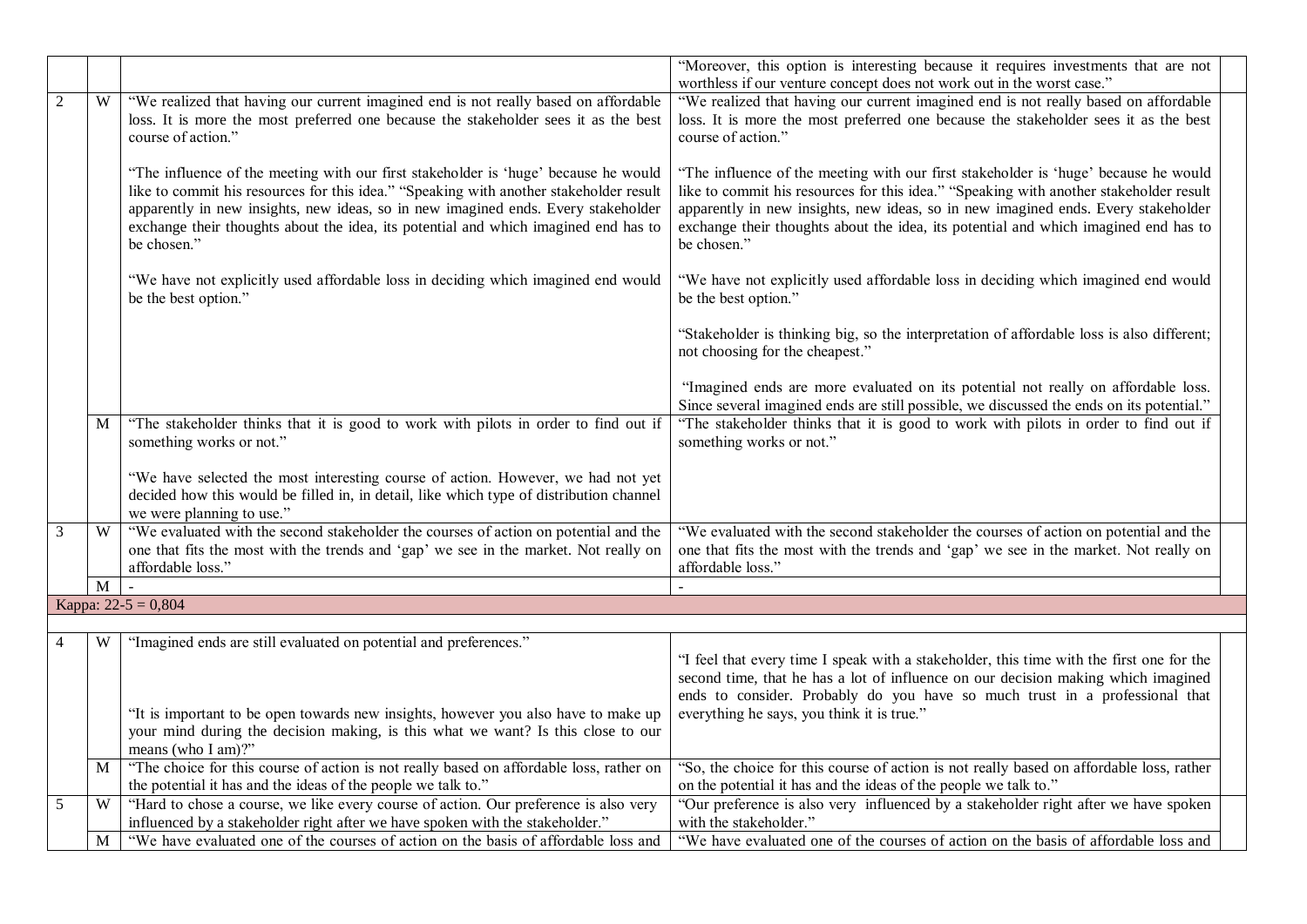| | | | | |
|---|---|---|---|---|
| | | | "Moreover, this option is interesting because it requires investments that are not worthless if our venture concept does not work out in the worst case." | |
| 2 | W | "We realized that having our current imagined end is not really based on affordable loss. It is more the most preferred one because the stakeholder sees it as the best course of action."<br><br>"The influence of the meeting with our first stakeholder is 'huge' because he would like to commit his resources for this idea." "Speaking with another stakeholder result apparently in new insights, new ideas, so in new imagined ends. Every stakeholder exchange their thoughts about the idea, its potential and which imagined end has to be chosen."<br><br>"We have not explicitly used affordable loss in deciding which imagined end would be the best option." | "We realized that having our current imagined end is not really based on affordable loss. It is more the most preferred one because the stakeholder sees it as the best course of action."<br><br>"The influence of the meeting with our first stakeholder is 'huge' because he would like to commit his resources for this idea." "Speaking with another stakeholder result apparently in new insights, new ideas, so in new imagined ends. Every stakeholder exchange their thoughts about the idea, its potential and which imagined end has to be chosen."<br><br>"We have not explicitly used affordable loss in deciding which imagined end would be the best option."<br><br>"Stakeholder is thinking big, so the interpretation of affordable loss is also different; not choosing for the cheapest."<br><br>"Imagined ends are more evaluated on its potential not really on affordable loss. Since several imagined ends are still possible, we discussed the ends on its potential." | |
| | M | "The stakeholder thinks that it is good to work with pilots in order to find out if something works or not."<br><br>"We have selected the most interesting course of action. However, we had not yet decided how this would be filled in, in detail, like which type of distribution channel we were planning to use." | "The stakeholder thinks that it is good to work with pilots in order to find out if something works or not." | |
| 3 | W | "We evaluated with the second stakeholder the courses of action on potential and the one that fits the most with the trends and 'gap' we see in the market. Not really on affordable loss." | "We evaluated with the second stakeholder the courses of action on potential and the one that fits the most with the trends and 'gap' we see in the market. Not really on affordable loss." | |
| | M | - | - | |
| Kappa: 22-5 = 0,804 | | | | |
| | | | | |
| 4 | W | "Imagined ends are still evaluated on potential and preferences."<br><br>"It is important to be open towards new insights, however you also have to make up your mind during the decision making, is this what we want? Is this close to our means (who I am)?" | "I feel that every time I speak with a stakeholder, this time with the first one for the second time, that he has a lot of influence on our decision making which imagined ends to consider. Probably do you have so much trust in a professional that everything he says, you think it is true." | |
| | M | "The choice for this course of action is not really based on affordable loss, rather on the potential it has and the ideas of the people we talk to." | "So, the choice for this course of action is not really based on affordable loss, rather on the potential it has and the ideas of the people we talk to." | |
| 5 | W | "Hard to chose a course, we like every course of action. Our preference is also very influenced by a stakeholder right after we have spoken with the stakeholder." | "Our preference is also very influenced by a stakeholder right after we have spoken with the stakeholder." | |
| | M | "We have evaluated one of the courses of action on the basis of affordable loss and | "We have evaluated one of the courses of action on the basis of affordable loss and | |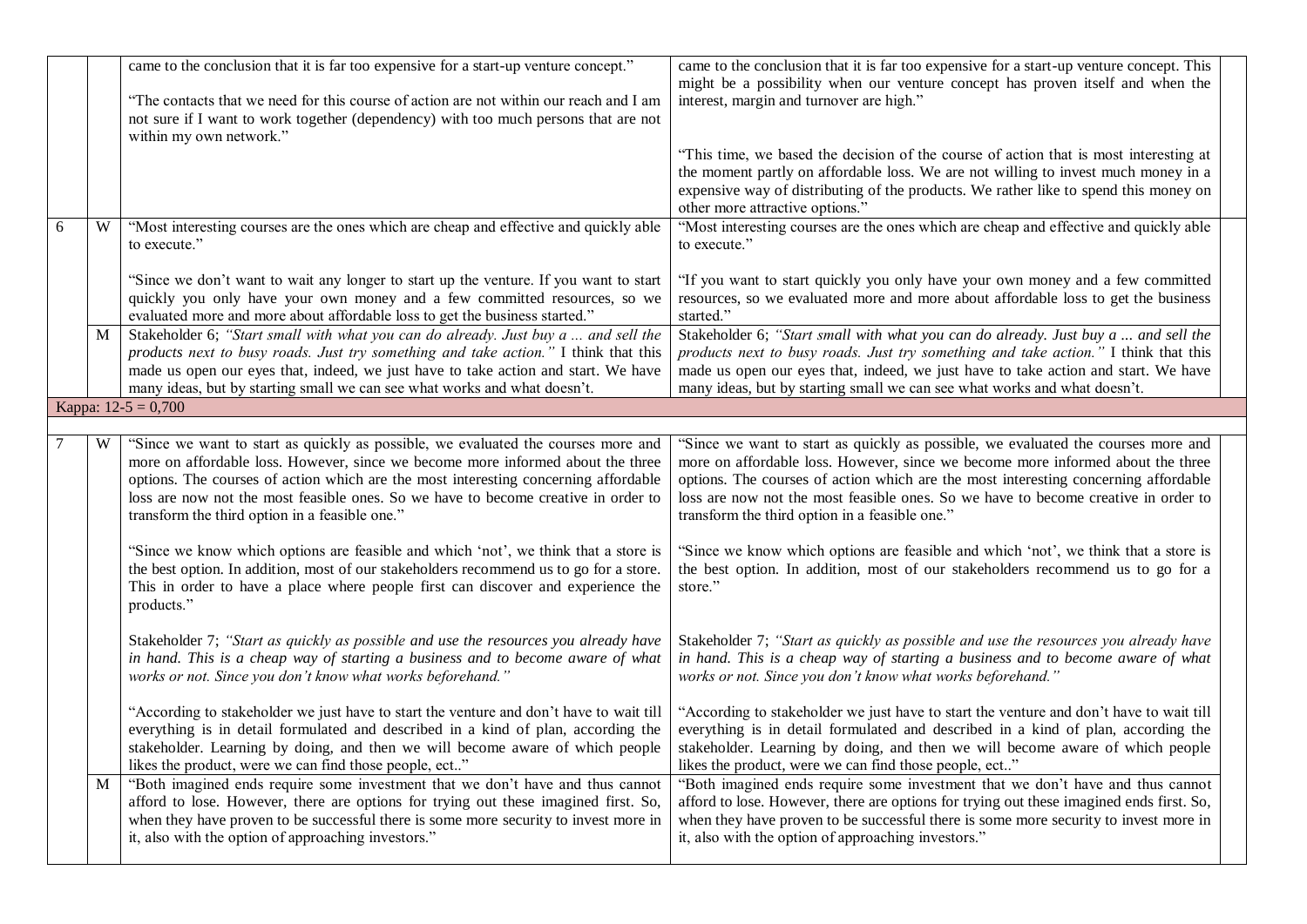| | | | | |
|---|---|---|---|---|
| | | came to the conclusion that it is far too expensive for a start-up venture concept."<br><br>"The contacts that we need for this course of action are not within our reach and I am not sure if I want to work together (dependency) with too much persons that are not within my own network." | came to the conclusion that it is far too expensive for a start-up venture concept. This might be a possibility when our venture concept has proven itself and when the interest, margin and turnover are high."<br><br>"This time, we based the decision of the course of action that is most interesting at the moment partly on affordable loss. We are not willing to invest much money in a expensive way of distributing of the products. We rather like to spend this money on other more attractive options." | |
| 6 | W | "Most interesting courses are the ones which are cheap and effective and quickly able to execute."<br><br>"Since we don't want to wait any longer to start up the venture. If you want to start quickly you only have your own money and a few committed resources, so we evaluated more and more about affordable loss to get the business started." | "Most interesting courses are the ones which are cheap and effective and quickly able to execute."<br><br>"If you want to start quickly you only have your own money and a few committed resources, so we evaluated more and more about affordable loss to get the business started." | |
| | M | Stakeholder 6; *"Start small with what you can do already. Just buy a ... and sell the products next to busy roads. Just try something and take action."* I think that this made us open our eyes that, indeed, we just have to take action and start. We have many ideas, but by starting small we can see what works and what doesn't. | Stakeholder 6; *"Start small with what you can do already. Just buy a ... and sell the products next to busy roads. Just try something and take action."* I think that this made us open our eyes that, indeed, we just have to take action and start. We have many ideas, but by starting small we can see what works and what doesn't. | |
| Kappa: 12-5 = 0,700 | | | | |
| | | | | |
| 7 | W | "Since we want to start as quickly as possible, we evaluated the courses more and more on affordable loss. However, since we become more informed about the three options. The courses of action which are the most interesting concerning affordable loss are now not the most feasible ones. So we have to become creative in order to transform the third option in a feasible one."<br><br>"Since we know which options are feasible and which 'not', we think that a store is the best option. In addition, most of our stakeholders recommend us to go for a store. This in order to have a place where people first can discover and experience the products."<br><br>Stakeholder 7; *"Start as quickly as possible and use the resources you already have in hand. This is a cheap way of starting a business and to become aware of what works or not. Since you don't know what works beforehand."*<br><br>"According to stakeholder we just have to start the venture and don't have to wait till everything is in detail formulated and described in a kind of plan, according the stakeholder. Learning by doing, and then we will become aware of which people likes the product, were we can find those people, ect.." | "Since we want to start as quickly as possible, we evaluated the courses more and more on affordable loss. However, since we become more informed about the three options. The courses of action which are the most interesting concerning affordable loss are now not the most feasible ones. So we have to become creative in order to transform the third option in a feasible one."<br><br>"Since we know which options are feasible and which 'not', we think that a store is the best option. In addition, most of our stakeholders recommend us to go for a store."<br><br>Stakeholder 7; *"Start as quickly as possible and use the resources you already have in hand. This is a cheap way of starting a business and to become aware of what works or not. Since you don't know what works beforehand."*<br><br>"According to stakeholder we just have to start the venture and don't have to wait till everything is in detail formulated and described in a kind of plan, according the stakeholder. Learning by doing, and then we will become aware of which people likes the product, were we can find those people, ect.." | |
| | M | "Both imagined ends require some investment that we don't have and thus cannot afford to lose. However, there are options for trying out these imagined first. So, when they have proven to be successful there is some more security to invest more in it, also with the option of approaching investors." | "Both imagined ends require some investment that we don't have and thus cannot afford to lose. However, there are options for trying out these imagined ends first. So, when they have proven to be successful there is some more security to invest more in it, also with the option of approaching investors." | |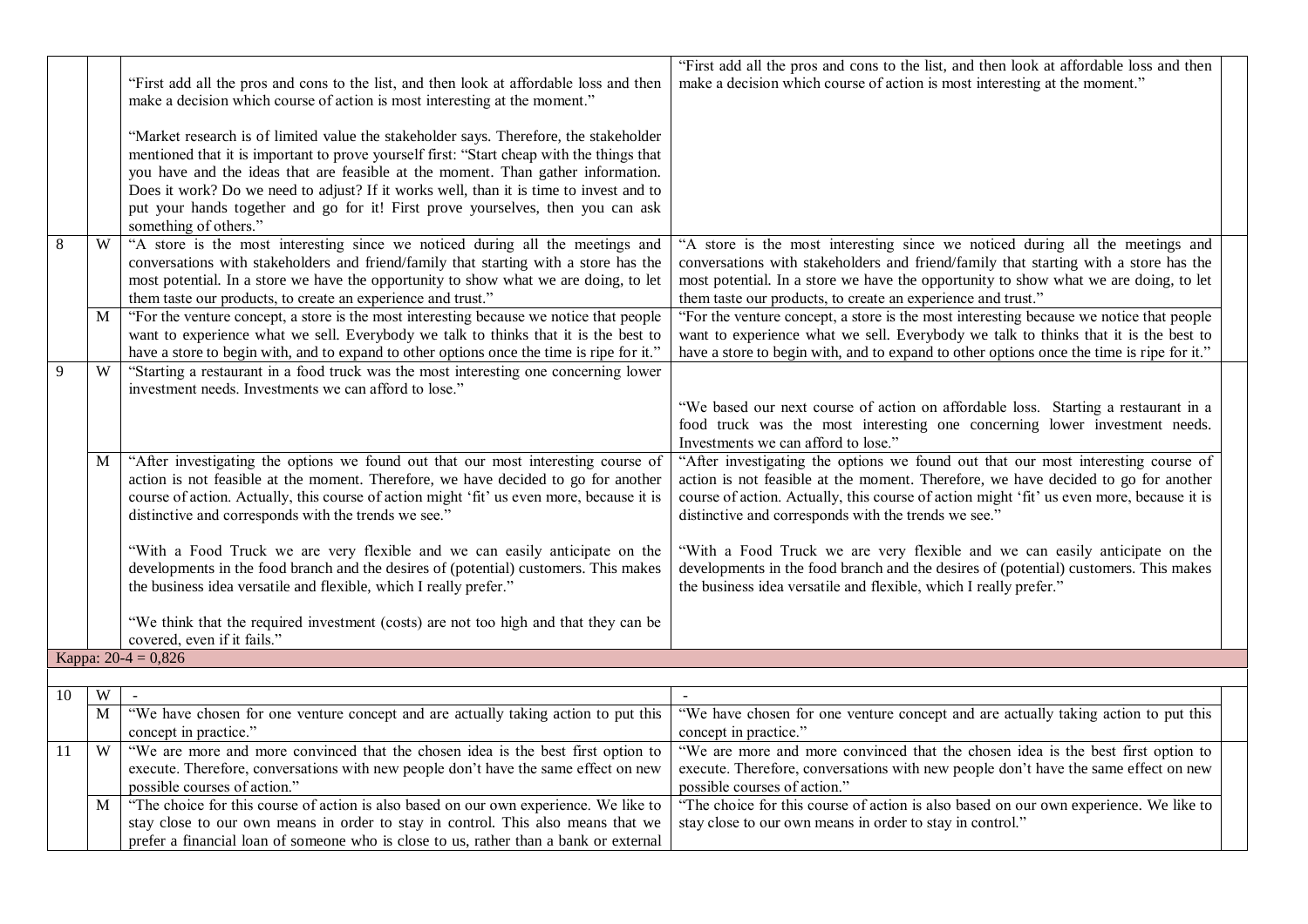| | | | | |
|---|---|---|---|---|
| | | "First add all the pros and cons to the list, and then look at affordable loss and then make a decision which course of action is most interesting at the moment."<br><br>"Market research is of limited value the stakeholder says. Therefore, the stakeholder mentioned that first it is important to prove yourself first: "Start cheap with the things that you have and the ideas that are feasible at the moment. Than gather information. Does it work? Do we need to adjust? If it works well, than it is time to invest and to put your hands together and go for it! First prove yourselves, then you can ask something of others." | "First add all the pros and cons to the list, and then look at affordable loss and then make a decision which course of action is most interesting at the moment." | |
| 8 | W | "A store is the most interesting since we noticed during all the meetings and conversations with stakeholders and friend/family that starting with a store has the most potential. In a store we have the opportunity to show what we are doing, to let them taste our products, to create an experience and trust." | "A store is the most interesting since we noticed during all the meetings and conversations with stakeholders and friend/family that starting with a store has the most potential. In a store we have the opportunity to show what we are doing, to let them taste our products, to create an experience and trust." | |
| | M | "For the venture concept, a store is the most interesting because we notice that people want to experience what we sell. Everybody we talk to thinks that it is the best to have a store to begin with, and to expand to other options once the time is ripe for it." | "For the venture concept, a store is the most interesting because we notice that people want to experience what we sell. Everybody we talk to thinks that it is the best to have a store to begin with, and to expand to other options once the time is ripe for it." | |
| 9 | W | "Starting a restaurant in a food truck was the most interesting one concerning lower investment needs. Investments we can afford to lose." | "We based our next course of action on affordable loss. Starting a restaurant in a food truck was the most interesting one concerning lower investment needs. Investments we can afford to lose." | |
| | M | "After investigating the options we found out that our most interesting course of action is not feasible at the moment. Therefore, we have decided to go for another course of action. Actually, this course of action might 'fit' us even more, because it is distinctive and corresponds with the trends we see."<br><br>"With a Food Truck we are very flexible and we can easily anticipate on the developments in the food branch and the desires of (potential) customers. This makes the business idea versatile and flexible, which I really prefer."<br><br>"We think that the required investment (costs) are not too high and that they can be covered, even if it fails." | "After investigating the options we found out that our most interesting course of action is not feasible at the moment. Therefore, we have decided to go for another course of action. Actually, this course of action might 'fit' us even more, because it is distinctive and corresponds with the trends we see."<br><br>"With a Food Truck we are very flexible and we can easily anticipate on the developments in the food branch and the desires of (potential) customers. This makes the business idea versatile and flexible, which I really prefer." | |
| Kappa: 20-4 = 0,826 | | | | |
| | | | | |
| 10 | W | - | - | |
| | M | "We have chosen for one venture concept and are actually taking action to put this concept in practice." | "We have chosen for one venture concept and are actually taking action to put this concept in practice." | |
| 11 | W | "We are more and more convinced that the chosen idea is the best first option to execute. Therefore, conversations with new people don't have the same effect on new possible courses of action." | "We are more and more convinced that the chosen idea is the best first option to execute. Therefore, conversations with new people don't have the same effect on new possible courses of action." | |
| | M | "The choice for this course of action is also based on our own experience. We like to stay close to our own means in order to stay in control. This also means that we prefer a financial loan of someone who is close to us, rather than a bank or external | "The choice for this course of action is also based on our own experience. We like to stay close to our own means in order to stay in control." | |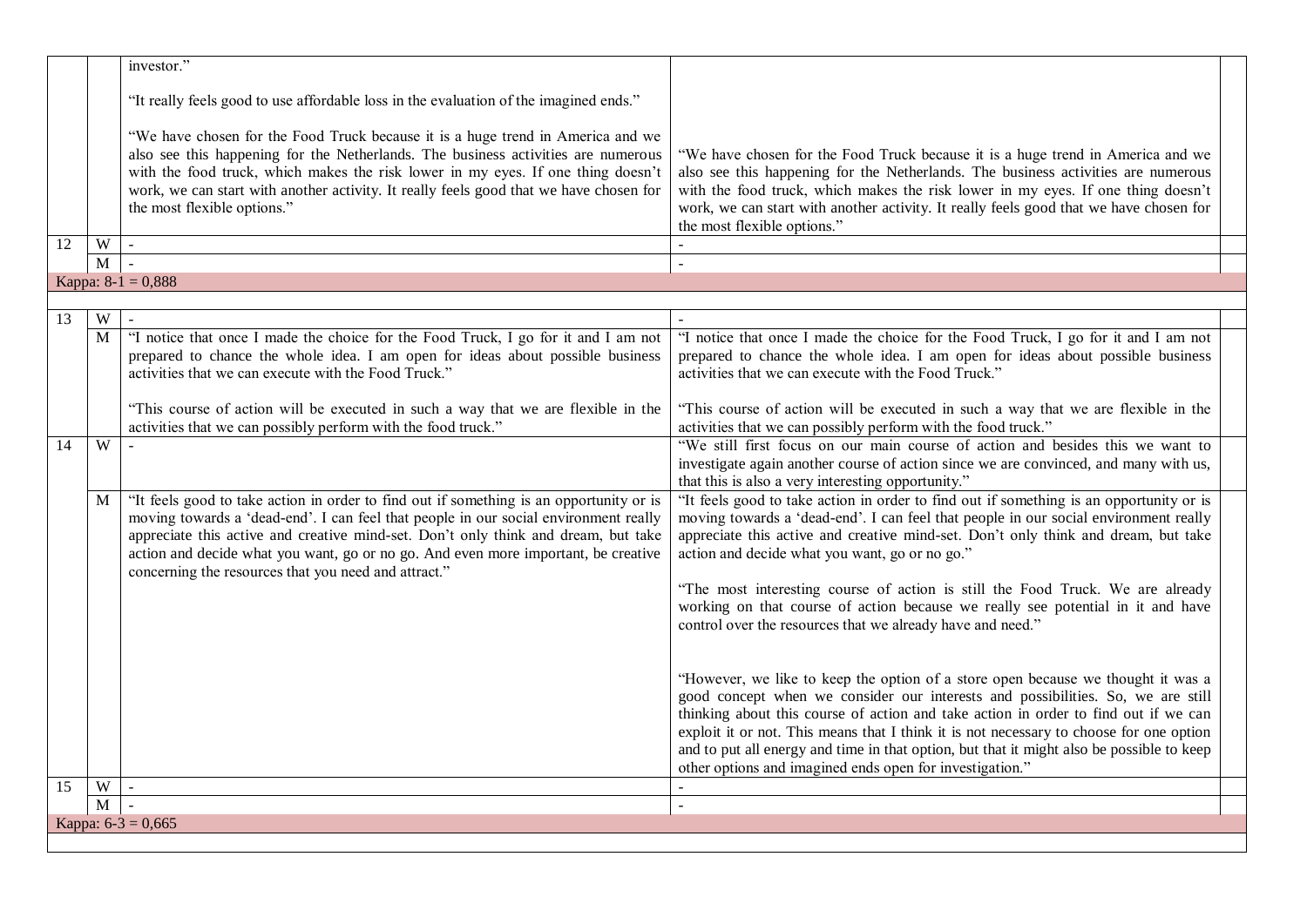| | | | | |
|---|---|---|---|---|
| | | investor."<br><br>"It really feels good to use affordable loss in the evaluation of the imagined ends."<br><br>"We have chosen for the Food Truck because it is a huge trend in America and we also see this happening for the Netherlands. The business activities are numerous with the food truck, which makes the risk lower in my eyes. If one thing doesn't work, we can start with another activity. It really feels good that we have chosen for the most flexible options." | "We have chosen for the Food Truck because it is a huge trend in America and we also see this happening for the Netherlands. The business activities are numerous with the food truck, which makes the risk lower in my eyes. If one thing doesn't work, we can start with another activity. It really feels good that we have chosen for the most flexible options." | |
| 12 | W | - | - | |
| | M | - | - | |
| Kappa: 8-1 = 0,888 | | | | |
| | | | | |
| 13 | W | - | - | |
| | M | "I notice that once I made the choice for the Food Truck, I go for it and I am not prepared to chance the whole idea. I am open for ideas about possible business activities that we can execute with the Food Truck."<br><br>"This course of action will be executed in such a way that we are flexible in the activities that we can possibly perform with the food truck." | "I notice that once I made the choice for the Food Truck, I go for it and I am not prepared to chance the whole idea. I am open for ideas about possible business activities that we can execute with the Food Truck."<br><br>"This course of action will be executed in such a way that we are flexible in the activities that we can possibly perform with the food truck." | |
| 14 | W | - | "We still first focus on our main course of action and besides this we want to investigate again another course of action since we are convinced, and many with us, that this is also a very interesting opportunity." | |
| | M | "It feels good to take action in order to find out if something is an opportunity or is moving towards a 'dead-end'. I can feel that people in our social environment really appreciate this active and creative mind-set. Don't only think and dream, but take action and decide what you want, go or no go. And even more important, be creative concerning the resources that you need and attract." | "It feels good to take action in order to find out if something is an opportunity or is moving towards a 'dead-end'. I can feel that people in our social environment really appreciate this active and creative mind-set. Don't only think and dream, but take action and decide what you want, go or no go."<br><br>"The most interesting course of action is still the Food Truck. We are already working on that course of action because we really see potential in it and have control over the resources that we already have and need."<br><br>"However, we like to keep the option of a store open because we thought it was a good concept when we consider our interests and possibilities. So, we are still thinking about this course of action and take action in order to find out if we can exploit it or not. This means that I think it is not necessary to choose for one option and to put all energy and time in that option, but that it might also be possible to keep other options and imagined ends open for investigation." | |
| 15 | W | - | - | |
| | M | - | - | |
| Kappa: 6-3 = 0,665 | | | | |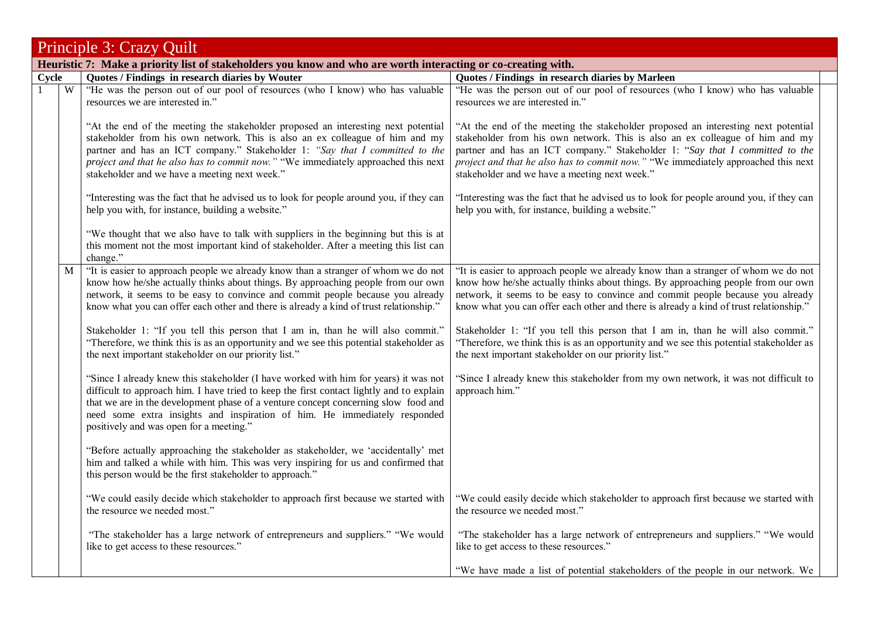## Principle 3: Crazy Quilt

### Heuristic 7: Make a priority list of stakeholders you know and who are worth interacting or co-creating with.

| Cycle | | Quotes / Findings in research diaries by Wouter | Quotes / Findings in research diaries by Marleen |
|---|---|---|---|
| 1 | W | "He was the person out of our pool of resources (who I know) who has valuable resources we are interested in." | "He was the person out of our pool of resources (who I know) who has valuable resources we are interested in." |
| | | "At the end of the meeting the stakeholder proposed an interesting next potential stakeholder from his own network. This is also an ex colleague of him and my partner and has an ICT company." Stakeholder 1: *"Say that I committed to the project and that he also has to commit now."* "We immediately approached this next stakeholder and we have a meeting next week." | "At the end of the meeting the stakeholder proposed an interesting next potential stakeholder from his own network. This is also an ex colleague of him and my partner and has an ICT company." Stakeholder 1: "*Say that I committed to the project and that he also has to commit now.*" "We immediately approached this next stakeholder and we have a meeting next week." |
| | | "Interesting was the fact that he advised us to look for people around you, if they can help you with, for instance, building a website." | "Interesting was the fact that he advised us to look for people around you, if they can help you with, for instance, building a website." |
| | | "We thought that we also have to talk with suppliers in the beginning but this is at this moment not the most important kind of stakeholder. After a meeting this list can change." | |
| | M | "It is easier to approach people we already know than a stranger of whom we do not know how he/she actually thinks about things. By approaching people from our own network, it seems to be easy to convince and commit people because you already know what you can offer each other and there is already a kind of trust relationship." | "It is easier to approach people we already know than a stranger of whom we do not know how he/she actually thinks about things. By approaching people from our own network, it seems to be easy to convince and commit people because you already know what you can offer each other and there is already a kind of trust relationship." |
| | | Stakeholder 1: "If you tell this person that I am in, than he will also commit." "Therefore, we think this is as an opportunity and we see this potential stakeholder as the next important stakeholder on our priority list." | Stakeholder 1: "If you tell this person that I am in, than he will also commit." "Therefore, we think this is as an opportunity and we see this potential stakeholder as the next important stakeholder on our priority list." |
| | | "Since I already knew this stakeholder (I have worked with him for years) it was not difficult to approach him. I have tried to keep the first contact lightly and to explain that we are in the development phase of a venture concept concerning slow food and need some extra insights and inspiration of him. He immediately responded positively and was open for a meeting." | "Since I already knew this stakeholder from my own network, it was not difficult to approach him." |
| | | "Before actually approaching the stakeholder as stakeholder, we 'accidentally' met him and talked a while with him. This was very inspiring for us and confirmed that this person would be the first stakeholder to approach." | |
| | | "We could easily decide which stakeholder to approach first because we started with the resource we needed most." | "We could easily decide which stakeholder to approach first because we started with the resource we needed most." |
| | | "The stakeholder has a large network of entrepreneurs and suppliers." "We would like to get access to these resources." | "The stakeholder has a large network of entrepreneurs and suppliers." "We would like to get access to these resources." |
| | | | "We have made a list of potential stakeholders of the people in our network. We |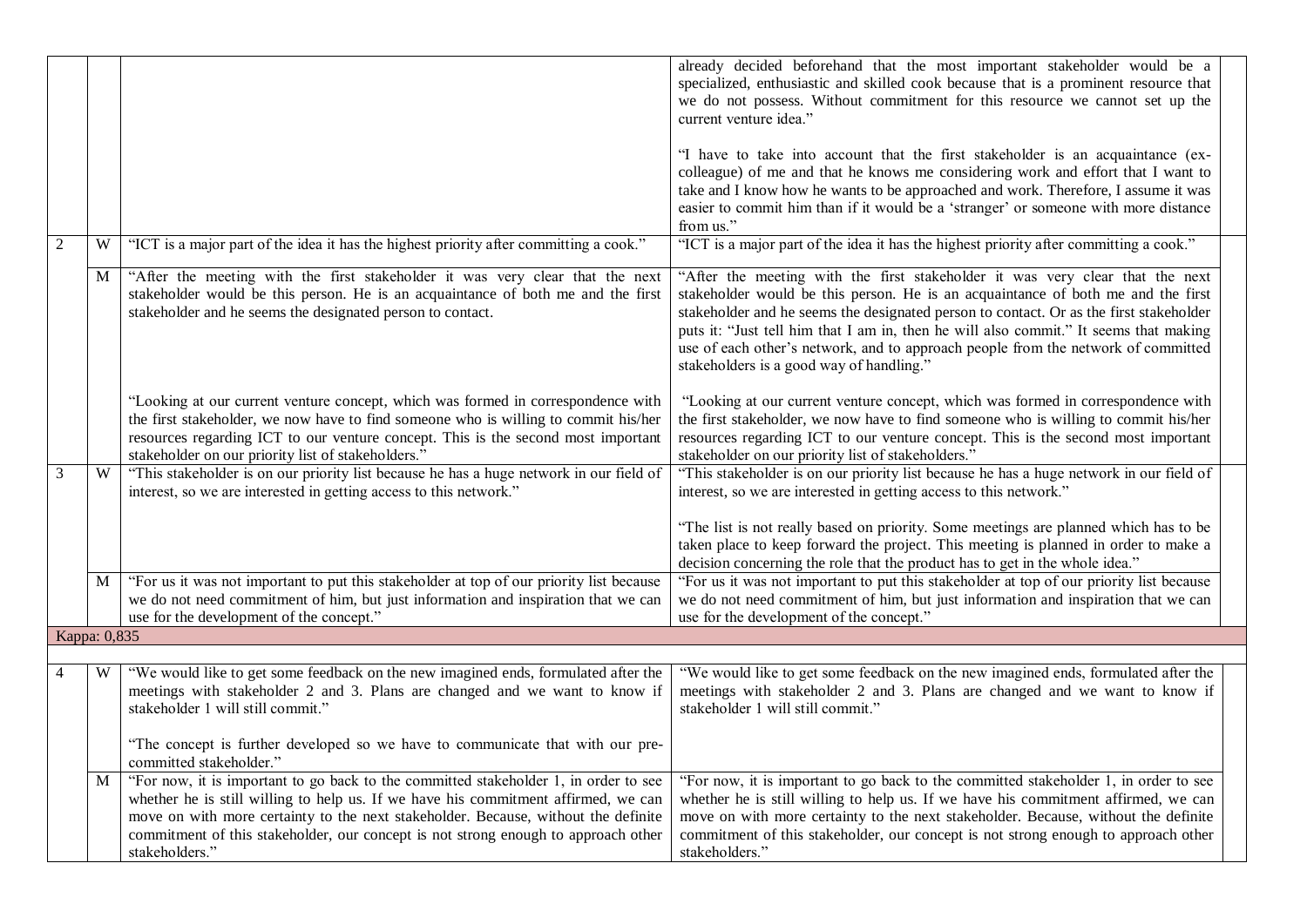|  |  |  |  |  |
|---|---|---|---|---|
|  |  |  | already decided beforehand that the most important stakeholder would be a specialized, enthusiastic and skilled cook because that is a prominent resource that we do not possess. Without commitment for this resource we cannot set up the current venture idea."<br><br>"I have to take into account that the first stakeholder is an acquaintance (ex-colleague) of me and that he knows me considering work and effort that I want to take and I know how he wants to be approached and work. Therefore, I assume it was easier to commit him than if it would be a 'stranger' or someone with more distance from us." |  |
| 2 | W | "ICT is a major part of the idea it has the highest priority after committing a cook." | "ICT is a major part of the idea it has the highest priority after committing a cook." |  |
|  | M | "After the meeting with the first stakeholder it was very clear that the next stakeholder would be this person. He is an acquaintance of both me and the first stakeholder and he seems the designated person to contact.<br><br>"Looking at our current venture concept, which was formed in correspondence with the first stakeholder, we now have to find someone who is willing to commit his/her resources regarding ICT to our venture concept. This is the second most important stakeholder on our priority list of stakeholders." | "After the meeting with the first stakeholder it was very clear that the next stakeholder would be this person. He is an acquaintance of both me and the first stakeholder and he seems the designated person to contact. Or as the first stakeholder puts it: "Just tell him that I am in, then he will also commit." It seems that making use of each other's network, and to approach people from the network of committed stakeholders is a good way of handling."<br><br>"Looking at our current venture concept, which was formed in correspondence with the first stakeholder, we now have to find someone who is willing to commit his/her resources regarding ICT to our venture concept. This is the second most important stakeholder on our priority list of stakeholders." |  |
| 3 | W | "This stakeholder is on our priority list because he has a huge network in our field of interest, so we are interested in getting access to this network." | "This stakeholder is on our priority list because he has a huge network in our field of interest, so we are interested in getting access to this network."<br><br>"The list is not really based on priority. Some meetings are planned which has to be taken place to keep forward the project. This meeting is planned in order to make a decision concerning the role that the product has to get in the whole idea." |  |
|  | M | "For us it was not important to put this stakeholder at top of our priority list because we do not need commitment of him, but just information and inspiration that we can use for the development of the concept." | "For us it was not important to put this stakeholder at top of our priority list because we do not need commitment of him, but just information and inspiration that we can use for the development of the concept." |  |
| Kappa: 0,835 |  |  |  |  |
|  |  |  |  |  |
| 4 | W | "We would like to get some feedback on the new imagined ends, formulated after the meetings with stakeholder 2 and 3. Plans are changed and we want to know if stakeholder 1 will still commit."<br><br>"The concept is further developed so we have to communicate that with our pre-committed stakeholder." | "We would like to get some feedback on the new imagined ends, formulated after the meetings with stakeholder 2 and 3. Plans are changed and we want to know if stakeholder 1 will still commit." |  |
|  | M | "For now, it is important to go back to the committed stakeholder 1, in order to see whether he is still willing to help us. If we have his commitment affirmed, we can move on with more certainty to the next stakeholder. Because, without the definite commitment of this stakeholder, our concept is not strong enough to approach other stakeholders." | "For now, it is important to go back to the committed stakeholder 1, in order to see whether he is still willing to help us. If we have his commitment affirmed, we can move on with more certainty to the next stakeholder. Because, without the definite commitment of this stakeholder, our concept is not strong enough to approach other stakeholders." |  |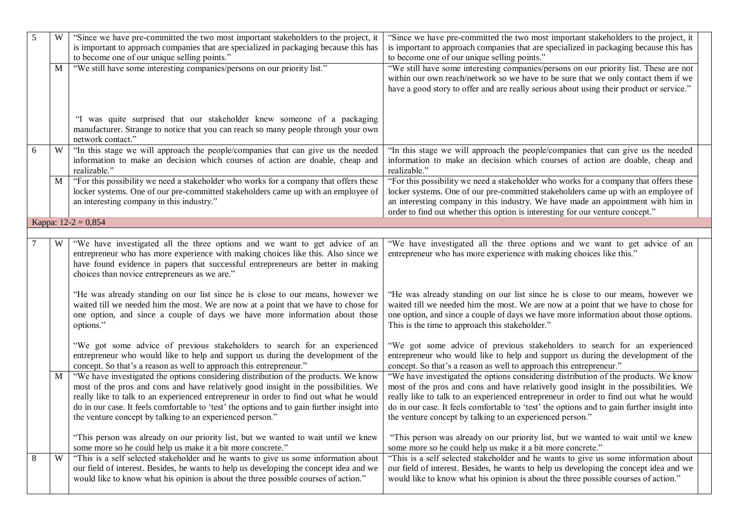| | | | | |
|---|---|---|---|---|
| 5 | W | "Since we have pre-committed the two most important stakeholders to the project, it is important to approach companies that are specialized in packaging because this has to become one of our unique selling points." | "Since we have pre-committed the two most important stakeholders to the project, it is important to approach companies that are specialized in packaging because this has to become one of our unique selling points." | |
| | M | "We still have some interesting companies/persons on our priority list."<br><br>"I was quite surprised that our stakeholder knew someone of a packaging manufacturer. Strange to notice that you can reach so many people through your own network contact." | "We still have some interesting companies/persons on our priority list. These are not within our own reach/network so we have to be sure that we only contact them if we have a good story to offer and are really serious about using their product or service." | |
| 6 | W | "In this stage we will approach the people/companies that can give us the needed information to make an decision which courses of action are doable, cheap and realizable." | "In this stage we will approach the people/companies that can give us the needed information to make an decision which courses of action are doable, cheap and realizable." | |
| | M | "For this possibility we need a stakeholder who works for a company that offers these locker systems. One of our pre-committed stakeholders came up with an employee of an interesting company in this industry." | "For this possibility we need a stakeholder who works for a company that offers these locker systems. One of our pre-committed stakeholders came up with an employee of an interesting company in this industry. We have made an appointment with him in order to find out whether this option is interesting for our venture concept." | |
| Kappa: 12-2 = 0,854 | | | | |
| | | | | |
| 7 | W | "We have investigated all the three options and we want to get advice of an entrepreneur who has more experience with making choices like this. Also since we have found evidence in papers that successful entrepreneurs are better in making choices than novice entrepreneurs as we are."<br><br>"He was already standing on our list since he is close to our means, however we waited till we needed him the most. We are now at a point that we have to chose for one option, and since a couple of days we have more information about those options."<br><br>"We got some advice of previous stakeholders to search for an experienced entrepreneur who would like to help and support us during the development of the concept. So that's a reason as well to approach this entrepreneur." | "We have investigated all the three options and we want to get advice of an entrepreneur who has more experience with making choices like this."<br><br>"He was already standing on our list since he is close to our means, however we waited till we needed him the most. We are now at a point that we have to chose for one option, and since a couple of days we have more information about those options. This is the time to approach this stakeholder."<br><br>"We got some advice of previous stakeholders to search for an experienced entrepreneur who would like to help and support us during the development of the concept. So that's a reason as well to approach this entrepreneur." | |
| | M | "We have investigated the options considering distribution of the products. We know most of the pros and cons and have relatively good insight in the possibilities. We really like to talk to an experienced entrepreneur in order to find out what he would do in our case. It feels comfortable to 'test' the options and to gain further insight into the venture concept by talking to an experienced person."<br><br>"This person was already on our priority list, but we wanted to wait until we knew some more so he could help us make it a bit more concrete." | "We have investigated the options considering distribution of the products. We know most of the pros and cons and have relatively good insight in the possibilities. We really like to talk to an experienced entrepreneur in order to find out what he would do in our case. It feels comfortable to 'test' the options and to gain further insight into the venture concept by talking to an experienced person."<br><br>"This person was already on our priority list, but we wanted to wait until we knew some more so he could help us make it a bit more concrete." | |
| 8 | W | "This is a self selected stakeholder and he wants to give us some information about our field of interest. Besides, he wants to help us developing the concept idea and we would like to know what his opinion is about the three possible courses of action." | "This is a self selected stakeholder and he wants to give us some information about our field of interest. Besides, he wants to help us developing the concept idea and we would like to know what his opinion is about the three possible courses of action." | |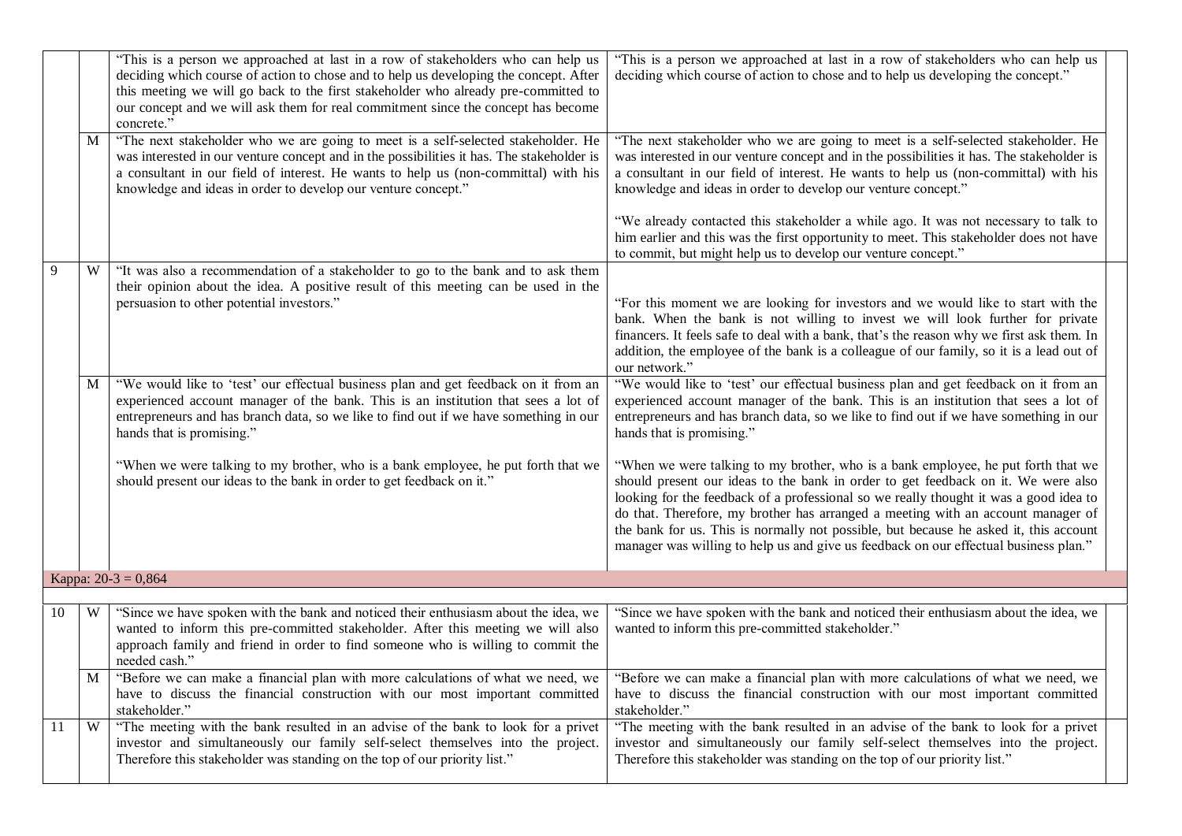| | | | | |
|---|---|---|---|---|
| | | "This is a person we approached at last in a row of stakeholders who can help us deciding which course of action to chose and to help us developing the concept. After this meeting we will go back to the first stakeholder who already pre-committed to our concept and we will ask them for real commitment since the concept has become concrete." | "This is a person we approached at last in a row of stakeholders who can help us deciding which course of action to chose and to help us developing the concept." | |
| | M | "The next stakeholder who we are going to meet is a self-selected stakeholder. He was interested in our venture concept and in the possibilities it has. The stakeholder is a consultant in our field of interest. He wants to help us (non-committal) with his knowledge and ideas in order to develop our venture concept." | "The next stakeholder who we are going to meet is a self-selected stakeholder. He was interested in our venture concept and in the possibilities it has. The stakeholder is a consultant in our field of interest. He wants to help us (non-committal) with his knowledge and ideas in order to develop our venture concept."<br><br>"We already contacted this stakeholder a while ago. It was not necessary to talk to him earlier and this was the first opportunity to meet. This stakeholder does not have to commit, but might help us to develop our venture concept." | |
| 9 | W | "It was also a recommendation of a stakeholder to go to the bank and to ask them their opinion about the idea. A positive result of this meeting can be used in the persuasion to other potential investors." | "For this moment we are looking for investors and we would like to start with the bank. When the bank is not willing to invest we will look further for private financers. It feels safe to deal with a bank, that's the reason why we first ask them. In addition, the employee of the bank is a colleague of our family, so it is a lead out of our network." | |
| | M | "We would like to 'test' our effectual business plan and get feedback on it from an experienced account manager of the bank. This is an institution that sees a lot of entrepreneurs and has branch data, so we like to find out if we have something in our hands that is promising."<br><br>"When we were talking to my brother, who is a bank employee, he put forth that we should present our ideas to the bank in order to get feedback on it." | "We would like to 'test' our effectual business plan and get feedback on it from an experienced account manager of the bank. This is an institution that sees a lot of entrepreneurs and has branch data, so we like to find out if we have something in our hands that is promising."<br><br>"When we were talking to my brother, who is a bank employee, he put forth that we should present our ideas to the bank in order to get feedback on it. We were also looking for the feedback of a professional so we really thought it was a good idea to do that. Therefore, my brother has arranged a meeting with an account manager of the bank for us. This is normally not possible, but because he asked it, this account manager was willing to help us and give us feedback on our effectual business plan." | |
| Kappa: 20-3 = 0,864 | | | | |
| 10 | W | "Since we have spoken with the bank and noticed their enthusiasm about the idea, we wanted to inform this pre-committed stakeholder. After this meeting we will also approach family and friend in order to find someone who is willing to commit the needed cash." | "Since we have spoken with the bank and noticed their enthusiasm about the idea, we wanted to inform this pre-committed stakeholder." | |
| | M | "Before we can make a financial plan with more calculations of what we need, we have to discuss the financial construction with our most important committed stakeholder." | "Before we can make a financial plan with more calculations of what we need, we have to discuss the financial construction with our most important committed stakeholder." | |
| 11 | W | "The meeting with the bank resulted in an advise of the bank to look for a privet investor and simultaneously our family self-select themselves into the project. Therefore this stakeholder was standing on the top of our priority list." | "The meeting with the bank resulted in an advise of the bank to look for a privet investor and simultaneously our family self-select themselves into the project. Therefore this stakeholder was standing on the top of our priority list." | |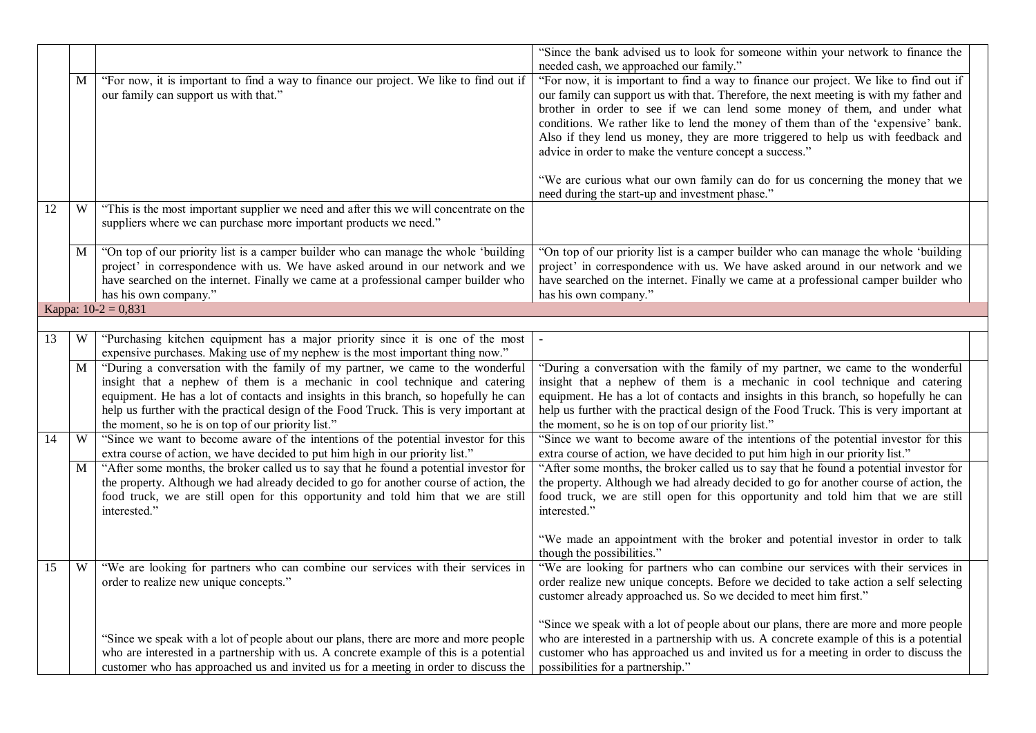| | | | | |
|---|---|---|---|---|
| | | | "Since the bank advised us to look for someone within your network to finance the needed cash, we approached our family." | |
| | M | "For now, it is important to find a way to finance our project. We like to find out if our family can support us with that." | "For now, it is important to find a way to finance our project. We like to find out if our family can support us with that. Therefore, the next meeting is with my father and brother in order to see if we can lend some money of them, and under what conditions. We rather like to lend the money of them than of the 'expensive' bank. Also if they lend us money, they are more triggered to help us with feedback and advice in order to make the venture concept a success."<br><br>"We are curious what our own family can do for us concerning the money that we need during the start-up and investment phase." | |
| 12 | W | "This is the most important supplier we need and after this we will concentrate on the suppliers where we can purchase more important products we need." | | |
| | M | "On top of our priority list is a camper builder who can manage the whole 'building project' in correspondence with us. We have asked around in our network and we have searched on the internet. Finally we came at a professional camper builder who has his own company." | "On top of our priority list is a camper builder who can manage the whole 'building project' in correspondence with us. We have asked around in our network and we have searched on the internet. Finally we came at a professional camper builder who has his own company." | |
| Kappa: 10-2 = 0,831 | | | | |
| | | | | |
| 13 | W | "Purchasing kitchen equipment has a major priority since it is one of the most expensive purchases. Making use of my nephew is the most important thing now." | - | |
| | M | "During a conversation with the family of my partner, we came to the wonderful insight that a nephew of them is a mechanic in cool technique and catering equipment. He has a lot of contacts and insights in this branch, so hopefully he can help us further with the practical design of the Food Truck. This is very important at the moment, so he is on top of our priority list." | "During a conversation with the family of my partner, we came to the wonderful insight that a nephew of them is a mechanic in cool technique and catering equipment. He has a lot of contacts and insights in this branch, so hopefully he can help us further with the practical design of the Food Truck. This is very important at the moment, so he is on top of our priority list." | |
| 14 | W | "Since we want to become aware of the intentions of the potential investor for this extra course of action, we have decided to put him high in our priority list." | "Since we want to become aware of the intentions of the potential investor for this extra course of action, we have decided to put him high in our priority list." | |
| | M | "After some months, the broker called us to say that he found a potential investor for the property. Although we had already decided to go for another course of action, the food truck, we are still open for this opportunity and told him that we are still interested." | "After some months, the broker called us to say that he found a potential investor for the property. Although we had already decided to go for another course of action, the food truck, we are still open for this opportunity and told him that we are still interested."<br><br>"We made an appointment with the broker and potential investor in order to talk though the possibilities." | |
| 15 | W | "We are looking for partners who can combine our services with their services in order to realize new unique concepts."<br><br>"Since we speak with a lot of people about our plans, there are more and more people who are interested in a partnership with us. A concrete example of this is a potential customer who has approached us and invited us for a meeting in order to discuss the | "We are looking for partners who can combine our services with their services in order realize new unique concepts. Before we decided to take action a self selecting customer already approached us. So we decided to meet him first."<br><br>"Since we speak with a lot of people about our plans, there are more and more people who are interested in a partnership with us. A concrete example of this is a potential customer who has approached us and invited us for a meeting in order to discuss the possibilities for a partnership." | |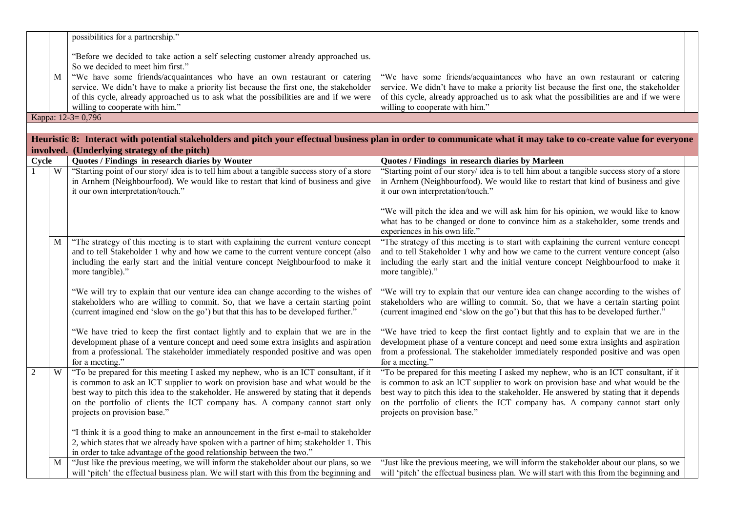| | | | |
|---|---|---|---|
| | | possibilities for a partnership."<br><br>"Before we decided to take action a self selecting customer already approached us. So we decided to meet him first." | |
| | M | "We have some friends/acquaintances who have an own restaurant or catering service. We didn't have to make a priority list because the first one, the stakeholder of this cycle, already approached us to ask what the possibilities are and if we were willing to cooperate with him." | "We have some friends/acquaintances who have an own restaurant or catering service. We didn't have to make a priority list because the first one, the stakeholder of this cycle, already approached us to ask what the possibilities are and if we were willing to cooperate with him." |
| Kappa: 12-3= 0,796 | | | |

**Heuristic 8: Interact with potential stakeholders and pitch your effectual business plan in order to communicate what it may take to co-create value for everyone involved. (Underlying strategy of the pitch)**

| Cycle | | Quotes / Findings in research diaries by Wouter | Quotes / Findings in research diaries by Marleen |
|---|---|---|---|
| 1 | W | "Starting point of our story/ idea is to tell him about a tangible success story of a store in Arnhem (Neighbourfood). We would like to restart that kind of business and give it our own interpretation/touch." | "Starting point of our story/ idea is to tell him about a tangible success story of a store in Arnhem (Neighbourfood). We would like to restart that kind of business and give it our own interpretation/touch."<br><br>"We will pitch the idea and we will ask him for his opinion, we would like to know what has to be changed or done to convince him as a stakeholder, some trends and experiences in his own life." |
| | M | "The strategy of this meeting is to start with explaining the current venture concept and to tell Stakeholder 1 why and how we came to the current venture concept (also including the early start and the initial venture concept Neighbourfood to make it more tangible)."<br><br>"We will try to explain that our venture idea can change according to the wishes of stakeholders who are willing to commit. So, that we have a certain starting point (current imagined end 'slow on the go') but that this has to be developed further."<br><br>"We have tried to keep the first contact lightly and to explain that we are in the development phase of a venture concept and need some extra insights and aspiration from a professional. The stakeholder immediately responded positive and was open for a meeting." | "The strategy of this meeting is to start with explaining the current venture concept and to tell Stakeholder 1 why and how we came to the current venture concept (also including the early start and the initial venture concept Neighbourfood to make it more tangible)."<br><br>"We will try to explain that our venture idea can change according to the wishes of stakeholders who are willing to commit. So, that we have a certain starting point (current imagined end 'slow on the go') but that this has to be developed further."<br><br>"We have tried to keep the first contact lightly and to explain that we are in the development phase of a venture concept and need some extra insights and aspiration from a professional. The stakeholder immediately responded positive and was open for a meeting." |
| 2 | W | "To be prepared for this meeting I asked my nephew, who is an ICT consultant, if it is common to ask an ICT supplier to work on provision base and what would be the best way to pitch this idea to the stakeholder. He answered by stating that it depends on the portfolio of clients the ICT company has. A company cannot start only projects on provision base."<br><br>"I think it is a good thing to make an announcement in the first e-mail to stakeholder 2, which states that we already have spoken with a partner of him; stakeholder 1. This in order to take advantage of the good relationship between the two." | "To be prepared for this meeting I asked my nephew, who is an ICT consultant, if it is common to ask an ICT supplier to work on provision base and what would be the best way to pitch this idea to the stakeholder. He answered by stating that it depends on the portfolio of clients the ICT company has. A company cannot start only projects on provision base." |
| | M | "Just like the previous meeting, we will inform the stakeholder about our plans, so we will 'pitch' the effectual business plan. We will start with this from the beginning and | "Just like the previous meeting, we will inform the stakeholder about our plans, so we will 'pitch' the effectual business plan. We will start with this from the beginning and |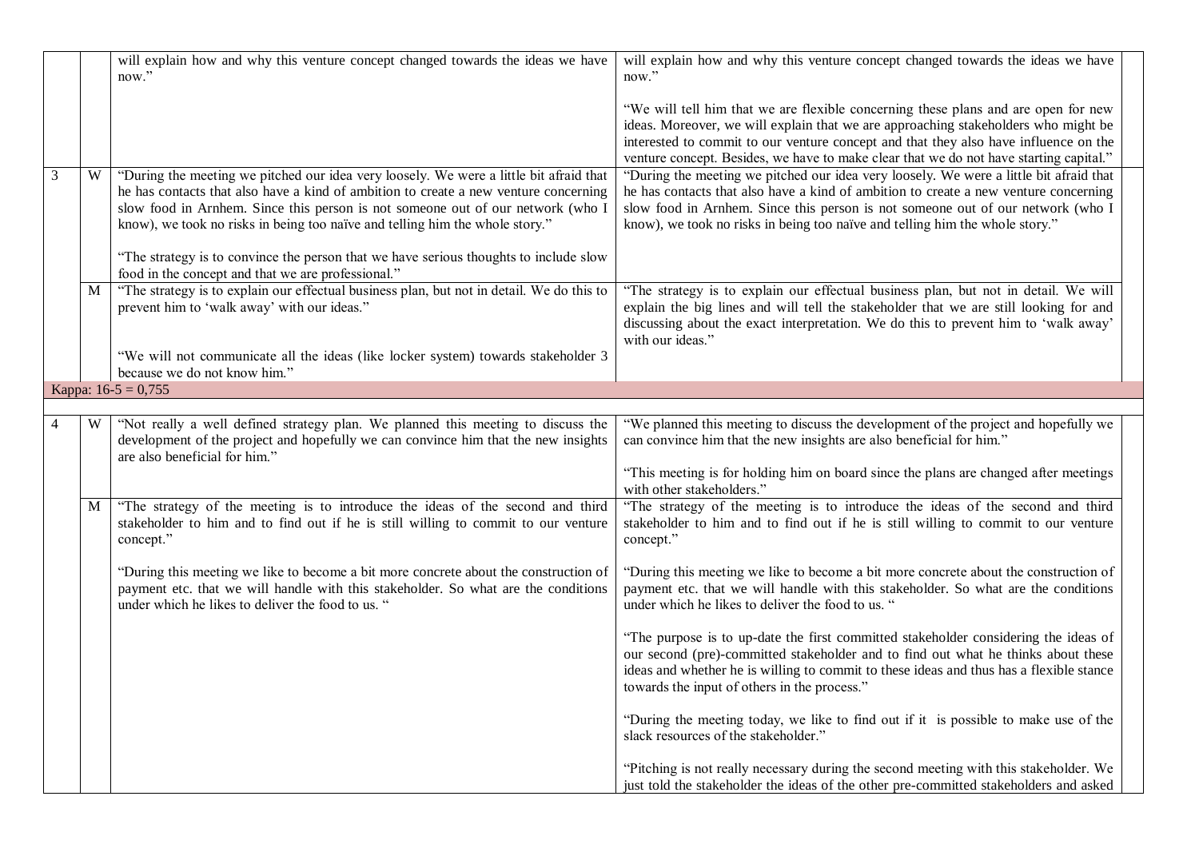| | | | | |
|---|---|---|---|---|
| | | will explain how and why this venture concept changed towards the ideas we have now." | will explain how and why this venture concept changed towards the ideas we have now."<br><br>"We will tell him that we are flexible concerning these plans and are open for new ideas. Moreover, we will explain that we are approaching stakeholders who might be interested to commit to our venture concept and that they also have influence on the venture concept. Besides, we have to make clear that we do not have starting capital." | |
| 3 | W | "During the meeting we pitched our idea very loosely. We were a little bit afraid that he has contacts that also have a kind of ambition to create a new venture concerning slow food in Arnhem. Since this person is not someone out of our network (who I know), we took no risks in being too naïve and telling him the whole story."<br><br>"The strategy is to convince the person that we have serious thoughts to include slow food in the concept and that we are professional." | "During the meeting we pitched our idea very loosely. We were a little bit afraid that he has contacts that also have a kind of ambition to create a new venture concerning slow food in Arnhem. Since this person is not someone out of our network (who I know), we took no risks in being too naïve and telling him the whole story." | |
| | M | "The strategy is to explain our effectual business plan, but not in detail. We do this to prevent him to 'walk away' with our ideas."<br><br>"We will not communicate all the ideas (like locker system) towards stakeholder 3 because we do not know him." | "The strategy is to explain our effectual business plan, but not in detail. We will explain the big lines and will tell the stakeholder that we are still looking for and discussing about the exact interpretation. We do this to prevent him to 'walk away' with our ideas." | |
| Kappa: 16-5 = 0,755 | | | | |
| | | | | |
| 4 | W | "Not really a well defined strategy plan. We planned this meeting to discuss the development of the project and hopefully we can convince him that the new insights are also beneficial for him." | "We planned this meeting to discuss the development of the project and hopefully we can convince him that the new insights are also beneficial for him."<br><br>"This meeting is for holding him on board since the plans are changed after meetings with other stakeholders." | |
| | M | "The strategy of the meeting is to introduce the ideas of the second and third stakeholder to him and to find out if he is still willing to commit to our venture concept."<br><br>"During this meeting we like to become a bit more concrete about the construction of payment etc. that we will handle with this stakeholder. So what are the conditions under which he likes to deliver the food to us. " | "The strategy of the meeting is to introduce the ideas of the second and third stakeholder to him and to find out if he is still willing to commit to our venture concept."<br><br>"During this meeting we like to become a bit more concrete about the construction of payment etc. that we will handle with this stakeholder. So what are the conditions under which he likes to deliver the food to us. "<br><br>"The purpose is to up-date the first committed stakeholder considering the ideas of our second (pre)-committed stakeholder and to find out what he thinks about these ideas and whether he is willing to commit to these ideas and thus has a flexible stance towards the input of others in the process."<br><br>"During the meeting today, we like to find out if it is possible to make use of the slack resources of the stakeholder."<br><br>"Pitching is not really necessary during the second meeting with this stakeholder. We just told the stakeholder the ideas of the other pre-committed stakeholders and asked | |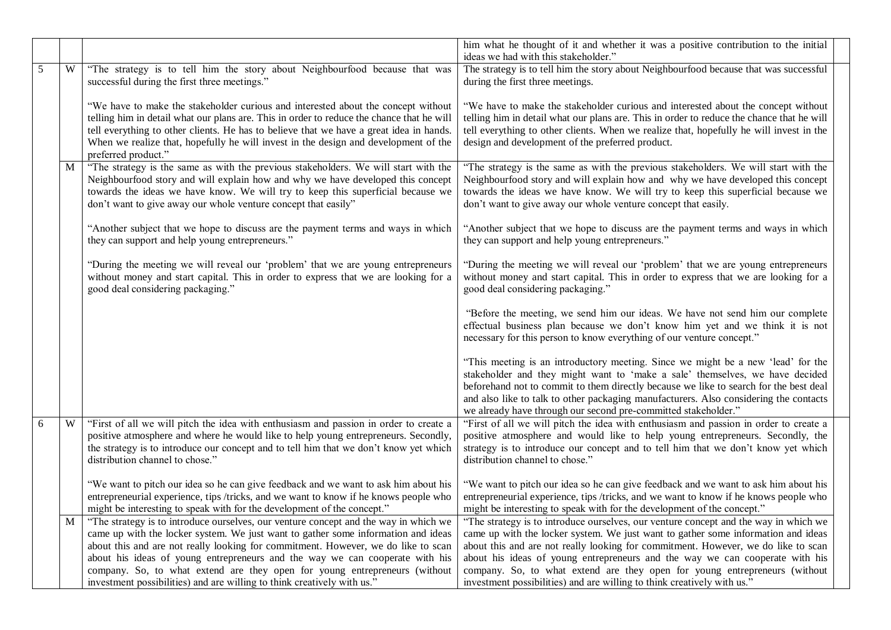| | | | | |
|---|---|---|---|---|
| | | | him what he thought of it and whether it was a positive contribution to the initial ideas we had with this stakeholder." | |
| 5 | W | "The strategy is to tell him the story about Neighbourfood because that was successful during the first three meetings."<br><br>"We have to make the stakeholder curious and interested about the concept without telling him in detail what our plans are. This in order to reduce the chance that he will tell everything to other clients. He has to believe that we have a great idea in hands. When we realize that, hopefully he will invest in the design and development of the preferred product." | The strategy is to tell him the story about Neighbourfood because that was successful during the first three meetings.<br><br>"We have to make the stakeholder curious and interested about the concept without telling him in detail what our plans are. This in order to reduce the chance that he will tell everything to other clients. When we realize that, hopefully he will invest in the design and development of the preferred product. | |
| | M | "The strategy is the same as with the previous stakeholders. We will start with the Neighbourfood story and will explain how and why we have developed this concept towards the ideas we have know. We will try to keep this superficial because we don't want to give away our whole venture concept that easily"<br><br>"Another subject that we hope to discuss are the payment terms and ways in which they can support and help young entrepreneurs."<br><br>"During the meeting we will reveal our 'problem' that we are young entrepreneurs without money and start capital. This in order to express that we are looking for a good deal considering packaging." | "The strategy is the same as with the previous stakeholders. We will start with the Neighbourfood story and will explain how and why we have developed this concept towards the ideas we have know. We will try to keep this superficial because we don't want to give away our whole venture concept that easily.<br><br>"Another subject that we hope to discuss are the payment terms and ways in which they can support and help young entrepreneurs."<br><br>"During the meeting we will reveal our 'problem' that we are young entrepreneurs without money and start capital. This in order to express that we are looking for a good deal considering packaging."<br><br>"Before the meeting, we send him our ideas. We have not send him our complete effectual business plan because we don't know him yet and we think it is not necessary for this person to know everything of our venture concept."<br><br>"This meeting is an introductory meeting. Since we might be a new 'lead' for the stakeholder and they might want to 'make a sale' themselves, we have decided beforehand not to commit to them directly because we like to search for the best deal and also like to talk to other packaging manufacturers. Also considering the contacts we already have through our second pre-committed stakeholder." | |
| 6 | W | "First of all we will pitch the idea with enthusiasm and passion in order to create a positive atmosphere and where he would like to help young entrepreneurs. Secondly, the strategy is to introduce our concept and to tell him that we don't know yet which distribution channel to chose."<br><br>"We want to pitch our idea so he can give feedback and we want to ask him about his entrepreneurial experience, tips /tricks, and we want to know if he knows people who might be interesting to speak with for the development of the concept." | "First of all we will pitch the idea with enthusiasm and passion in order to create a positive atmosphere and would like to help young entrepreneurs. Secondly, the strategy is to introduce our concept and to tell him that we don't know yet which distribution channel to chose."<br><br>"We want to pitch our idea so he can give feedback and we want to ask him about his entrepreneurial experience, tips /tricks, and we want to know if he knows people who might be interesting to speak with for the development of the concept." | |
| | M | "The strategy is to introduce ourselves, our venture concept and the way in which we came up with the locker system. We just want to gather some information and ideas about this and are not really looking for commitment. However, we do like to scan about his ideas of young entrepreneurs and the way we can cooperate with his company. So, to what extend are they open for young entrepreneurs (without investment possibilities) and are willing to think creatively with us." | "The strategy is to introduce ourselves, our venture concept and the way in which we came up with the locker system. We just want to gather some information and ideas about this and are not really looking for commitment. However, we do like to scan about his ideas of young entrepreneurs and the way we can cooperate with his company. So, to what extend are they open for young entrepreneurs (without investment possibilities) and are willing to think creatively with us." | |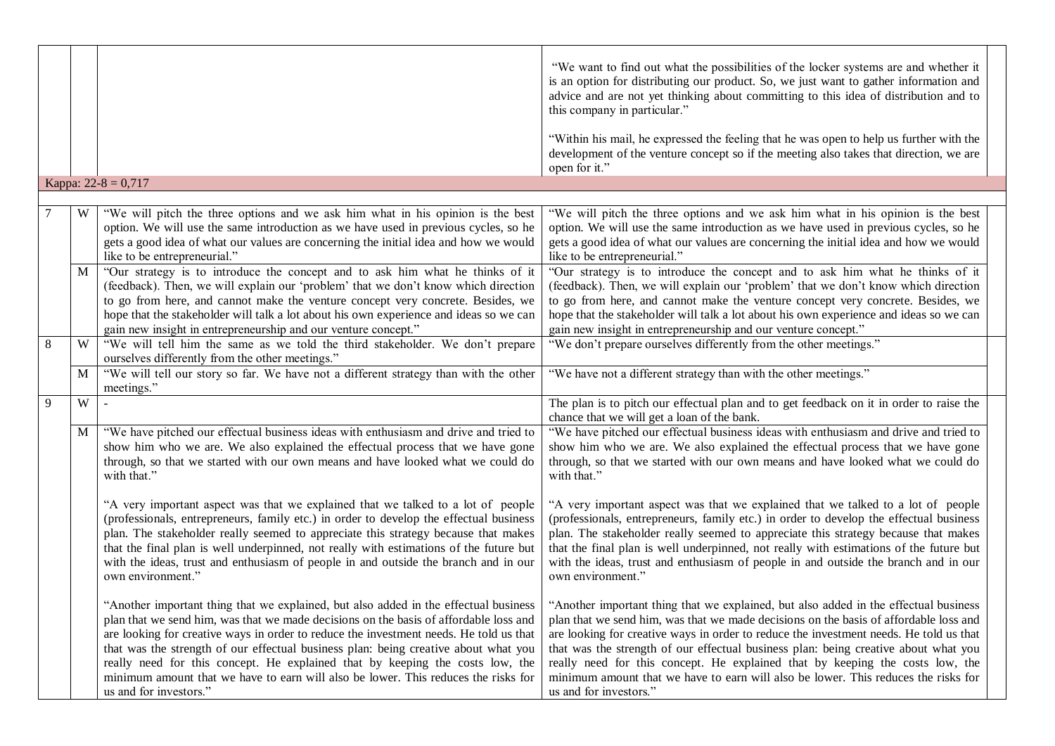| | | | | |
|---|---|---|---|---|
| | | | "We want to find out what the possibilities of the locker systems are and whether it is an option for distributing our product. So, we just want to gather information and advice and are not yet thinking about committing to this idea of distribution and to this company in particular."<br><br>"Within his mail, he expressed the feeling that he was open to help us further with the development of the venture concept so if the meeting also takes that direction, we are open for it." | |
| Kappa: 22-8 = 0,717 | | | | |
| 7 | W | "We will pitch the three options and we ask him what in his opinion is the best option. We will use the same introduction as we have used in previous cycles, so he gets a good idea of what our values are concerning the initial idea and how we would like to be entrepreneurial." | "We will pitch the three options and we ask him what in his opinion is the best option. We will use the same introduction as we have used in previous cycles, so he gets a good idea of what our values are concerning the initial idea and how we would like to be entrepreneurial." | |
| | M | "Our strategy is to introduce the concept and to ask him what he thinks of it (feedback). Then, we will explain our 'problem' that we don't know which direction to go from here, and cannot make the venture concept very concrete. Besides, we hope that the stakeholder will talk a lot about his own experience and ideas so we can gain new insight in entrepreneurship and our venture concept." | "Our strategy is to introduce the concept and to ask him what he thinks of it (feedback). Then, we will explain our 'problem' that we don't know which direction to go from here, and cannot make the venture concept very concrete. Besides, we hope that the stakeholder will talk a lot about his own experience and ideas so we can gain new insight in entrepreneurship and our venture concept." | |
| 8 | W | "We will tell him the same as we told the third stakeholder. We don't prepare ourselves differently from the other meetings." | "We don't prepare ourselves differently from the other meetings." | |
| | M | "We will tell our story so far. We have not a different strategy than with the other meetings." | "We have not a different strategy than with the other meetings." | |
| 9 | W | - | The plan is to pitch our effectual plan and to get feedback on it in order to raise the chance that we will get a loan of the bank. | |
| | M | "We have pitched our effectual business ideas with enthusiasm and drive and tried to show him who we are. We also explained the effectual process that we have gone through, so that we started with our own means and have looked what we could do with that."<br><br>"A very important aspect was that we explained that we talked to a lot of people (professionals, entrepreneurs, family etc.) in order to develop the effectual business plan. The stakeholder really seemed to appreciate this strategy because that makes that the final plan is well underpinned, not really with estimations of the future but with the ideas, trust and enthusiasm of people in and outside the branch and in our own environment."<br><br>"Another important thing that we explained, but also added in the effectual business plan that we send him, was that we made decisions on the basis of affordable loss and are looking for creative ways in order to reduce the investment needs. He told us that that was the strength of our effectual business plan: being creative about what you really need for this concept. He explained that by keeping the costs low, the minimum amount that we have to earn will also be lower. This reduces the risks for us and for investors." | "We have pitched our effectual business ideas with enthusiasm and drive and tried to show him who we are. We also explained the effectual process that we have gone through, so that we started with our own means and have looked what we could do with that."<br><br>"A very important aspect was that we explained that we talked to a lot of people (professionals, entrepreneurs, family etc.) in order to develop the effectual business plan. The stakeholder really seemed to appreciate this strategy because that makes that the final plan is well underpinned, not really with estimations of the future but with the ideas, trust and enthusiasm of people in and outside the branch and in our own environment."<br><br>"Another important thing that we explained, but also added in the effectual business plan that we send him, was that we made decisions on the basis of affordable loss and are looking for creative ways in order to reduce the investment needs. He told us that that was the strength of our effectual business plan: being creative about what you really need for this concept. He explained that by keeping the costs low, the minimum amount that we have to earn will also be lower. This reduces the risks for us and for investors." | |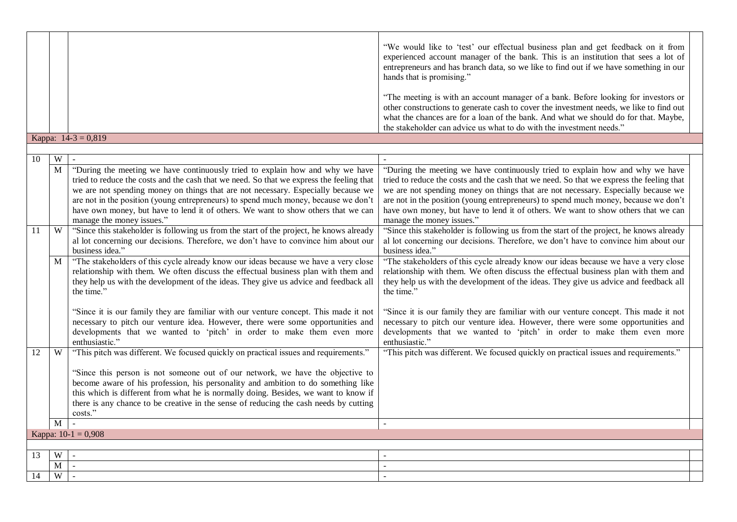| | | | | |
|---|---|---|---|---|
| | | | "We would like to 'test' our effectual business plan and get feedback on it from experienced account manager of the bank. This is an institution that sees a lot of entrepreneurs and has branch data, so we like to find out if we have something in our hands that is promising."<br><br>"The meeting is with an account manager of a bank. Before looking for investors or other constructions to generate cash to cover the investment needs, we like to find out what the chances are for a loan of the bank. And what we should do for that. Maybe, the stakeholder can advice us what to do with the investment needs." | |
| Kappa: 14-3 = 0,819 | | | | |
| | | | | |
| 10 | W | - | - | |
| | M | "During the meeting we have continuously tried to explain how and why we have tried to reduce the costs and the cash that we need. So that we express the feeling that we are not spending money on things that are not necessary. Especially because we are not in the position (young entrepreneurs) to spend much money, because we don't have own money, but have to lend it of others. We want to show others that we can manage the money issues." | "During the meeting we have continuously tried to explain how and why we have tried to reduce the costs and the cash that we need. So that we express the feeling that we are not spending money on things that are not necessary. Especially because we are not in the position (young entrepreneurs) to spend much money, because we don't have own money, but have to lend it of others. We want to show others that we can manage the money issues." | |
| 11 | W | "Since this stakeholder is following us from the start of the project, he knows already al lot concerning our decisions. Therefore, we don't have to convince him about our business idea." | "Since this stakeholder is following us from the start of the project, he knows already al lot concerning our decisions. Therefore, we don't have to convince him about our business idea." | |
| | M | "The stakeholders of this cycle already know our ideas because we have a very close relationship with them. We often discuss the effectual business plan with them and they help us with the development of the ideas. They give us advice and feedback all the time."<br><br>"Since it is our family they are familiar with our venture concept. This made it not necessary to pitch our venture idea. However, there were some opportunities and developments that we wanted to 'pitch' in order to make them even more enthusiastic." | "The stakeholders of this cycle already know our ideas because we have a very close relationship with them. We often discuss the effectual business plan with them and they help us with the development of the ideas. They give us advice and feedback all the time."<br><br>"Since it is our family they are familiar with our venture concept. This made it not necessary to pitch our venture idea. However, there were some opportunities and developments that we wanted to 'pitch' in order to make them even more enthusiastic." | |
| 12 | W | "This pitch was different. We focused quickly on practical issues and requirements."<br><br>"Since this person is not someone out of our network, we have the objective to become aware of his profession, his personality and ambition to do something like this which is different from what he is normally doing. Besides, we want to know if there is any chance to be creative in the sense of reducing the cash needs by cutting costs." | "This pitch was different. We focused quickly on practical issues and requirements." | |
| | M | - | - | |
| Kappa: 10-1 = 0,908 | | | | |
| | | | | |
| 13 | W | - | - | |
| | M | - | - | |
| 14 | W | - | - | |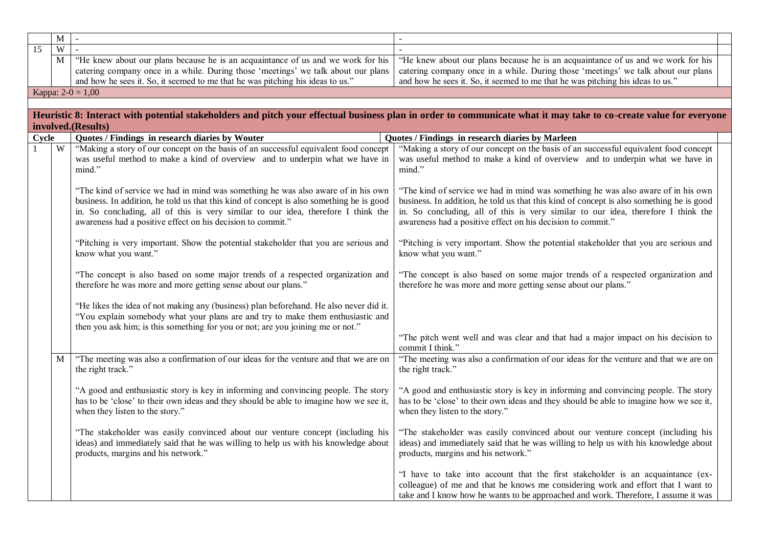| | M | - | - |
|---|---|---|---|
| 15 | W | - | - |
| | M | "He knew about our plans because he is an acquaintance of us and we work for his catering company once in a while. During those 'meetings' we talk about our plans and how he sees it. So, it seemed to me that he was pitching his ideas to us." | "He knew about our plans because he is an acquaintance of us and we work for his catering company once in a while. During those 'meetings' we talk about our plans and how he sees it. So, it seemed to me that he was pitching his ideas to us." |
| Kappa: 2-0 = 1,00 | | | |

**Heuristic 8: Interact with potential stakeholders and pitch your effectual business plan in order to communicate what it may take to co-create value for everyone involved.(Results)**

| Cycle | | Quotes / Findings in research diaries by Wouter | Quotes / Findings in research diaries by Marleen |
|---|---|---|---|
| 1 | W | "Making a story of our concept on the basis of an successful equivalent food concept was useful method to make a kind of overview and to underpin what we have in mind."<br><br>"The kind of service we had in mind was something he was also aware of in his own business. In addition, he told us that this kind of concept is also something he is good in. So concluding, all of this is very similar to our idea, therefore I think the awareness had a positive effect on his decision to commit."<br><br>"Pitching is very important. Show the potential stakeholder that you are serious and know what you want."<br><br>"The concept is also based on some major trends of a respected organization and therefore he was more and more getting sense about our plans."<br><br>"He likes the idea of not making any (business) plan beforehand. He also never did it. "You explain somebody what your plans are and try to make them enthusiastic and then you ask him; is this something for you or not; are you joining me or not." | "Making a story of our concept on the basis of an successful equivalent food concept was useful method to make a kind of overview and to underpin what we have in mind."<br><br>"The kind of service we had in mind was something he was also aware of in his own business. In addition, he told us that this kind of concept is also something he is good in. So concluding, all of this is very similar to our idea, therefore I think the awareness had a positive effect on his decision to commit."<br><br>"Pitching is very important. Show the potential stakeholder that you are serious and know what you want."<br><br>"The concept is also based on some major trends of a respected organization and therefore he was more and more getting sense about our plans."<br><br>"The pitch went well and was clear and that had a major impact on his decision to commit I think." |
| | M | "The meeting was also a confirmation of our ideas for the venture and that we are on the right track."<br><br>"A good and enthusiastic story is key in informing and convincing people. The story has to be 'close' to their own ideas and they should be able to imagine how we see it, when they listen to the story."<br><br>"The stakeholder was easily convinced about our venture concept (including his ideas) and immediately said that he was willing to help us with his knowledge about products, margins and his network." | "The meeting was also a confirmation of our ideas for the venture and that we are on the right track."<br><br>"A good and enthusiastic story is key in informing and convincing people. The story has to be 'close' to their own ideas and they should be able to imagine how we see it, when they listen to the story."<br><br>"The stakeholder was easily convinced about our venture concept (including his ideas) and immediately said that he was willing to help us with his knowledge about products, margins and his network."<br><br>"I have to take into account that the first stakeholder is an acquaintance (ex-colleague) of me and that he knows me considering work and effort that I want to take and I know how he wants to be approached and work. Therefore, I assume it was |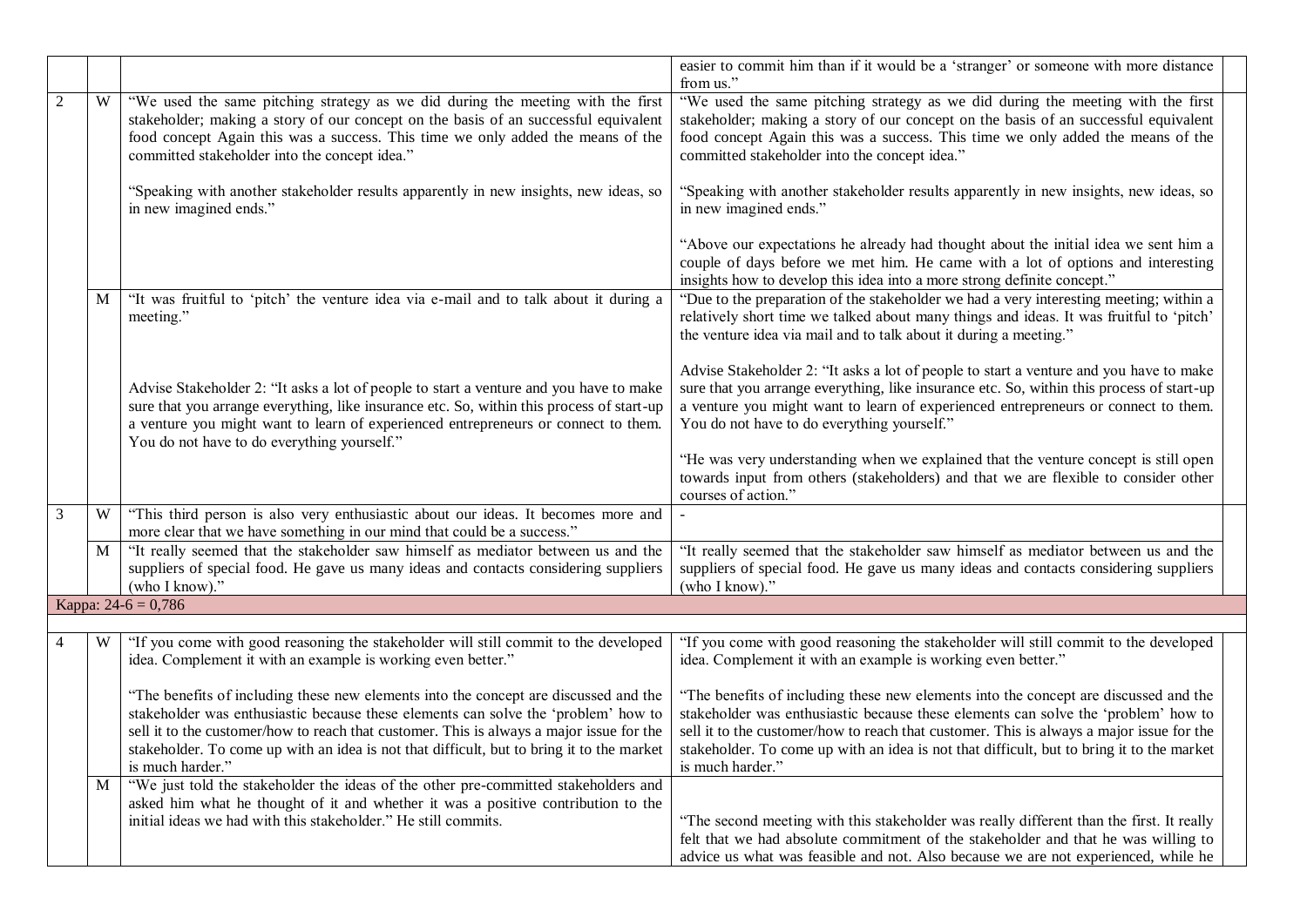| | | | | |
|---|---|---|---|---|
| | | | easier to commit him than if it would be a 'stranger' or someone with more distance from us." | |
| 2 | W | "We used the same pitching strategy as we did during the meeting with the first stakeholder; making a story of our concept on the basis of an successful equivalent food concept Again this was a success. This time we only added the means of the committed stakeholder into the concept idea."<br><br>"Speaking with another stakeholder results apparently in new insights, new ideas, so in new imagined ends." | "We used the same pitching strategy as we did during the meeting with the first stakeholder; making a story of our concept on the basis of an successful equivalent food concept Again this was a success. This time we only added the means of the committed stakeholder into the concept idea."<br><br>"Speaking with another stakeholder results apparently in new insights, new ideas, so in new imagined ends."<br><br>"Above our expectations he already had thought about the initial idea we sent him a couple of days before we met him. He came with a lot of options and interesting insights how to develop this idea into a more strong definite concept." | |
| | M | "It was fruitful to 'pitch' the venture idea via e-mail and to talk about it during a meeting."<br><br>Advise Stakeholder 2: "It asks a lot of people to start a venture and you have to make sure that you arrange everything, like insurance etc. So, within this process of start-up a venture you might want to learn of experienced entrepreneurs or connect to them. You do not have to do everything yourself." | "Due to the preparation of the stakeholder we had a very interesting meeting; within a relatively short time we talked about many things and ideas. It was fruitful to 'pitch' the venture idea via mail and to talk about it during a meeting."<br><br>Advise Stakeholder 2: "It asks a lot of people to start a venture and you have to make sure that you arrange everything, like insurance etc. So, within this process of start-up a venture you might want to learn of experienced entrepreneurs or connect to them. You do not have to do everything yourself."<br><br>"He was very understanding when we explained that the venture concept is still open towards input from others (stakeholders) and that we are flexible to consider other courses of action." | |
| 3 | W | "This third person is also very enthusiastic about our ideas. It becomes more and more clear that we have something in our mind that could be a success." | - | |
| | M | "It really seemed that the stakeholder saw himself as mediator between us and the suppliers of special food. He gave us many ideas and contacts considering suppliers (who I know)." | "It really seemed that the stakeholder saw himself as mediator between us and the suppliers of special food. He gave us many ideas and contacts considering suppliers (who I know)." | |
| Kappa: 24-6 = 0,786 | | | | |
| | | | | |
| 4 | W | "If you come with good reasoning the stakeholder will still commit to the developed idea. Complement it with an example is working even better."<br><br>"The benefits of including these new elements into the concept are discussed and the stakeholder was enthusiastic because these elements can solve the 'problem' how to sell it to the customer/how to reach that customer. This is always a major issue for the stakeholder. To come up with an idea is not that difficult, but to bring it to the market is much harder." | "If you come with good reasoning the stakeholder will still commit to the developed idea. Complement it with an example is working even better."<br><br>"The benefits of including these new elements into the concept are discussed and the stakeholder was enthusiastic because these elements can solve the 'problem' how to sell it to the customer/how to reach that customer. This is always a major issue for the stakeholder. To come up with an idea is not that difficult, but to bring it to the market is much harder." | |
| | M | "We just told the stakeholder the ideas of the other pre-committed stakeholders and asked him what he thought of it and whether it was a positive contribution to the initial ideas we had with this stakeholder." He still commits. | "The second meeting with this stakeholder was really different than the first. It really felt that we had absolute commitment of the stakeholder and that he was willing to advice us what was feasible and not. Also because we are not experienced, while he | |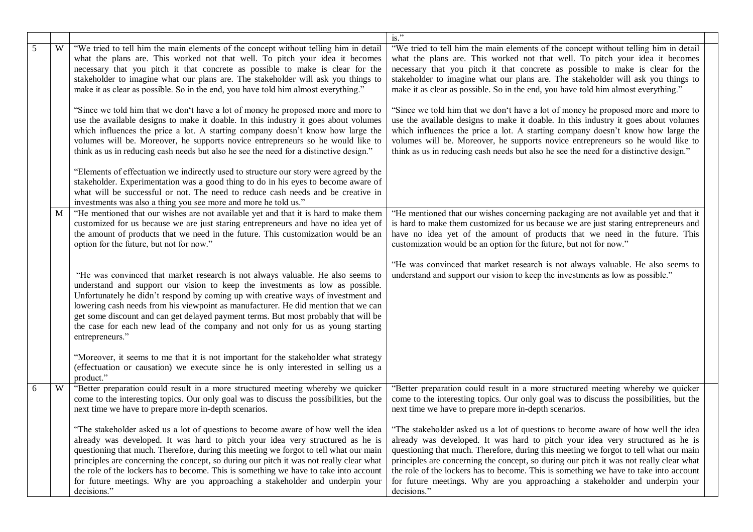| | | | | |
|---|---|---|---|---|
| | | | is." | |
| 5 | W | "We tried to tell him the main elements of the concept without telling him in detail what the plans are. This worked not that well. To pitch your idea it becomes necessary that you pitch it that concrete as possible to make is clear for the stakeholder to imagine what our plans are. The stakeholder will ask you things to make it as clear as possible. So in the end, you have told him almost everything."<br><br>"Since we told him that we don't have a lot of money he proposed more and more to use the available designs to make it doable. In this industry it goes about volumes which influences the price a lot. A starting company doesn't know how large the volumes will be. Moreover, he supports novice entrepreneurs so he would like to think as us in reducing cash needs but also he see the need for a distinctive design."<br><br>"Elements of effectuation we indirectly used to structure our story were agreed by the stakeholder. Experimentation was a good thing to do in his eyes to become aware of what will be successful or not. The need to reduce cash needs and be creative in investments was also a thing you see more and more he told us." | "We tried to tell him the main elements of the concept without telling him in detail what the plans are. This worked not that well. To pitch your idea it becomes necessary that you pitch it that concrete as possible to make is clear for the stakeholder to imagine what our plans are. The stakeholder will ask you things to make it as clear as possible. So in the end, you have told him almost everything."<br><br>"Since we told him that we don't have a lot of money he proposed more and more to use the available designs to make it doable. In this industry it goes about volumes which influences the price a lot. A starting company doesn't know how large the volumes will be. Moreover, he supports novice entrepreneurs so he would like to think as us in reducing cash needs but also he see the need for a distinctive design." | |
| | M | "He mentioned that our wishes are not available yet and that it is hard to make them customized for us because we are just staring entrepreneurs and have no idea yet of the amount of products that we need in the future. This customization would be an option for the future, but not for now."<br><br>"He was convinced that market research is not always valuable. He also seems to understand and support our vision to keep the investments as low as possible. Unfortunately he didn't respond by coming up with creative ways of investment and lowering cash needs from his viewpoint as manufacturer. He did mention that we can get some discount and can get delayed payment terms. But most probably that will be the case for each new lead of the company and not only for us as young starting entrepreneurs."<br><br>"Moreover, it seems to me that it is not important for the stakeholder what strategy (effectuation or causation) we execute since he is only interested in selling us a product." | "He mentioned that our wishes concerning packaging are not available yet and that it is hard to make them customized for us because we are just staring entrepreneurs and have no idea yet of the amount of products that we need in the future. This customization would be an option for the future, but not for now."<br><br>"He was convinced that market research is not always valuable. He also seems to understand and support our vision to keep the investments as low as possible." | |
| 6 | W | "Better preparation could result in a more structured meeting whereby we quicker come to the interesting topics. Our only goal was to discuss the possibilities, but the next time we have to prepare more in-depth scenarios.<br><br>"The stakeholder asked us a lot of questions to become aware of how well the idea already was developed. It was hard to pitch your idea very structured as he is questioning that much. Therefore, during this meeting we forgot to tell what our main principles are concerning the concept, so during our pitch it was not really clear what the role of the lockers has to become. This is something we have to take into account for future meetings. Why are you approaching a stakeholder and underpin your decisions." | "Better preparation could result in a more structured meeting whereby we quicker come to the interesting topics. Our only goal was to discuss the possibilities, but the next time we have to prepare more in-depth scenarios.<br><br>"The stakeholder asked us a lot of questions to become aware of how well the idea already was developed. It was hard to pitch your idea very structured as he is questioning that much. Therefore, during this meeting we forgot to tell what our main principles are concerning the concept, so during our pitch it was not really clear what the role of the lockers has to become. This is something we have to take into account for future meetings. Why are you approaching a stakeholder and underpin your decisions." | |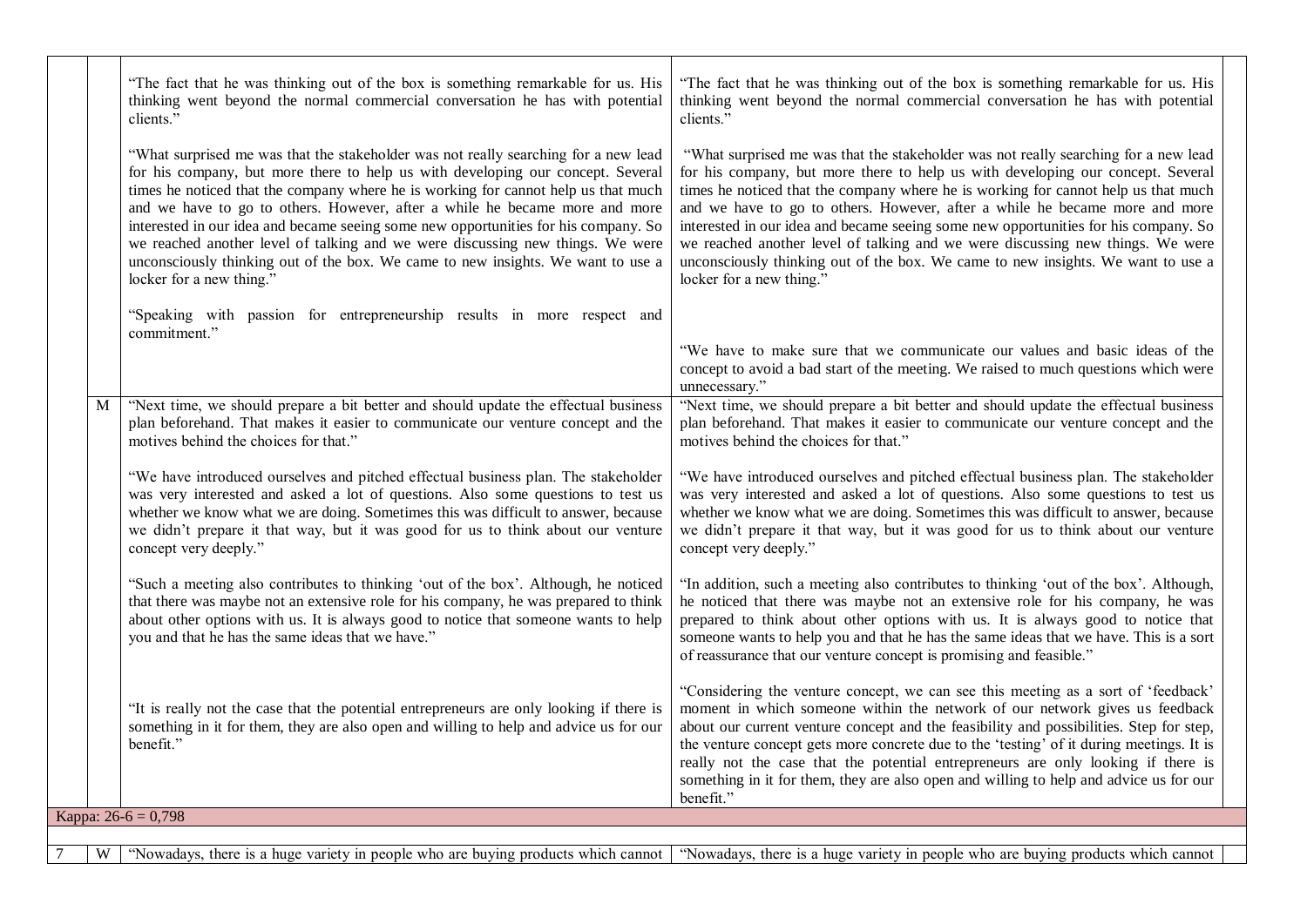| | | | | |
|---|---|---|---|---|
| | | "The fact that he was thinking out of the box is something remarkable for us. His thinking went beyond the normal commercial conversation he has with potential clients."<br><br>"What surprised me was that the stakeholder was not really searching for a new lead for his company, but more there to help us with developing our concept. Several times he noticed that the company where he is working for cannot help us that much and we have to go to others. However, after a while he became more and more interested in our idea and became seeing some new opportunities for his company. So we reached another level of talking and we were discussing new things. We were unconsciously thinking out of the box. We came to new insights. We want to use a locker for a new thing."<br><br>"Speaking with passion for entrepreneurship results in more respect and commitment." | "The fact that he was thinking out of the box is something remarkable for us. His thinking went beyond the normal commercial conversation he has with potential clients."<br><br>"What surprised me was that the stakeholder was not really searching for a new lead for his company, but more there to help us with developing our concept. Several times he noticed that the company where he is working for cannot help us that much and we have to go to others. However, after a while he became more and more interested in our idea and became seeing some new opportunities for his company. So we reached another level of talking and we were discussing new things. We were unconsciously thinking out of the box. We came to new insights. We want to use a locker for a new thing."<br><br>"We have to make sure that we communicate our values and basic ideas of the concept to avoid a bad start of the meeting. We raised to much questions which were unnecessary." | |
| | M | "Next time, we should prepare a bit better and should update the effectual business plan beforehand. That makes it easier to communicate our venture concept and the motives behind the choices for that."<br><br>"We have introduced ourselves and pitched effectual business plan. The stakeholder was very interested and asked a lot of questions. Also some questions to test us whether we know what we are doing. Sometimes this was difficult to answer, because we didn't prepare it that way, but it was good for us to think about our venture concept very deeply."<br><br>"Such a meeting also contributes to thinking 'out of the box'. Although, he noticed that there was maybe not an extensive role for his company, he was prepared to think about other options with us. It is always good to notice that someone wants to help you and that he has the same ideas that we have."<br><br>"It is really not the case that the potential entrepreneurs are only looking if there is something in it for them, they are also open and willing to help and advice us for our benefit." | "Next time, we should prepare a bit better and should update the effectual business plan beforehand. That makes it easier to communicate our venture concept and the motives behind the choices for that."<br><br>"We have introduced ourselves and pitched effectual business plan. The stakeholder was very interested and asked a lot of questions. Also some questions to test us whether we know what we are doing. Sometimes this was difficult to answer, because we didn't prepare it that way, but it was good for us to think about our venture concept very deeply."<br><br>"In addition, such a meeting also contributes to thinking 'out of the box'. Although, he noticed that there was maybe not an extensive role for his company, he was prepared to think about other options with us. It is always good to notice that someone wants to help you and that he has the same ideas that we have. This is a sort of reassurance that our venture concept is promising and feasible."<br><br>"Considering the venture concept, we can see this meeting as a sort of 'feedback' moment in which someone within the network of our network gives us feedback about our current venture concept and the feasibility and possibilities. Step for step, the venture concept gets more concrete due to the 'testing' of it during meetings. It is really not the case that the potential entrepreneurs are only looking if there is something in it for them, they are also open and willing to help and advice us for our benefit." | |
| Kappa: 26-6 = 0,798 | | | | |
| 7 | W | "Nowadays, there is a huge variety in people who are buying products which cannot | "Nowadays, there is a huge variety in people who are buying products which cannot | |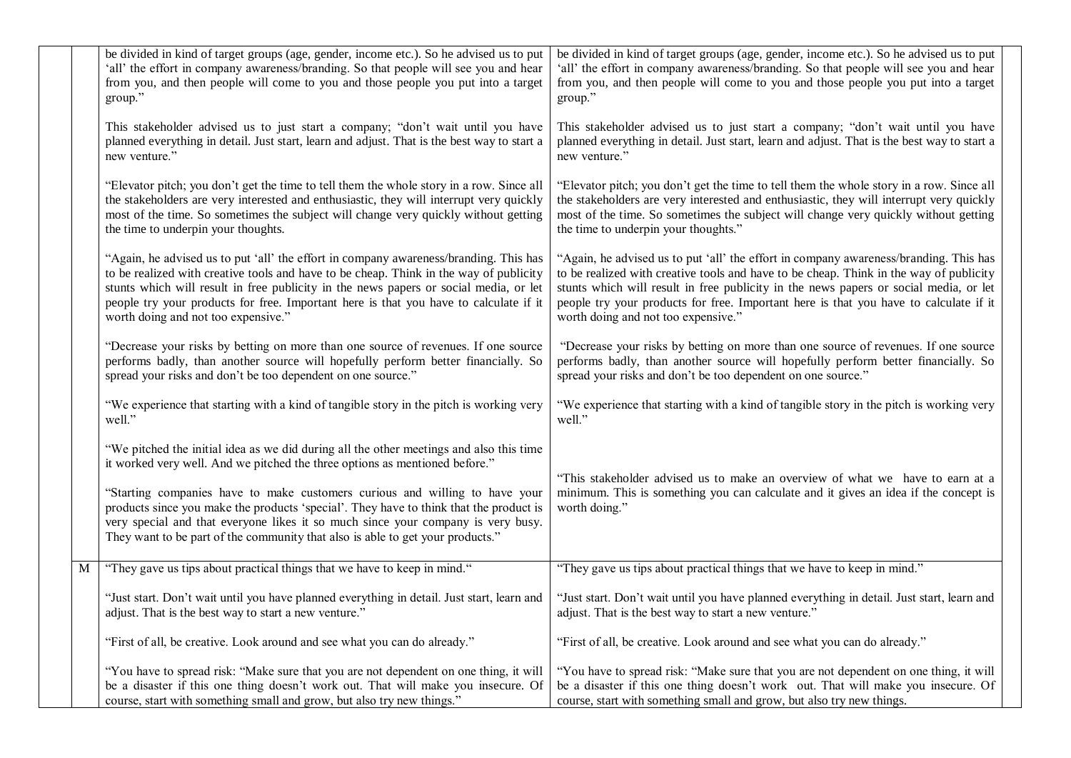| | | | |
|---|---|---|---|
| | be divided in kind of target groups (age, gender, income etc.). So he advised us to put 'all' the effort in company awareness/branding. So that people will see you and hear from you, and then people will come to you and those people you put into a target group."<br><br>This stakeholder advised us to just start a company; "don't wait until you have planned everything in detail. Just start, learn and adjust. That is the best way to start a new venture."<br><br>"Elevator pitch; you don't get the time to tell them the whole story in a row. Since all the stakeholders are very interested and enthusiastic, they will interrupt very quickly most of the time. So sometimes the subject will change very quickly without getting the time to underpin your thoughts.<br><br>"Again, he advised us to put 'all' the effort in company awareness/branding. This has to be realized with creative tools and have to be cheap. Think in the way of publicity stunts which will result in free publicity in the news papers or social media, or let people try your products for free. Important here is that you have to calculate if it worth doing and not too expensive."<br><br>"Decrease your risks by betting on more than one source of revenues. If one source performs badly, than another source will hopefully perform better financially. So spread your risks and don't be too dependent on one source."<br><br>"We experience that starting with a kind of tangible story in the pitch is working very well."<br><br>"We pitched the initial idea as we did during all the other meetings and also this time it worked very well. And we pitched the three options as mentioned before."<br><br>"Starting companies have to make customers curious and willing to have your products since you make the products 'special'. They have to think that the product is very special and that everyone likes it so much since your company is very busy. They want to be part of the community that also is able to get your products." | be divided in kind of target groups (age, gender, income etc.). So he advised us to put 'all' the effort in company awareness/branding. So that people will see you and hear from you, and then people will come to you and those people you put into a target group."<br><br>This stakeholder advised us to just start a company; "don't wait until you have planned everything in detail. Just start, learn and adjust. That is the best way to start a new venture."<br><br>"Elevator pitch; you don't get the time to tell them the whole story in a row. Since all the stakeholders are very interested and enthusiastic, they will interrupt very quickly most of the time. So sometimes the subject will change very quickly without getting the time to underpin your thoughts."<br><br>"Again, he advised us to put 'all' the effort in company awareness/branding. This has to be realized with creative tools and have to be cheap. Think in the way of publicity stunts which will result in free publicity in the news papers or social media, or let people try your products for free. Important here is that you have to calculate if it worth doing and not too expensive."<br><br>"Decrease your risks by betting on more than one source of revenues. If one source performs badly, than another source will hopefully perform better financially. So spread your risks and don't be too dependent on one source."<br><br>"We experience that starting with a kind of tangible story in the pitch is working very well."<br><br>"This stakeholder advised us to make an overview of what we have to earn at a minimum. This is something you can calculate and it gives an idea if the concept is worth doing." | |
| M | "They gave us tips about practical things that we have to keep in mind."<br><br>"Just start. Don't wait until you have planned everything in detail. Just start, learn and adjust. That is the best way to start a new venture."<br><br>"First of all, be creative. Look around and see what you can do already."<br><br>"You have to spread risk: "Make sure that you are not dependent on one thing, it will be a disaster if this one thing doesn't work out. That will make you insecure. Of course, start with something small and grow, but also try new things." | "They gave us tips about practical things that we have to keep in mind."<br><br>"Just start. Don't wait until you have planned everything in detail. Just start, learn and adjust. That is the best way to start a new venture."<br><br>"First of all, be creative. Look around and see what you can do already."<br><br>"You have to spread risk: "Make sure that you are not dependent on one thing, it will be a disaster if this one thing doesn't work out. That will make you insecure. Of course, start with something small and grow, but also try new things. | |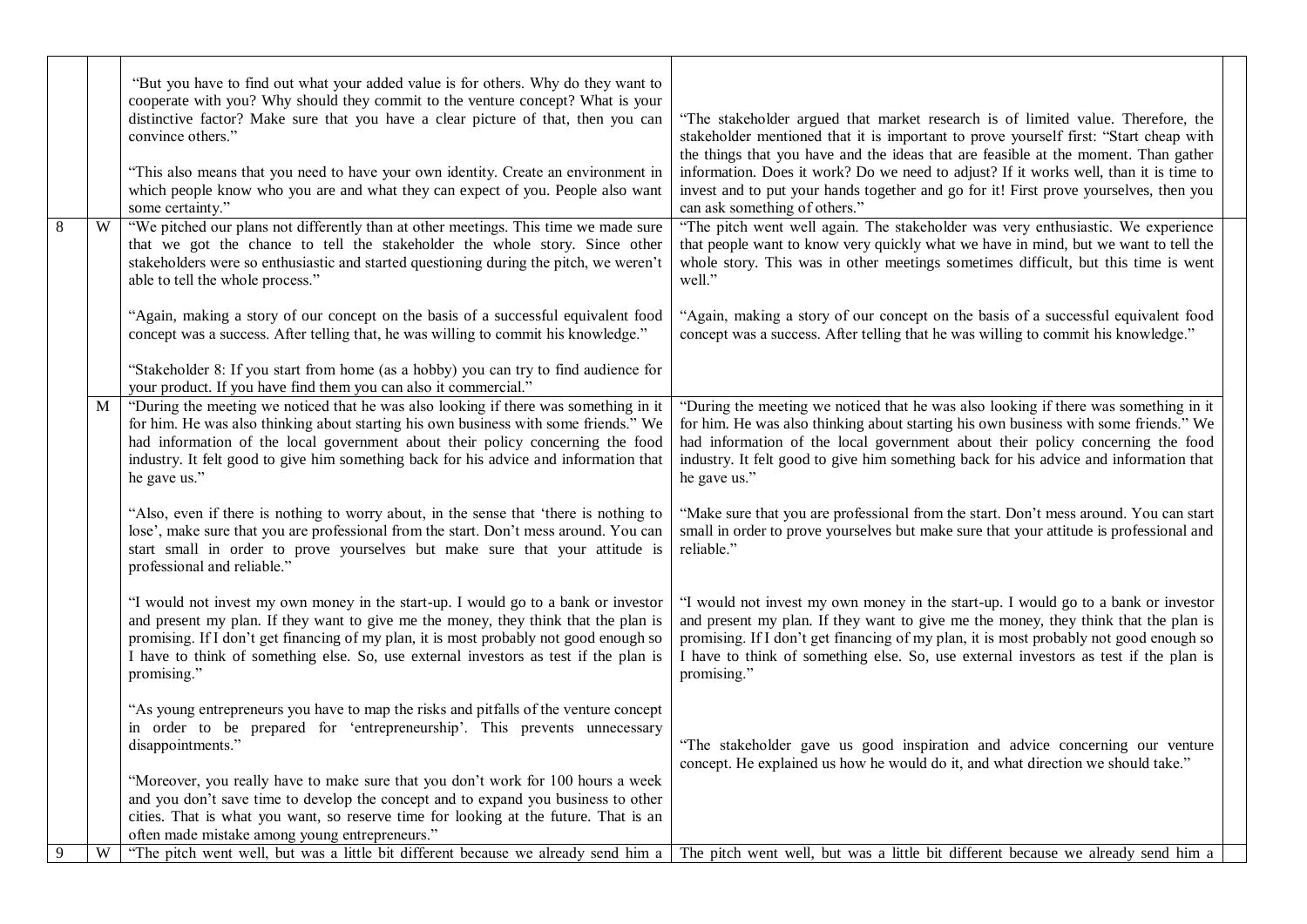|  |  |  |  |  |
|---|---|---|---|---|
|  |  | "But you have to find out what your added value is for others. Why do they want to cooperate with you? Why should they commit to the venture concept? What is your distinctive factor? Make sure that you have a clear picture of that, then you can convince others."<br><br>"This also means that you need to have your own identity. Create an environment in which people know who you are and what they can expect of you. People also want some certainty." | "The stakeholder argued that market research is of limited value. Therefore, the stakeholder mentioned that it is important to prove yourself first: "Start cheap with the things that you have and the ideas that are feasible at the moment. Than gather information. Does it work? Do we need to adjust? If it works well, than it is time to invest and to put your hands together and go for it! First prove yourselves, then you can ask something of others." |  |
| 8 | W | "We pitched our plans not differently than at other meetings. This time we made sure that we got the chance to tell the stakeholder the whole story. Since other stakeholders were so enthusiastic and started questioning during the pitch, we weren't able to tell the whole process."<br><br>"Again, making a story of our concept on the basis of a successful equivalent food concept was a success. After telling that, he was willing to commit his knowledge."<br><br>"Stakeholder 8: If you start from home (as a hobby) you can try to find audience for your product. If you have find them you can also it commercial." | "The pitch went well again. The stakeholder was very enthusiastic. We experience that people want to know very quickly what we have in mind, but we want to tell the whole story. This was in other meetings sometimes difficult, but this time is went well."<br><br>"Again, making a story of our concept on the basis of a successful equivalent food concept was a success. After telling that he was willing to commit his knowledge." |  |
|  | M | "During the meeting we noticed that he was also looking if there was something in it for him. He was also thinking about starting his own business with some friends." We had information of the local government about their policy concerning the food industry. It felt good to give him something back for his advice and information that he gave us."<br><br>"Also, even if there is nothing to worry about, in the sense that 'there is nothing to lose', make sure that you are professional from the start. Don't mess around. You can start small in order to prove yourselves but make sure that your attitude is professional and reliable."<br><br>"I would not invest my own money in the start-up. I would go to a bank or investor and present my plan. If they want to give me the money, they think that the plan is promising. If I don't get financing of my plan, it is most probably not good enough so I have to think of something else. So, use external investors as test if the plan is promising."<br><br>"As young entrepreneurs you have to map the risks and pitfalls of the venture concept in order to be prepared for 'entrepreneurship'. This prevents unnecessary disappointments."<br><br>"Moreover, you really have to make sure that you don't work for 100 hours a week and you don't save time to develop the concept and to expand you business to other cities. That is what you want, so reserve time for looking at the future. That is an often made mistake among young entrepreneurs." | "During the meeting we noticed that he was also looking if there was something in it for him. He was also thinking about starting his own business with some friends." We had information of the local government about their policy concerning the food industry. It felt good to give him something back for his advice and information that he gave us."<br><br>"Make sure that you are professional from the start. Don't mess around. You can start small in order to prove yourselves but make sure that your attitude is professional and reliable."<br><br>"I would not invest my own money in the start-up. I would go to a bank or investor and present my plan. If they want to give me the money, they think that the plan is promising. If I don't get financing of my plan, it is most probably not good enough so I have to think of something else. So, use external investors as test if the plan is promising."<br><br>"The stakeholder gave us good inspiration and advice concerning our venture concept. He explained us how he would do it, and what direction we should take." |  |
| 9 | W | "The pitch went well, but was a little bit different because we already send him a | The pitch went well, but was a little bit different because we already send him a |  |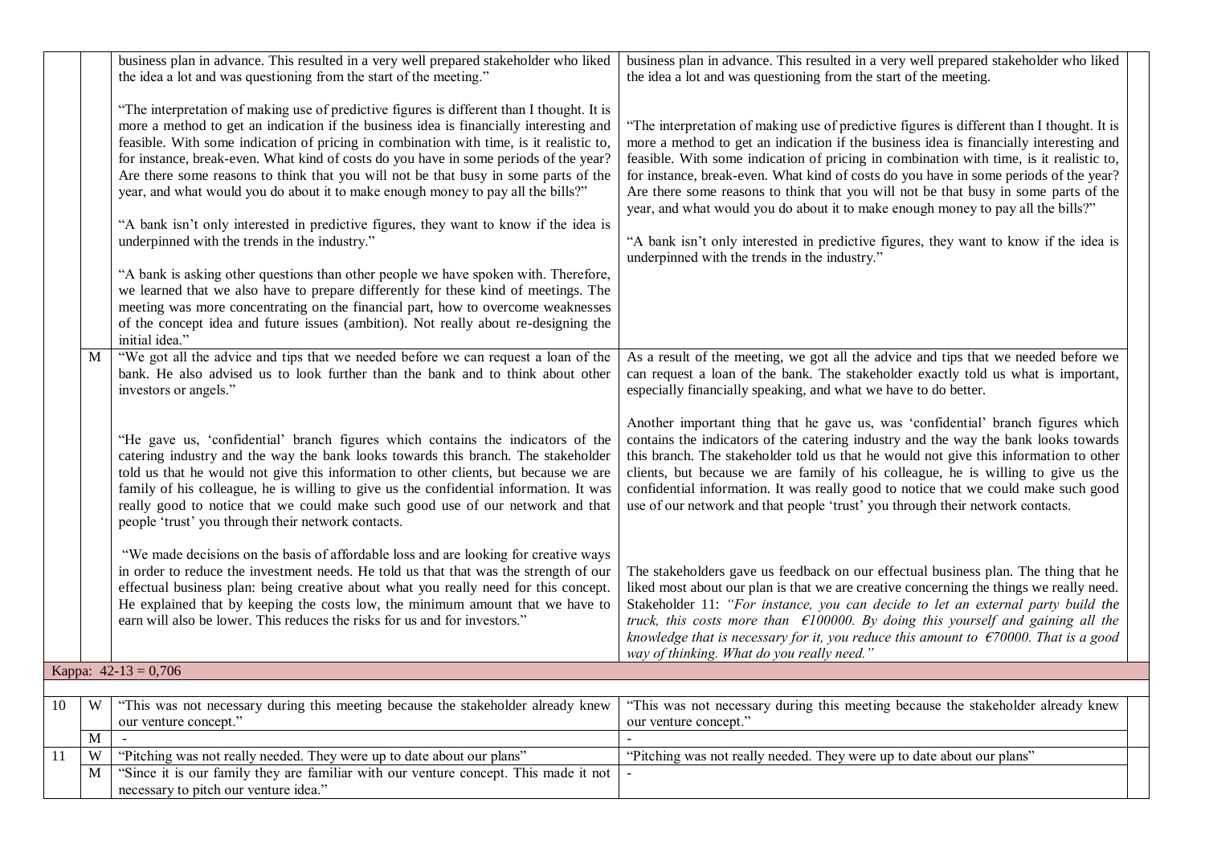| | | | | |
|---|---|---|---|---|
| | | business plan in advance. This resulted in a very well prepared stakeholder who liked the idea a lot and was questioning from the start of the meeting."<br><br>"The interpretation of making use of predictive figures is different than I thought. It is more a method to get an indication if the business idea is financially interesting and feasible. With some indication of pricing in combination with time, is it realistic to, for instance, break-even. What kind of costs do you have in some periods of the year? Are there some reasons to think that you will not be that busy in some parts of the year, and what would you do about it to make enough money to pay all the bills?"<br><br>"A bank isn't only interested in predictive figures, they want to know if the idea is underpinned with the trends in the industry."<br><br>"A bank is asking other questions than other people we have spoken with. Therefore, we learned that we also have to prepare differently for these kind of meetings. The meeting was more concentrating on the financial part, how to overcome weaknesses of the concept idea and future issues (ambition). Not really about re-designing the initial idea." | business plan in advance. This resulted in a very well prepared stakeholder who liked the idea a lot and was questioning from the start of the meeting.<br><br>"The interpretation of making use of predictive figures is different than I thought. It is more a method to get an indication if the business idea is financially interesting and feasible. With some indication of pricing in combination with time, is it realistic to, for instance, break-even. What kind of costs do you have in some periods of the year? Are there some reasons to think that you will not be that busy in some parts of the year, and what would you do about it to make enough money to pay all the bills?"<br><br>"A bank isn't only interested in predictive figures, they want to know if the idea is underpinned with the trends in the industry." | |
| | M | "We got all the advice and tips that we needed before we can request a loan of the bank. He also advised us to look further than the bank and to think about other investors or angels."<br><br>"He gave us, 'confidential' branch figures which contains the indicators of the catering industry and the way the bank looks towards this branch. The stakeholder told us that he would not give this information to other clients, but because we are family of his colleague, he is willing to give us the confidential information. It was really good to notice that we could make such good use of our network and that people 'trust' you through their network contacts.<br><br>"We made decisions on the basis of affordable loss and are looking for creative ways in order to reduce the investment needs. He told us that that was the strength of our effectual business plan: being creative about what you really need for this concept. He explained that by keeping the costs low, the minimum amount that we have to earn will also be lower. This reduces the risks for us and for investors." | As a result of the meeting, we got all the advice and tips that we needed before we can request a loan of the bank. The stakeholder exactly told us what is important, especially financially speaking, and what we have to do better.<br><br>Another important thing that he gave us, was 'confidential' branch figures which contains the indicators of the catering industry and the way the bank looks towards this branch. The stakeholder told us that he would not give this information to other clients, but because we are family of his colleague, he is willing to give us the confidential information. It was really good to notice that we could make such good use of our network and that people 'trust' you through their network contacts.<br><br>The stakeholders gave us feedback on our effectual business plan. The thing that he liked most about our plan is that we are creative concerning the things we really need. Stakeholder 11: *"For instance, you can decide to let an external party build the truck, this costs more than €100000. By doing this yourself and gaining all the knowledge that is necessary for it, you reduce this amount to €70000. That is a good way of thinking. What do you really need."* | |
| Kappa: 42-13 = 0,706 | | | | |
| | | | | |
| 10 | W | "This was not necessary during this meeting because the stakeholder already knew our venture concept." | "This was not necessary during this meeting because the stakeholder already knew our venture concept." | |
| | M | - | - | |
| 11 | W | "Pitching was not really needed. They were up to date about our plans" | "Pitching was not really needed. They were up to date about our plans" | |
| | M | "Since it is our family they are familiar with our venture concept. This made it not necessary to pitch our venture idea." | - | |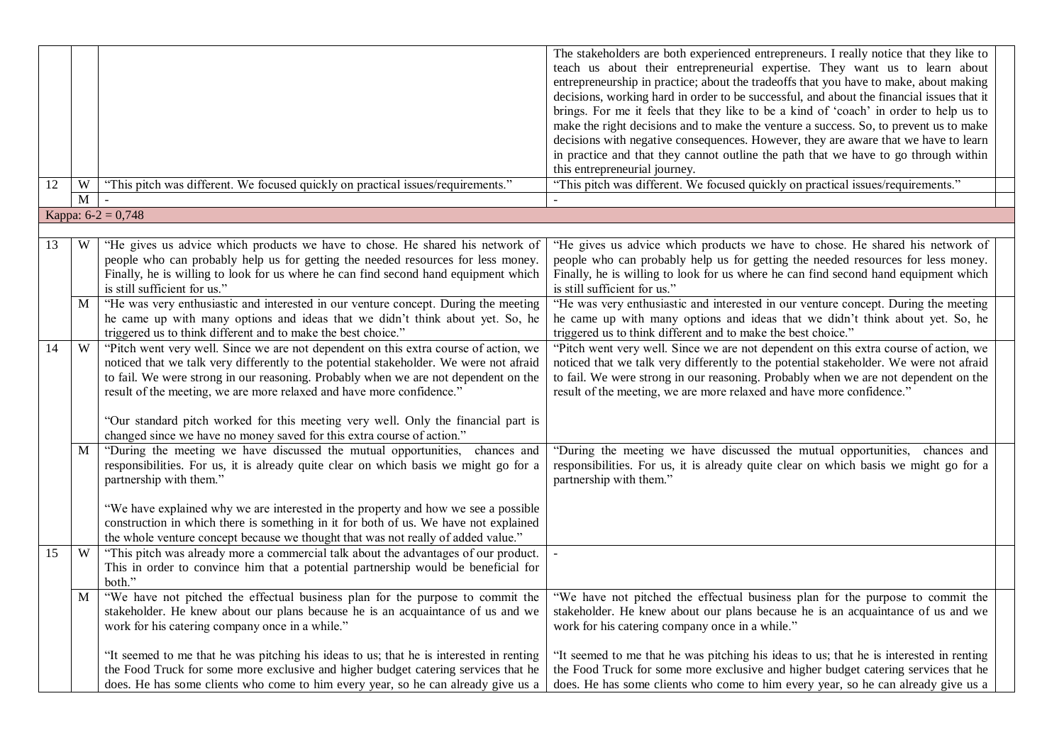| | | | | |
|---|---|---|---|---|
| | | | The stakeholders are both experienced entrepreneurs. I really notice that they like to teach us about their entrepreneurial expertise. They want us to learn about entrepreneurship in practice; about the tradeoffs that you have to make, about making decisions, working hard in order to be successful, and about the financial issues that it brings. For me it feels that they like to be a kind of 'coach' in order to help us to make the right decisions and to make the venture a success. So, to prevent us to make decisions with negative consequences. However, they are aware that we have to learn in practice and that they cannot outline the path that we have to go through within this entrepreneurial journey. | |
| 12 | W | "This pitch was different. We focused quickly on practical issues/requirements." | "This pitch was different. We focused quickly on practical issues/requirements." | |
| | M | - | - | |
| Kappa: 6-2 = 0,748 | | | | |
| | | | | |
| 13 | W | "He gives us advice which products we have to chose. He shared his network of people who can probably help us for getting the needed resources for less money. Finally, he is willing to look for us where he can find second hand equipment which is still sufficient for us." | "He gives us advice which products we have to chose. He shared his network of people who can probably help us for getting the needed resources for less money. Finally, he is willing to look for us where he can find second hand equipment which is still sufficient for us." | |
| | M | "He was very enthusiastic and interested in our venture concept. During the meeting he came up with many options and ideas that we didn't think about yet. So, he triggered us to think different and to make the best choice." | "He was very enthusiastic and interested in our venture concept. During the meeting he came up with many options and ideas that we didn't think about yet. So, he triggered us to think different and to make the best choice." | |
| 14 | W | "Pitch went very well. Since we are not dependent on this extra course of action, we noticed that we talk very differently to the potential stakeholder. We were not afraid to fail. We were strong in our reasoning. Probably when we are not dependent on the result of the meeting, we are more relaxed and have more confidence."<br><br>"Our standard pitch worked for this meeting very well. Only the financial part is changed since we have no money saved for this extra course of action." | "Pitch went very well. Since we are not dependent on this extra course of action, we noticed that we talk very differently to the potential stakeholder. We were not afraid to fail. We were strong in our reasoning. Probably when we are not dependent on the result of the meeting, we are more relaxed and have more confidence." | |
| | M | "During the meeting we have discussed the mutual opportunities, chances and responsibilities. For us, it is already quite clear on which basis we might go for a partnership with them."<br><br>"We have explained why we are interested in the property and how we see a possible construction in which there is something in it for both of us. We have not explained the whole venture concept because we thought that was not really of added value." | "During the meeting we have discussed the mutual opportunities, chances and responsibilities. For us, it is already quite clear on which basis we might go for a partnership with them." | |
| 15 | W | "This pitch was already more a commercial talk about the advantages of our product. This in order to convince him that a potential partnership would be beneficial for both." | - | |
| | M | "We have not pitched the effectual business plan for the purpose to commit the stakeholder. He knew about our plans because he is an acquaintance of us and we work for his catering company once in a while."<br><br>"It seemed to me that he was pitching his ideas to us; that he is interested in renting the Food Truck for some more exclusive and higher budget catering services that he does. He has some clients who come to him every year, so he can already give us a | "We have not pitched the effectual business plan for the purpose to commit the stakeholder. He knew about our plans because he is an acquaintance of us and we work for his catering company once in a while."<br><br>"It seemed to me that he was pitching his ideas to us; that he is interested in renting the Food Truck for some more exclusive and higher budget catering services that he does. He has some clients who come to him every year, so he can already give us a | |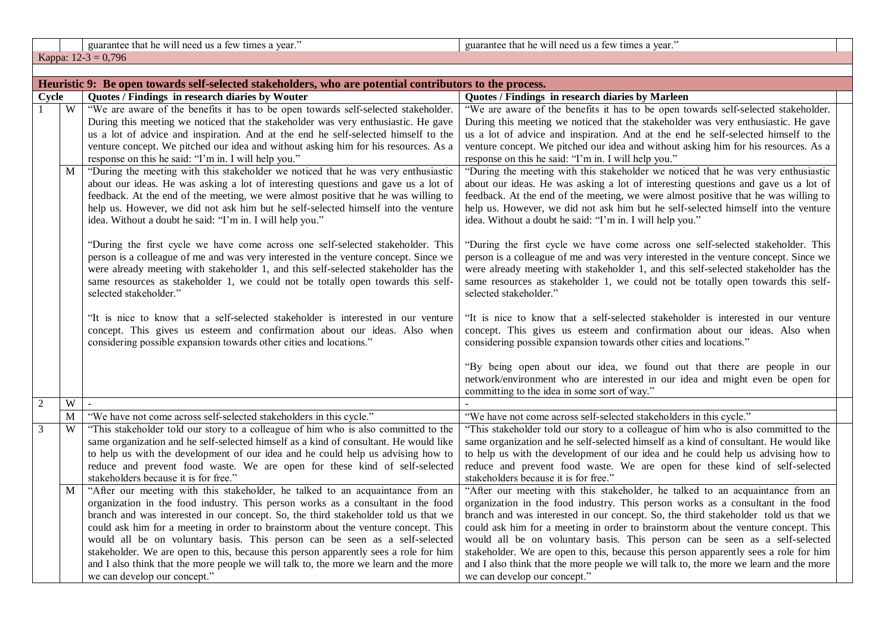| | | | | |
|---|---|---|---|---|
| | | guarantee that he will need us a few times a year." | guarantee that he will need us a few times a year." | |

Kappa: 12-3 = 0,796

| Heuristic 9: Be open towards self-selected stakeholders, who are potential contributors to the process. | | | | |
|---|---|---|---|---|
| **Cycle** | | **Quotes / Findings in research diaries by Wouter** | **Quotes / Findings in research diaries by Marleen** | |
| 1 | W | "We are aware of the benefits it has to be open towards self-selected stakeholder. During this meeting we noticed that the stakeholder was very enthusiastic. He gave us a lot of advice and inspiration. And at the end he self-selected himself to the venture concept. We pitched our idea and without asking him for his resources. As a response on this he said: "I'm in. I will help you." | "We are aware of the benefits it has to be open towards self-selected stakeholder. During this meeting we noticed that the stakeholder was very enthusiastic. He gave us a lot of advice and inspiration. And at the end he self-selected himself to the venture concept. We pitched our idea and without asking him for his resources. As a response on this he said: "I'm in. I will help you." | |
| | M | "During the meeting with this stakeholder we noticed that he was very enthusiastic about our ideas. He was asking a lot of interesting questions and gave us a lot of feedback. At the end of the meeting, we were almost positive that he was willing to help us. However, we did not ask him but he self-selected himself into the venture idea. Without a doubt he said: "I'm in. I will help you."<br><br>"During the first cycle we have come across one self-selected stakeholder. This person is a colleague of me and was very interested in the venture concept. Since we were already meeting with stakeholder 1, and this self-selected stakeholder has the same resources as stakeholder 1, we could not be totally open towards this self-selected stakeholder."<br><br>"It is nice to know that a self-selected stakeholder is interested in our venture concept. This gives us esteem and confirmation about our ideas. Also when considering possible expansion towards other cities and locations." | "During the meeting with this stakeholder we noticed that he was very enthusiastic about our ideas. He was asking a lot of interesting questions and gave us a lot of feedback. At the end of the meeting, we were almost positive that he was willing to help us. However, we did not ask him but he self-selected himself into the venture idea. Without a doubt he said: "I'm in. I will help you."<br><br>"During the first cycle we have come across one self-selected stakeholder. This person is a colleague of me and was very interested in the venture concept. Since we were already meeting with stakeholder 1, and this self-selected stakeholder has the same resources as stakeholder 1, we could not be totally open towards this self-selected stakeholder."<br><br>"It is nice to know that a self-selected stakeholder is interested in our venture concept. This gives us esteem and confirmation about our ideas. Also when considering possible expansion towards other cities and locations."<br><br>"By being open about our idea, we found out that there are people in our network/environment who are interested in our idea and might even be open for committing to the idea in some sort of way." | |
| 2 | W | - | - | |
| | M | "We have not come across self-selected stakeholders in this cycle." | "We have not come across self-selected stakeholders in this cycle." | |
| 3 | W | "This stakeholder told our story to a colleague of him who is also committed to the same organization and he self-selected himself as a kind of consultant. He would like to help us with the development of our idea and he could help us advising how to reduce and prevent food waste. We are open for these kind of self-selected stakeholders because it is for free." | "This stakeholder told our story to a colleague of him who is also committed to the same organization and he self-selected himself as a kind of consultant. He would like to help us with the development of our idea and he could help us advising how to reduce and prevent food waste. We are open for these kind of self-selected stakeholders because it is for free." | |
| | M | "After our meeting with this stakeholder, he talked to an acquaintance from an organization in the food industry. This person works as a consultant in the food branch and was interested in our concept. So, the third stakeholder told us that we could ask him for a meeting in order to brainstorm about the venture concept. This would all be on voluntary basis. This person can be seen as a self-selected stakeholder. We are open to this, because this person apparently sees a role for him and I also think that the more people we will talk to, the more we learn and the more we can develop our concept." | "After our meeting with this stakeholder, he talked to an acquaintance from an organization in the food industry. This person works as a consultant in the food branch and was interested in our concept. So, the third stakeholder told us that we could ask him for a meeting in order to brainstorm about the venture concept. This would all be on voluntary basis. This person can be seen as a self-selected stakeholder. We are open to this, because this person apparently sees a role for him and I also think that the more people we will talk to, the more we learn and the more we can develop our concept." | |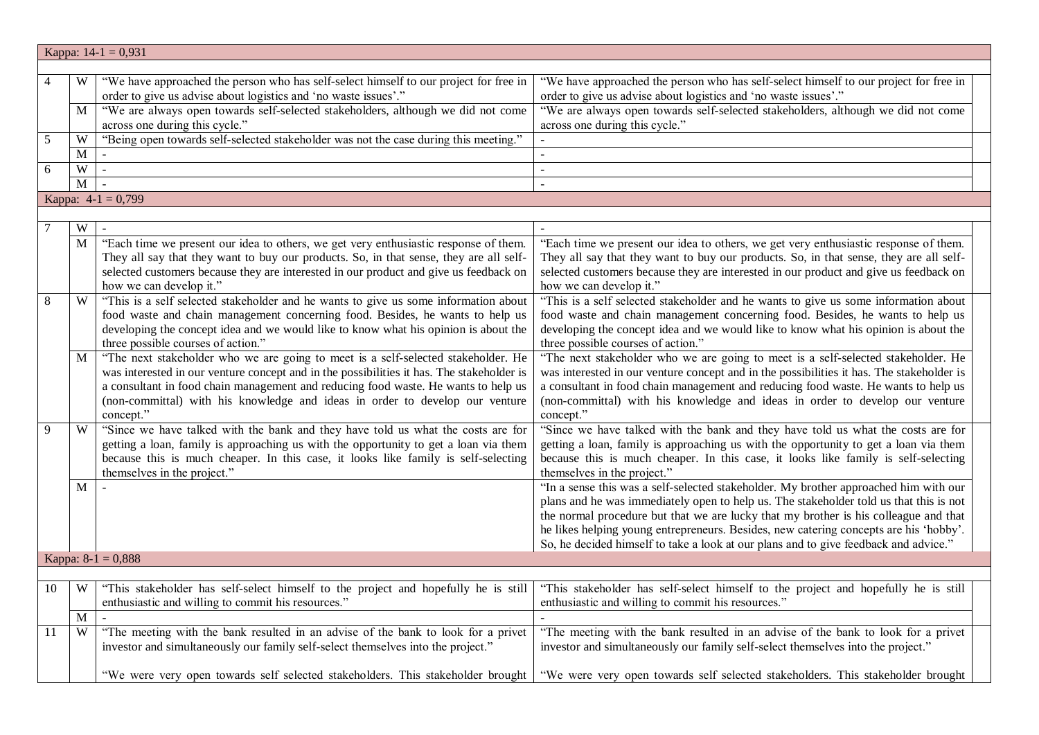| | | | | |
|---|---|---|---|---|
| Kappa: 14-1 = 0,931 | | | | |
| | | | | |
| 4 | W | "We have approached the person who has self-select himself to our project for free in order to give us advise about logistics and 'no waste issues'." | "We have approached the person who has self-select himself to our project for free in order to give us advise about logistics and 'no waste issues'." | |
| | M | "We are always open towards self-selected stakeholders, although we did not come across one during this cycle." | "We are always open towards self-selected stakeholders, although we did not come across one during this cycle." | |
| 5 | W | "Being open towards self-selected stakeholder was not the case during this meeting." | - | |
| | M | - | - | |
| 6 | W | - | - | |
| | M | - | - | |
| Kappa: 4-1 = 0,799 | | | | |
| | | | | |
| 7 | W | - | - | |
| | M | "Each time we present our idea to others, we get very enthusiastic response of them. They all say that they want to buy our products. So, in that sense, they are all self-selected customers because they are interested in our product and give us feedback on how we can develop it." | "Each time we present our idea to others, we get very enthusiastic response of them. They all say that they want to buy our products. So, in that sense, they are all self-selected customers because they are interested in our product and give us feedback on how we can develop it." | |
| 8 | W | "This is a self selected stakeholder and he wants to give us some information about food waste and chain management concerning food. Besides, he wants to help us developing the concept idea and we would like to know what his opinion is about the three possible courses of action." | "This is a self selected stakeholder and he wants to give us some information about food waste and chain management concerning food. Besides, he wants to help us developing the concept idea and we would like to know what his opinion is about the three possible courses of action." | |
| | M | "The next stakeholder who we are going to meet is a self-selected stakeholder. He was interested in our venture concept and in the possibilities it has. The stakeholder is a consultant in food chain management and reducing food waste. He wants to help us (non-committal) with his knowledge and ideas in order to develop our venture concept." | "The next stakeholder who we are going to meet is a self-selected stakeholder. He was interested in our venture concept and in the possibilities it has. The stakeholder is a consultant in food chain management and reducing food waste. He wants to help us (non-committal) with his knowledge and ideas in order to develop our venture concept." | |
| 9 | W | "Since we have talked with the bank and they have told us what the costs are for getting a loan, family is approaching us with the opportunity to get a loan via them because this is much cheaper. In this case, it looks like family is self-selecting themselves in the project." | "Since we have talked with the bank and they have told us what the costs are for getting a loan, family is approaching us with the opportunity to get a loan via them because this is much cheaper. In this case, it looks like family is self-selecting themselves in the project." | |
| | M | - | "In a sense this was a self-selected stakeholder. My brother approached him with our plans and he was immediately open to help us. The stakeholder told us that this is not the normal procedure but that we are lucky that my brother is his colleague and that he likes helping young entrepreneurs. Besides, new catering concepts are his 'hobby'. So, he decided himself to take a look at our plans and to give feedback and advice." | |
| Kappa: 8-1 = 0,888 | | | | |
| | | | | |
| 10 | W | "This stakeholder has self-select himself to the project and hopefully he is still enthusiastic and willing to commit his resources." | "This stakeholder has self-select himself to the project and hopefully he is still enthusiastic and willing to commit his resources." | |
| | M | - | - | |
| 11 | W | "The meeting with the bank resulted in an advise of the bank to look for a privet investor and simultaneously our family self-select themselves into the project."<br><br>"We were very open towards self selected stakeholders. This stakeholder brought | "The meeting with the bank resulted in an advise of the bank to look for a privet investor and simultaneously our family self-select themselves into the project."<br><br>"We were very open towards self selected stakeholders. This stakeholder brought | |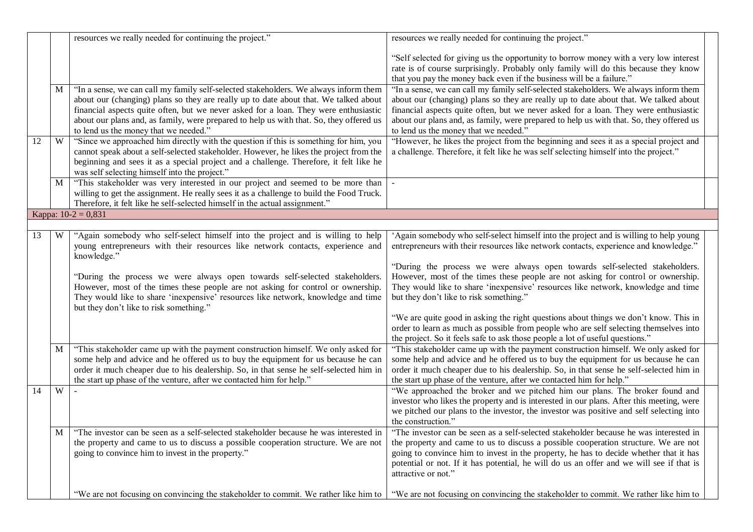| | | | | |
|---|---|---|---|---|
| | | resources we really needed for continuing the project." | resources we really needed for continuing the project."<br><br>"Self selected for giving us the opportunity to borrow money with a very low interest rate is of course surprisingly. Probably only family will do this because they know that you pay the money back even if the business will be a failure." | |
| | M | "In a sense, we can call my family self-selected stakeholders. We always inform them about our (changing) plans so they are really up to date about that. We talked about financial aspects quite often, but we never asked for a loan. They were enthusiastic about our plans and, as family, were prepared to help us with that. So, they offered us to lend us the money that we needed." | "In a sense, we can call my family self-selected stakeholders. We always inform them about our (changing) plans so they are really up to date about that. We talked about financial aspects quite often, but we never asked for a loan. They were enthusiastic about our plans and, as family, were prepared to help us with that. So, they offered us to lend us the money that we needed." | |
| 12 | W | "Since we approached him directly with the question if this is something for him, you cannot speak about a self-selected stakeholder. However, he likes the project from the beginning and sees it as a special project and a challenge. Therefore, it felt like he was self selecting himself into the project." | "However, he likes the project from the beginning and sees it as a special project and a challenge. Therefore, it felt like he was self selecting himself into the project." | |
| | M | "This stakeholder was very interested in our project and seemed to be more than willing to get the assignment. He really sees it as a challenge to build the Food Truck. Therefore, it felt like he self-selected himself in the actual assignment." | - | |
| Kappa: 10-2 = 0,831 | | | | |
| | | | | |
| 13 | W | "Again somebody who self-select himself into the project and is willing to help young entrepreneurs with their resources like network contacts, experience and knowledge."<br><br>"During the process we were always open towards self-selected stakeholders. However, most of the times these people are not asking for control or ownership. They would like to share 'inexpensive' resources like network, knowledge and time but they don't like to risk something." | 'Again somebody who self-select himself into the project and is willing to help young entrepreneurs with their resources like network contacts, experience and knowledge."<br><br>"During the process we were always open towards self-selected stakeholders. However, most of the times these people are not asking for control or ownership. They would like to share 'inexpensive' resources like network, knowledge and time but they don't like to risk something."<br><br>"We are quite good in asking the right questions about things we don't know. This in order to learn as much as possible from people who are self selecting themselves into the project. So it feels safe to ask those people a lot of useful questions." | |
| | M | "This stakeholder came up with the payment construction himself. We only asked for some help and advice and he offered us to buy the equipment for us because he can order it much cheaper due to his dealership. So, in that sense he self-selected him in the start up phase of the venture, after we contacted him for help." | "This stakeholder came up with the payment construction himself. We only asked for some help and advice and he offered us to buy the equipment for us because he can order it much cheaper due to his dealership. So, in that sense he self-selected him in the start up phase of the venture, after we contacted him for help." | |
| 14 | W | - | "We approached the broker and we pitched him our plans. The broker found and investor who likes the property and is interested in our plans. After this meeting, were we pitched our plans to the investor, the investor was positive and self selecting into the construction." | |
| | M | "The investor can be seen as a self-selected stakeholder because he was interested in the property and came to us to discuss a possible cooperation structure. We are not going to convince him to invest in the property."<br><br>"We are not focusing on convincing the stakeholder to commit. We rather like him to | "The investor can be seen as a self-selected stakeholder because he was interested in the property and came to us to discuss a possible cooperation structure. We are not going to convince him to invest in the property, he has to decide whether that it has potential or not. If it has potential, he will do us an offer and we will see if that is attractive or not."<br><br>"We are not focusing on convincing the stakeholder to commit. We rather like him to | |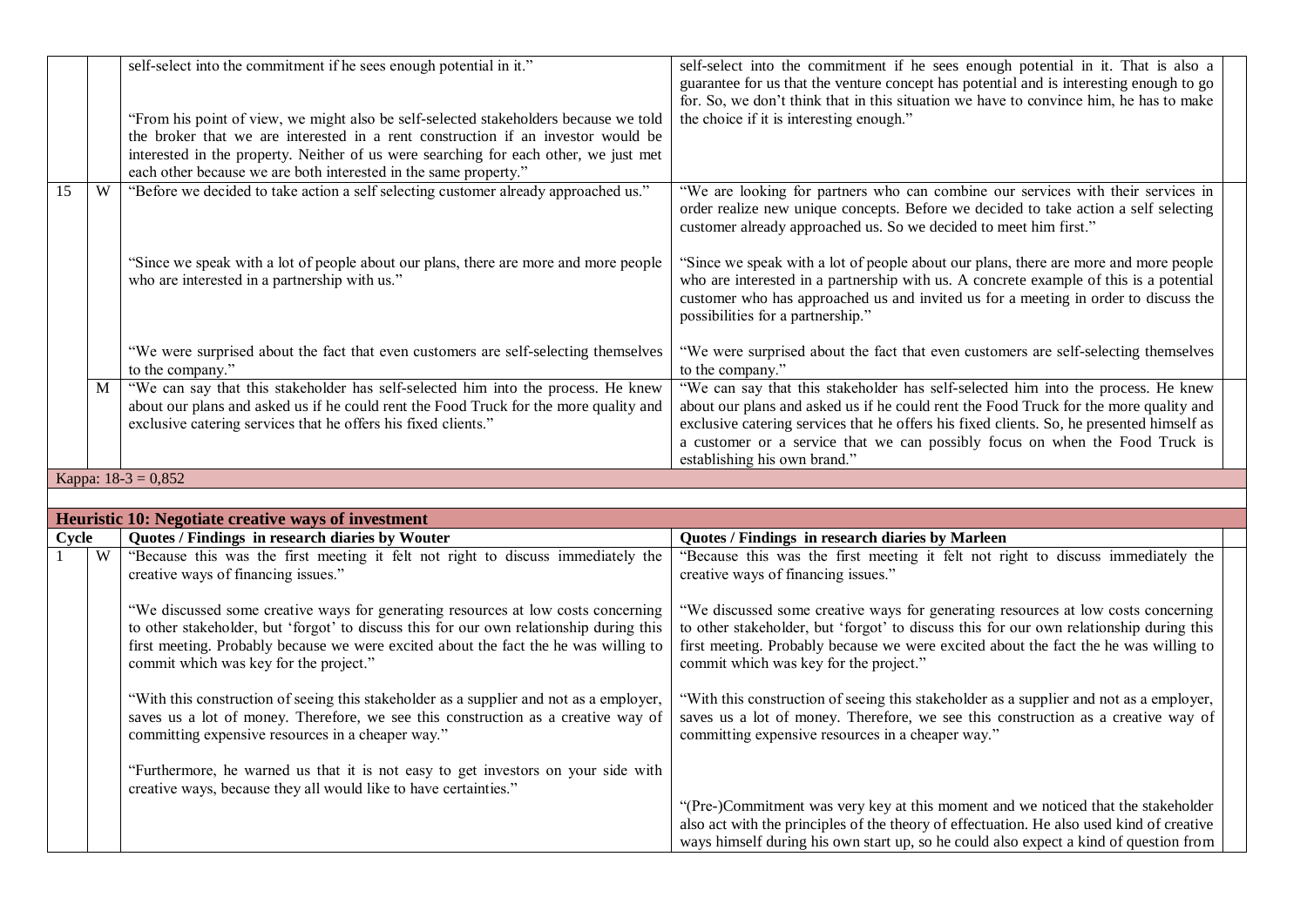| | | | |
|---|---|---|---|
| | | "self-select into the commitment if he sees enough potential in it."<br><br>"From his point of view, we might also be self-selected stakeholders because we told the broker that we are interested in a rent construction if an investor would be interested in the property. Neither of us were searching for each other, we just met each other because we are both interested in the same property." | self-select into the commitment if he sees enough potential in it. That is also a guarantee for us that the venture concept has potential and is interesting enough to go for. So, we don't think that in this situation we have to convince him, he has to make the choice if it is interesting enough." |
| 15 | W | "Before we decided to take action a self selecting customer already approached us."<br><br>"Since we speak with a lot of people about our plans, there are more and more people who are interested in a partnership with us."<br><br>"We were surprised about the fact that even customers are self-selecting themselves to the company." | "We are looking for partners who can combine our services with their services in order realize new unique concepts. Before we decided to take action a self selecting customer already approached us. So we decided to meet him first."<br><br>"Since we speak with a lot of people about our plans, there are more and more people who are interested in a partnership with us. A concrete example of this is a potential customer who has approached us and invited us for a meeting in order to discuss the possibilities for a partnership."<br><br>"We were surprised about the fact that even customers are self-selecting themselves to the company." |
| | M | "We can say that this stakeholder has self-selected him into the process. He knew about our plans and asked us if he could rent the Food Truck for the more quality and exclusive catering services that he offers his fixed clients." | "We can say that this stakeholder has self-selected him into the process. He knew about our plans and asked us if he could rent the Food Truck for the more quality and exclusive catering services that he offers his fixed clients. So, he presented himself as a customer or a service that we can possibly focus on when the Food Truck is establishing his own brand." |
| Kappa: 18-3 = 0,852 | | | |

**Heuristic 10: Negotiate creative ways of investment**

| Cycle | | Quotes / Findings in research diaries by Wouter | Quotes / Findings in research diaries by Marleen |
|---|---|---|---|
| 1 | W | "Because this was the first meeting it felt not right to discuss immediately the creative ways of financing issues."<br><br>"We discussed some creative ways for generating resources at low costs concerning to other stakeholder, but 'forgot' to discuss this for our own relationship during this first meeting. Probably because we were excited about the fact the he was willing to commit which was key for the project."<br><br>"With this construction of seeing this stakeholder as a supplier and not as a employer, saves us a lot of money. Therefore, we see this construction as a creative way of committing expensive resources in a cheaper way."<br><br>"Furthermore, he warned us that it is not easy to get investors on your side with creative ways, because they all would like to have certainties." | "Because this was the first meeting it felt not right to discuss immediately the creative ways of financing issues."<br><br>"We discussed some creative ways for generating resources at low costs concerning to other stakeholder, but 'forgot' to discuss this for our own relationship during this first meeting. Probably because we were excited about the fact the he was willing to commit which was key for the project."<br><br>"With this construction of seeing this stakeholder as a supplier and not as a employer, saves us a lot of money. Therefore, we see this construction as a creative way of committing expensive resources in a cheaper way."<br><br>"(Pre-)Commitment was very key at this moment and we noticed that the stakeholder also act with the principles of the theory of effectuation. He also used kind of creative ways himself during his own start up, so he could also expect a kind of question from |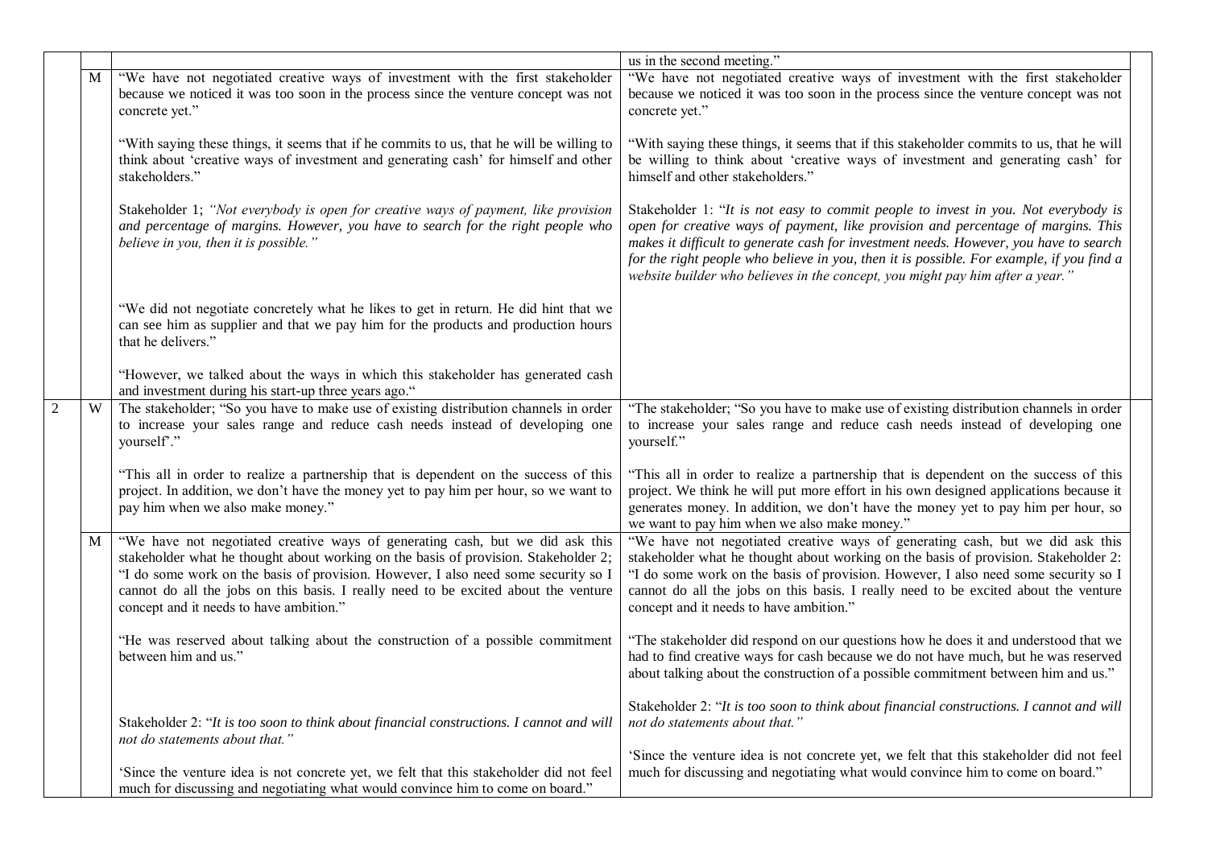| | | | | |
|---|---|---|---|---|
| | | | us in the second meeting." | |
| | M | "We have not negotiated creative ways of investment with the first stakeholder because we noticed it was too soon in the process since the venture concept was not concrete yet."<br><br>"With saying these things, it seems that if he commits to us, that he will be willing to think about 'creative ways of investment and generating cash' for himself and other stakeholders."<br><br>Stakeholder 1; *"Not everybody is open for creative ways of payment, like provision and percentage of margins. However, you have to search for the right people who believe in you, then it is possible."*<br><br>"We did not negotiate concretely what he likes to get in return. He did hint that we can see him as supplier and that we pay him for the products and production hours that he delivers."<br><br>"However, we talked about the ways in which this stakeholder has generated cash and investment during his start-up three years ago." | "We have not negotiated creative ways of investment with the first stakeholder because we noticed it was too soon in the process since the venture concept was not concrete yet."<br><br>"With saying these things, it seems that if this stakeholder commits to us, that he will be willing to think about 'creative ways of investment and generating cash' for himself and other stakeholders."<br><br>Stakeholder 1: "*It is not easy to commit people to invest in you. Not everybody is open for creative ways of payment, like provision and percentage of margins. This makes it difficult to generate cash for investment needs. However, you have to search for the right people who believe in you, then it is possible. For example, if you find a website builder who believes in the concept, you might pay him after a year."* | |
| 2 | W | The stakeholder; "So you have to make use of existing distribution channels in order to increase your sales range and reduce cash needs instead of developing one yourself'."<br><br>"This all in order to realize a partnership that is dependent on the success of this project. In addition, we don't have the money yet to pay him per hour, so we want to pay him when we also make money." | "The stakeholder; "So you have to make use of existing distribution channels in order to increase your sales range and reduce cash needs instead of developing one yourself."<br><br>"This all in order to realize a partnership that is dependent on the success of this project. We think he will put more effort in his own designed applications because it generates money. In addition, we don't have the money yet to pay him per hour, so we want to pay him when we also make money." | |
| | M | "We have not negotiated creative ways of generating cash, but we did ask this stakeholder what he thought about working on the basis of provision. Stakeholder 2; "I do some work on the basis of provision. However, I also need some security so I cannot do all the jobs on this basis. I really need to be excited about the venture concept and it needs to have ambition."<br><br>"He was reserved about talking about the construction of a possible commitment between him and us."<br><br>Stakeholder 2: "*It is too soon to think about financial constructions. I cannot and will not do statements about that."*<br><br>'Since the venture idea is not concrete yet, we felt that this stakeholder did not feel much for discussing and negotiating what would convince him to come on board." | "We have not negotiated creative ways of generating cash, but we did ask this stakeholder what he thought about working on the basis of provision. Stakeholder 2: "I do some work on the basis of provision. However, I also need some security so I cannot do all the jobs on this basis. I really need to be excited about the venture concept and it needs to have ambition."<br><br>"The stakeholder did respond on our questions how he does it and understood that we had to find creative ways for cash because we do not have much, but he was reserved about talking about the construction of a possible commitment between him and us."<br><br>Stakeholder 2: "*It is too soon to think about financial constructions. I cannot and will not do statements about that."*<br><br>'Since the venture idea is not concrete yet, we felt that this stakeholder did not feel much for discussing and negotiating what would convince him to come on board." | |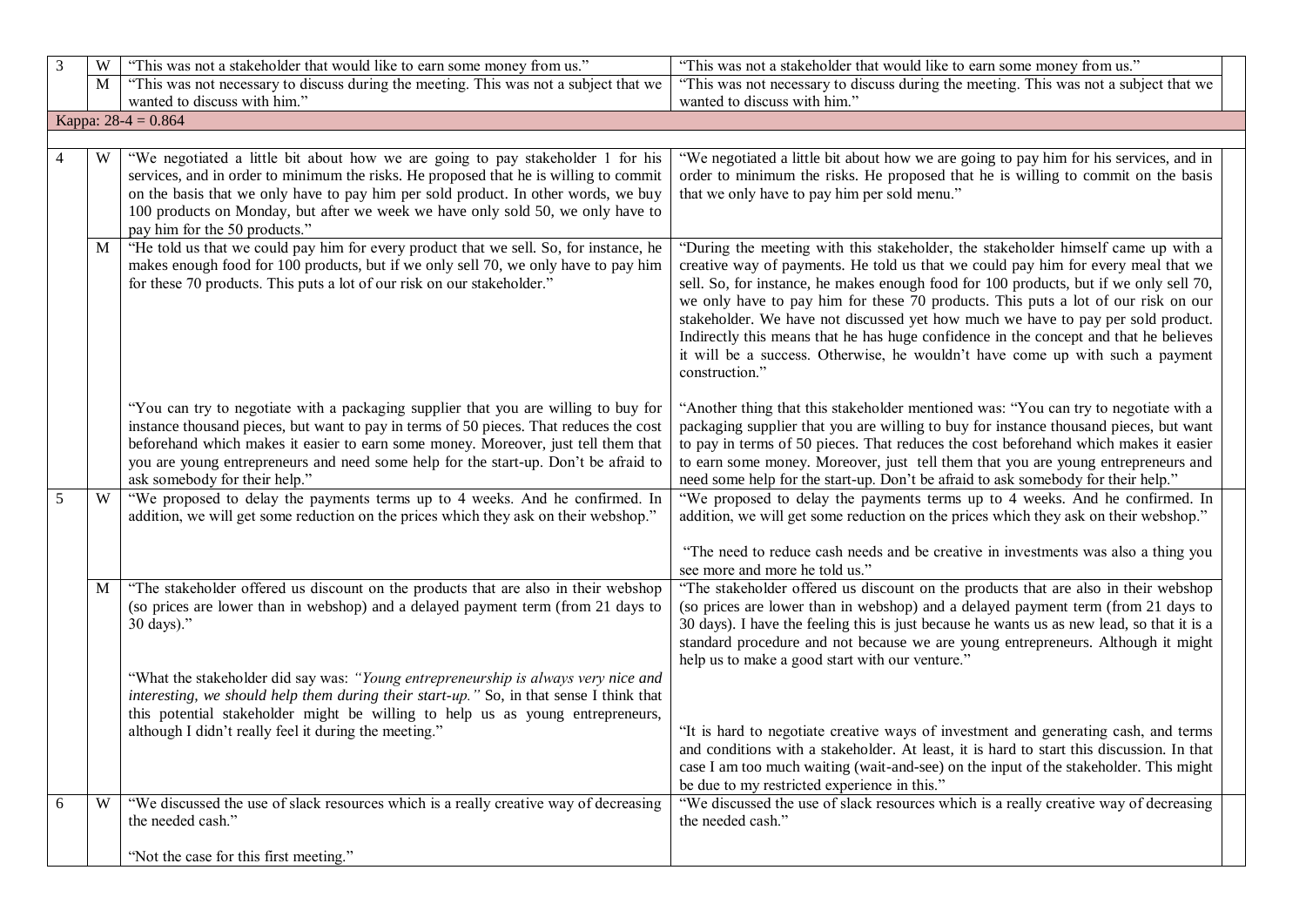| | | | | |
|---|---|---|---|---|
| 3 | W | "This was not a stakeholder that would like to earn some money from us." | "This was not a stakeholder that would like to earn some money from us." | |
| | M | "This was not necessary to discuss during the meeting. This was not a subject that we wanted to discuss with him." | "This was not necessary to discuss during the meeting. This was not a subject that we wanted to discuss with him." | |
| Kappa: 28-4 = 0.864 | | | | |
| | | | | |
| 4 | W | "We negotiated a little bit about how we are going to pay stakeholder 1 for his services, and in order to minimum the risks. He proposed that he is willing to commit on the basis that we only have to pay him per sold product. In other words, we buy 100 products on Monday, but after we week we have only sold 50, we only have to pay him for the 50 products." | "We negotiated a little bit about how we are going to pay him for his services, and in order to minimum the risks. He proposed that he is willing to commit on the basis that we only have to pay him per sold menu." | |
| | M | "He told us that we could pay him for every product that we sell. So, for instance, he makes enough food for 100 products, but if we only sell 70, we only have to pay him for these 70 products. This puts a lot of our risk on our stakeholder."<br><br>"You can try to negotiate with a packaging supplier that you are willing to buy for instance thousand pieces, but want to pay in terms of 50 pieces. That reduces the cost beforehand which makes it easier to earn some money. Moreover, just tell them that you are young entrepreneurs and need some help for the start-up. Don't be afraid to ask somebody for their help." | "During the meeting with this stakeholder, the stakeholder himself came up with a creative way of payments. He told us that we could pay him for every meal that we sell. So, for instance, he makes enough food for 100 products, but if we only sell 70, we only have to pay him for these 70 products. This puts a lot of our risk on our stakeholder. We have not discussed yet how much we have to pay per sold product. Indirectly this means that he has huge confidence in the concept and that he believes it will be a success. Otherwise, he wouldn't have come up with such a payment construction."<br><br>"Another thing that this stakeholder mentioned was: "You can try to negotiate with a packaging supplier that you are willing to buy for instance thousand pieces, but want to pay in terms of 50 pieces. That reduces the cost beforehand which makes it easier to earn some money. Moreover, just tell them that you are young entrepreneurs and need some help for the start-up. Don't be afraid to ask somebody for their help." | |
| 5 | W | "We proposed to delay the payments terms up to 4 weeks. And he confirmed. In addition, we will get some reduction on the prices which they ask on their webshop." | "We proposed to delay the payments terms up to 4 weeks. And he confirmed. In addition, we will get some reduction on the prices which they ask on their webshop."<br><br>"The need to reduce cash needs and be creative in investments was also a thing you see more and more he told us." | |
| | M | "The stakeholder offered us discount on the products that are also in their webshop (so prices are lower than in webshop) and a delayed payment term (from 21 days to 30 days)."<br><br>"What the stakeholder did say was: *"Young entrepreneurship is always very nice and interesting, we should help them during their start-up."* So, in that sense I think that this potential stakeholder might be willing to help us as young entrepreneurs, although I didn't really feel it during the meeting." | "The stakeholder offered us discount on the products that are also in their webshop (so prices are lower than in webshop) and a delayed payment term (from 21 days to 30 days). I have the feeling this is just because he wants us as new lead, so that it is a standard procedure and not because we are young entrepreneurs. Although it might help us to make a good start with our venture."<br><br>"It is hard to negotiate creative ways of investment and generating cash, and terms and conditions with a stakeholder. At least, it is hard to start this discussion. In that case I am too much waiting (wait-and-see) on the input of the stakeholder. This might be due to my restricted experience in this." | |
| 6 | W | "We discussed the use of slack resources which is a really creative way of decreasing the needed cash."<br><br>"Not the case for this first meeting." | "We discussed the use of slack resources which is a really creative way of decreasing the needed cash." | |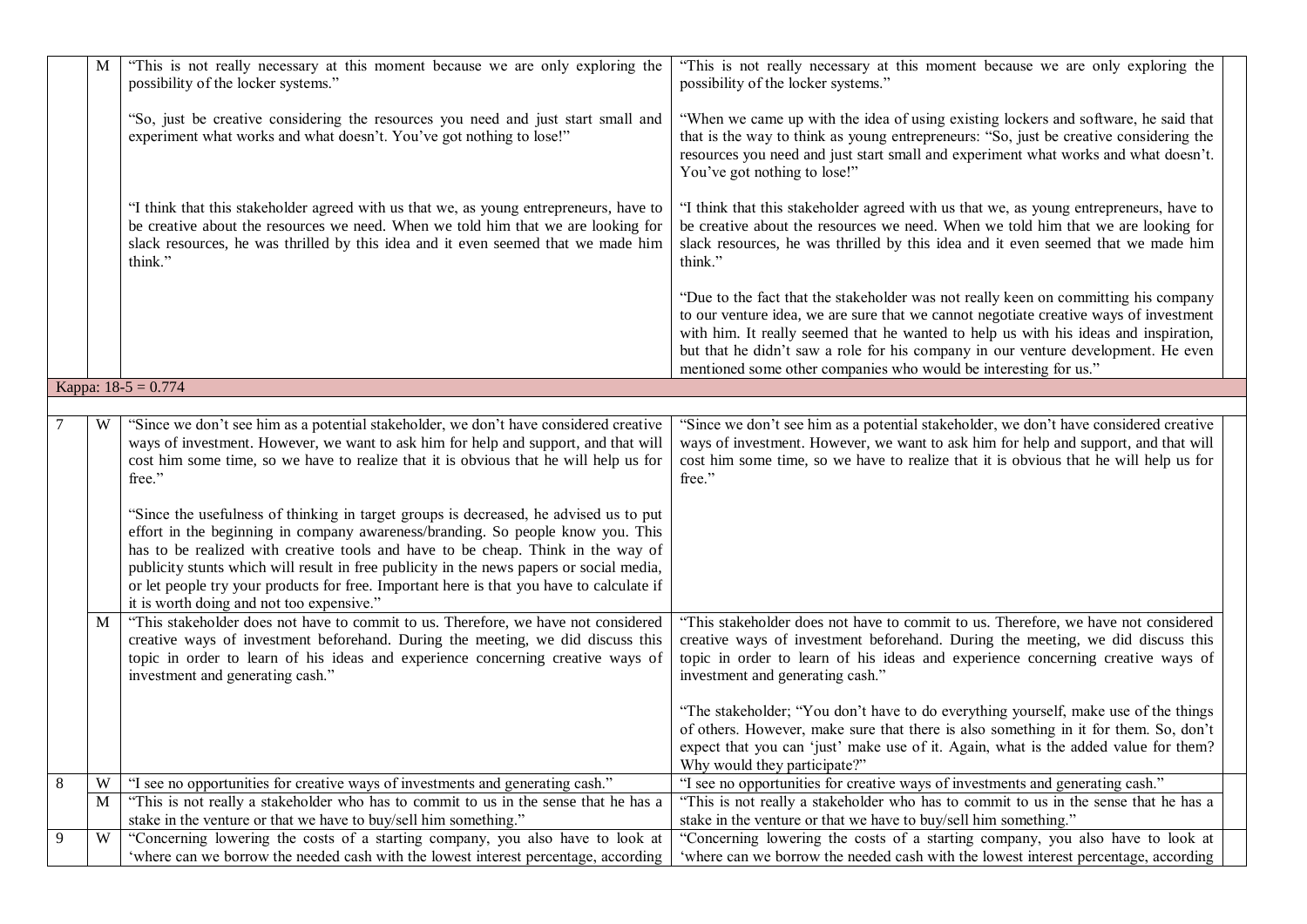| | | | | |
|---|---|---|---|---|
| | M | "This is not really necessary at this moment because we are only exploring the possibility of the locker systems."<br><br>"So, just be creative considering the resources you need and just start small and experiment what works and what doesn't. You've got nothing to lose!"<br><br>"I think that this stakeholder agreed with us that we, as young entrepreneurs, have to be creative about the resources we need. When we told him that we are looking for slack resources, he was thrilled by this idea and it even seemed that we made him think." | "This is not really necessary at this moment because we are only exploring the possibility of the locker systems."<br><br>"When we came up with the idea of using existing lockers and software, he said that that is the way to think as young entrepreneurs: "So, just be creative considering the resources you need and just start small and experiment what works and what doesn't. You've got nothing to lose!"<br><br>"I think that this stakeholder agreed with us that we, as young entrepreneurs, have to be creative about the resources we need. When we told him that we are looking for slack resources, he was thrilled by this idea and it even seemed that we made him think."<br><br>"Due to the fact that the stakeholder was not really keen on committing his company to our venture idea, we are sure that we cannot negotiate creative ways of investment with him. It really seemed that he wanted to help us with his ideas and inspiration, but that he didn't saw a role for his company in our venture development. He even mentioned some other companies who would be interesting for us." | |
| Kappa: 18-5 = 0.774 | | | | |
| | | | | |
| 7 | W | "Since we don't see him as a potential stakeholder, we don't have considered creative ways of investment. However, we want to ask him for help and support, and that will cost him some time, so we have to realize that it is obvious that he will help us for free."<br><br>"Since the usefulness of thinking in target groups is decreased, he advised us to put effort in the beginning in company awareness/branding. So people know you. This has to be realized with creative tools and have to be cheap. Think in the way of publicity stunts which will result in free publicity in the news papers or social media, or let people try your products for free. Important here is that you have to calculate if it is worth doing and not too expensive." | "Since we don't see him as a potential stakeholder, we don't have considered creative ways of investment. However, we want to ask him for help and support, and that will cost him some time, so we have to realize that it is obvious that he will help us for free." | |
| | M | "This stakeholder does not have to commit to us. Therefore, we have not considered creative ways of investment beforehand. During the meeting, we did discuss this topic in order to learn of his ideas and experience concerning creative ways of investment and generating cash." | "This stakeholder does not have to commit to us. Therefore, we have not considered creative ways of investment beforehand. During the meeting, we did discuss this topic in order to learn of his ideas and experience concerning creative ways of investment and generating cash."<br><br>"The stakeholder; "You don't have to do everything yourself, make use of the things of others. However, make sure that there is also something in it for them. So, don't expect that you can 'just' make use of it. Again, what is the added value for them? Why would they participate?" | |
| 8 | W | "I see no opportunities for creative ways of investments and generating cash." | "I see no opportunities for creative ways of investments and generating cash." | |
| | M | "This is not really a stakeholder who has to commit to us in the sense that he has a stake in the venture or that we have to buy/sell him something." | "This is not really a stakeholder who has to commit to us in the sense that he has a stake in the venture or that we have to buy/sell him something." | |
| 9 | W | "Concerning lowering the costs of a starting company, you also have to look at 'where can we borrow the needed cash with the lowest interest percentage, according | "Concerning lowering the costs of a starting company, you also have to look at 'where can we borrow the needed cash with the lowest interest percentage, according | |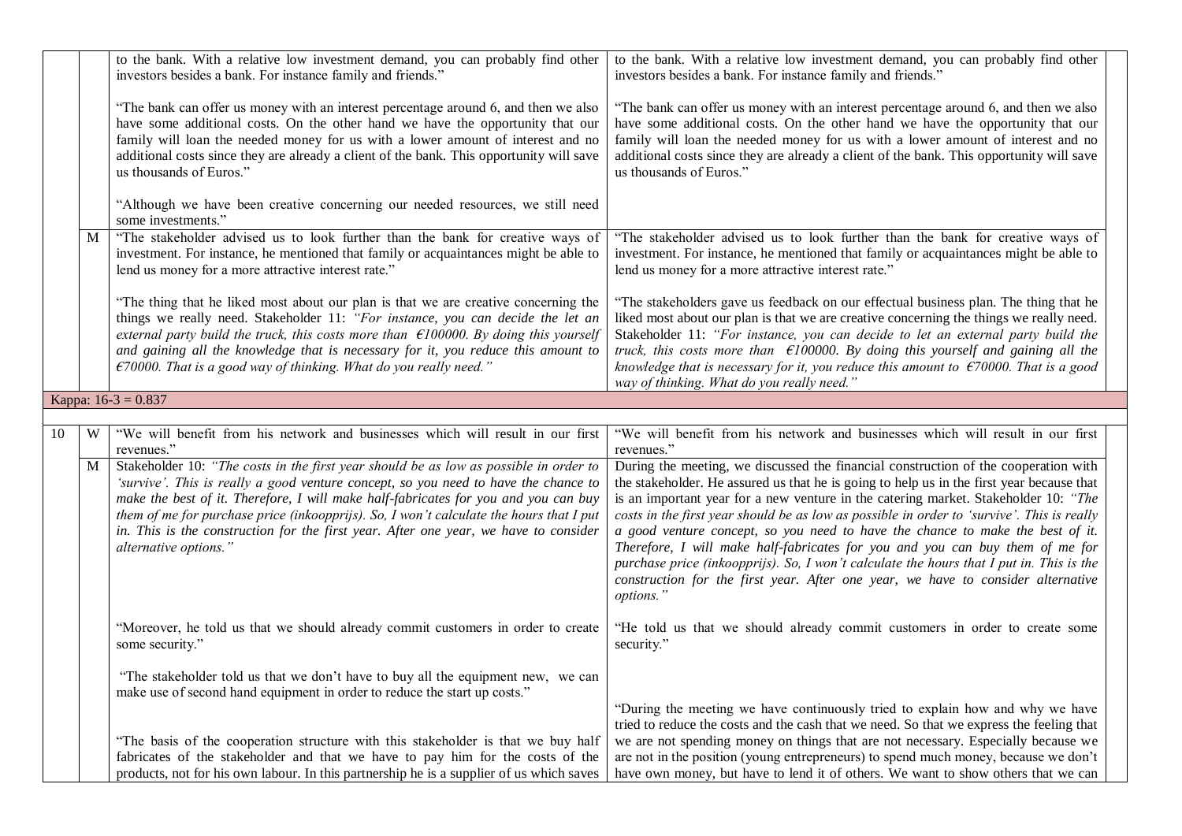| | | | | |
|---|---|---|---|---|
| | | to the bank. With a relative low investment demand, you can probably find other investors besides a bank. For instance family and friends."<br><br>"The bank can offer us money with an interest percentage around 6, and then we also have some additional costs. On the other hand we have the opportunity that our family will loan the needed money for us with a lower amount of interest and no additional costs since they are already a client of the bank. This opportunity will save us thousands of Euros."<br><br>"Although we have been creative concerning our needed resources, we still need some investments." | to the bank. With a relative low investment demand, you can probably find other investors besides a bank. For instance family and friends."<br><br>"The bank can offer us money with an interest percentage around 6, and then we also have some additional costs. On the other hand we have the opportunity that our family will loan the needed money for us with a lower amount of interest and no additional costs since they are already a client of the bank. This opportunity will save us thousands of Euros." | |
| | M | "The stakeholder advised us to look further than the bank for creative ways of investment. For instance, he mentioned that family or acquaintances might be able to lend us money for a more attractive interest rate."<br><br>"The thing that he liked most about our plan is that we are creative concerning the things we really need. Stakeholder 11: *"For instance, you can decide the let an external party build the truck, this costs more than €100000. By doing this yourself and gaining all the knowledge that is necessary for it, you reduce this amount to €70000. That is a good way of thinking. What do you really need."* | "The stakeholder advised us to look further than the bank for creative ways of investment. For instance, he mentioned that family or acquaintances might be able to lend us money for a more attractive interest rate."<br><br>"The stakeholders gave us feedback on our effectual business plan. The thing that he liked most about our plan is that we are creative concerning the things we really need. Stakeholder 11: *"For instance, you can decide to let an external party build the truck, this costs more than €100000. By doing this yourself and gaining all the knowledge that is necessary for it, you reduce this amount to €70000. That is a good way of thinking. What do you really need."* | |
| Kappa: 16-3 = 0.837 | | | | |
| | | | | |
| 10 | W | "We will benefit from his network and businesses which will result in our first revenues." | "We will benefit from his network and businesses which will result in our first revenues." | |
| | M | Stakeholder 10: *"The costs in the first year should be as low as possible in order to 'survive'. This is really a good venture concept, so you need to have the chance to make the best of it. Therefore, I will make half-fabricates for you and you can buy them of me for purchase price (inkoopprijs). So, I won't calculate the hours that I put in. This is the construction for the first year. After one year, we have to consider alternative options."*<br><br>"Moreover, he told us that we should already commit customers in order to create some security."<br><br>"The stakeholder told us that we don't have to buy all the equipment new, we can make use of second hand equipment in order to reduce the start up costs."<br><br>"The basis of the cooperation structure with this stakeholder is that we buy half fabricates of the stakeholder and that we have to pay him for the costs of the products, not for his own labour. In this partnership he is a supplier of us which saves | During the meeting, we discussed the financial construction of the cooperation with the stakeholder. He assured us that he is going to help us in the first year because that is an important year for a new venture in the catering market. Stakeholder 10: *"The costs in the first year should be as low as possible in order to 'survive'. This is really a good venture concept, so you need to have the chance to make the best of it. Therefore, I will make half-fabricates for you and you can buy them of me for purchase price (inkoopprijs). So, I won't calculate the hours that I put in. This is the construction for the first year. After one year, we have to consider alternative options."*<br><br>"He told us that we should already commit customers in order to create some security."<br><br>"During the meeting we have continuously tried to explain how and why we have tried to reduce the costs and the cash that we need. So that we express the feeling that we are not spending money on things that are not necessary. Especially because we are not in the position (young entrepreneurs) to spend much money, because we don't have own money, but have to lend it of others. We want to show others that we can | |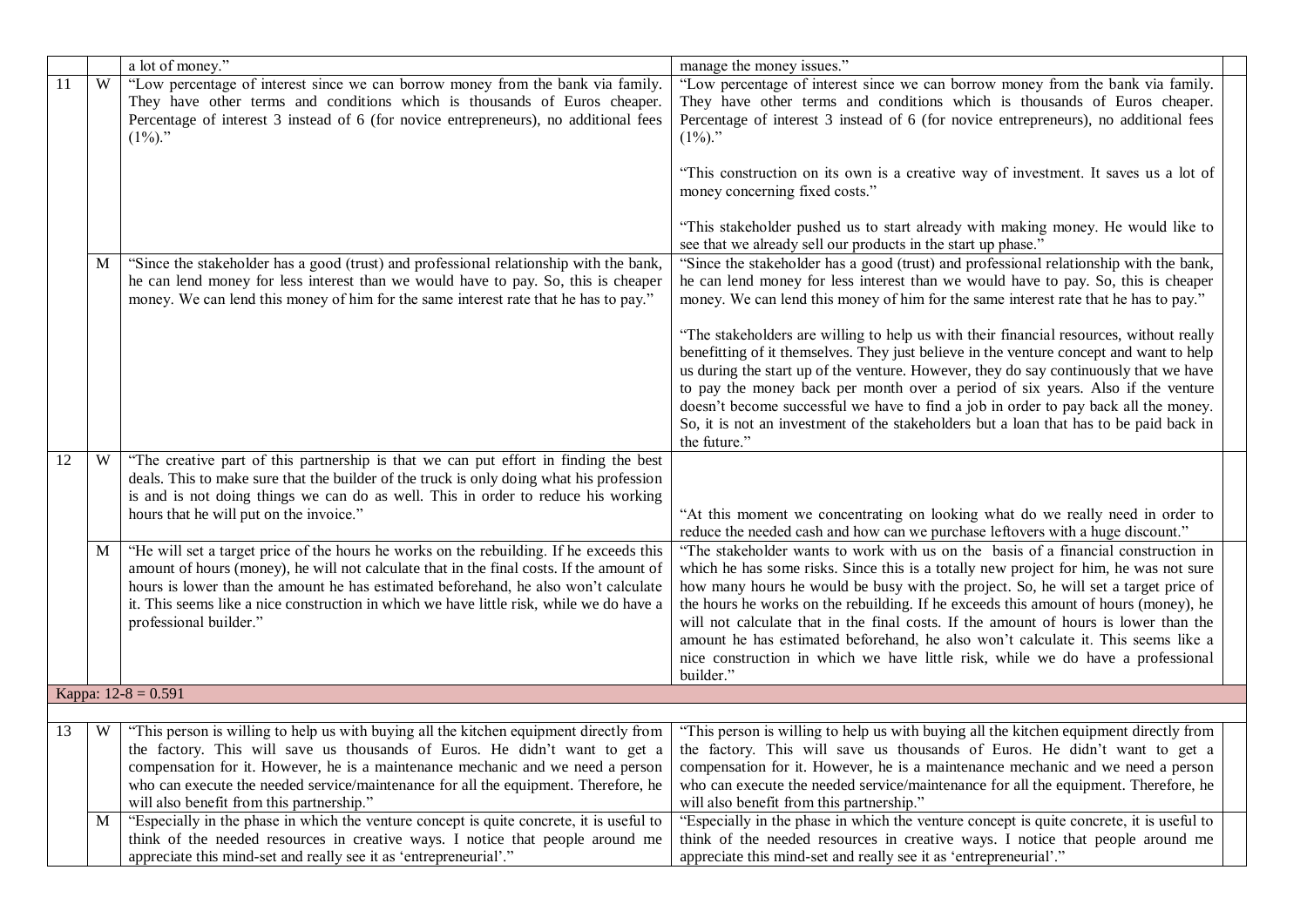|  |  |  |  |  |
|---|---|---|---|---|
|  |  | a lot of money.” | manage the money issues.” |  |
| 11 | W | “Low percentage of interest since we can borrow money from the bank via family. They have other terms and conditions which is thousands of Euros cheaper. Percentage of interest 3 instead of 6 (for novice entrepreneurs), no additional fees (1%).” | “Low percentage of interest since we can borrow money from the bank via family. They have other terms and conditions which is thousands of Euros cheaper. Percentage of interest 3 instead of 6 (for novice entrepreneurs), no additional fees (1%).”<br><br>“This construction on its own is a creative way of investment. It saves us a lot of money concerning fixed costs.”<br><br>“This stakeholder pushed us to start already with making money. He would like to see that we already sell our products in the start up phase.” |  |
|  | M | “Since the stakeholder has a good (trust) and professional relationship with the bank, he can lend money for less interest than we would have to pay. So, this is cheaper money. We can lend this money of him for the same interest rate that he has to pay.” | “Since the stakeholder has a good (trust) and professional relationship with the bank, he can lend money for less interest than we would have to pay. So, this is cheaper money. We can lend this money of him for the same interest rate that he has to pay.”<br><br>“The stakeholders are willing to help us with their financial resources, without really benefitting of it themselves. They just believe in the venture concept and want to help us during the start up of the venture. However, they do say continuously that we have to pay the money back per month over a period of six years. Also if the venture doesn’t become successful we have to find a job in order to pay back all the money. So, it is not an investment of the stakeholders but a loan that has to be paid back in the future.” |  |
| 12 | W | “The creative part of this partnership is that we can put effort in finding the best deals. This to make sure that the builder of the truck is only doing what his profession is and is not doing things we can do as well. This in order to reduce his working hours that he will put on the invoice.” | “At this moment we concentrating on looking what do we really need in order to reduce the needed cash and how can we purchase leftovers with a huge discount.” |  |
|  | M | “He will set a target price of the hours he works on the rebuilding. If he exceeds this amount of hours (money), he will not calculate that in the final costs. If the amount of hours is lower than the amount he has estimated beforehand, he also won’t calculate it. This seems like a nice construction in which we have little risk, while we do have a professional builder.” | “The stakeholder wants to work with us on the basis of a financial construction in which he has some risks. Since this is a totally new project for him, he was not sure how many hours he would be busy with the project. So, he will set a target price of the hours he works on the rebuilding. If he exceeds this amount of hours (money), he will not calculate that in the final costs. If the amount of hours is lower than the amount he has estimated beforehand, he also won’t calculate it. This seems like a nice construction in which we have little risk, while we do have a professional builder.” |  |
| Kappa: 12-8 = 0.591 |  |  |  |  |
| 13 | W | “This person is willing to help us with buying all the kitchen equipment directly from the factory. This will save us thousands of Euros. He didn’t want to get a compensation for it. However, he is a maintenance mechanic and we need a person who can execute the needed service/maintenance for all the equipment. Therefore, he will also benefit from this partnership.” | “This person is willing to help us with buying all the kitchen equipment directly from the factory. This will save us thousands of Euros. He didn’t want to get a compensation for it. However, he is a maintenance mechanic and we need a person who can execute the needed service/maintenance for all the equipment. Therefore, he will also benefit from this partnership.” |  |
|  | M | “Especially in the phase in which the venture concept is quite concrete, it is useful to think of the needed resources in creative ways. I notice that people around me appreciate this mind-set and really see it as ‘entrepreneurial’.” | “Especially in the phase in which the venture concept is quite concrete, it is useful to think of the needed resources in creative ways. I notice that people around me appreciate this mind-set and really see it as ‘entrepreneurial’.” |  |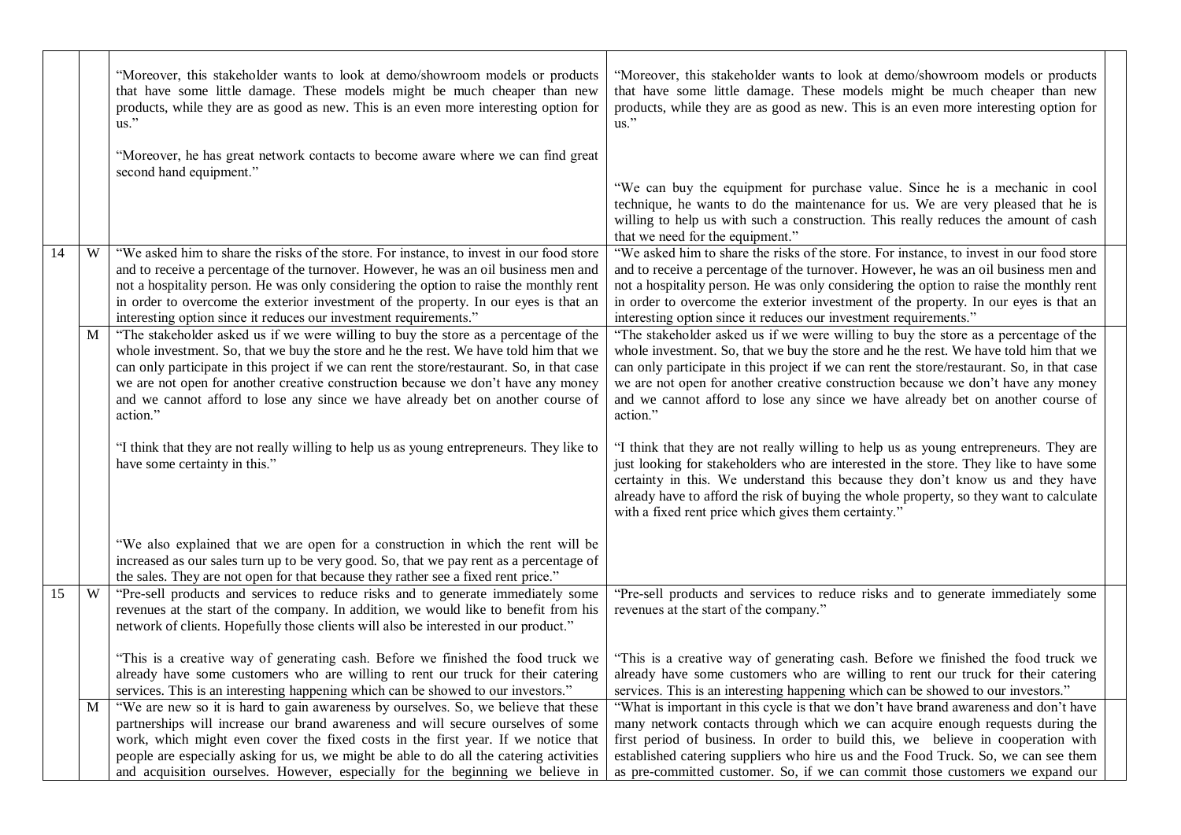| | | | | |
|---|---|---|---|---|
| | | "Moreover, this stakeholder wants to look at demo/showroom models or products that have some little damage. These models might be much cheaper than new products, while they are as good as new. This is an even more interesting option for us."<br><br>"Moreover, he has great network contacts to become aware where we can find great second hand equipment." | "Moreover, this stakeholder wants to look at demo/showroom models or products that have some little damage. These models might be much cheaper than new products, while they are as good as new. This is an even more interesting option for us."<br><br>"We can buy the equipment for purchase value. Since he is a mechanic in cool technique, he wants to do the maintenance for us. We are very pleased that he is willing to help us with such a construction. This really reduces the amount of cash that we need for the equipment." | |
| 14 | W | "We asked him to share the risks of the store. For instance, to invest in our food store and to receive a percentage of the turnover. However, he was an oil business men and not a hospitality person. He was only considering the option to raise the monthly rent in order to overcome the exterior investment of the property. In our eyes is that an interesting option since it reduces our investment requirements." | "We asked him to share the risks of the store. For instance, to invest in our food store and to receive a percentage of the turnover. However, he was an oil business men and not a hospitality person. He was only considering the option to raise the monthly rent in order to overcome the exterior investment of the property. In our eyes is that an interesting option since it reduces our investment requirements." | |
| | M | "The stakeholder asked us if we were willing to buy the store as a percentage of the whole investment. So, that we buy the store and he the rest. We have told him that we can only participate in this project if we can rent the store/restaurant. So, in that case we are not open for another creative construction because we don't have any money and we cannot afford to lose any since we have already bet on another course of action."<br><br>"I think that they are not really willing to help us as young entrepreneurs. They like to have some certainty in this."<br><br>"We also explained that we are open for a construction in which the rent will be increased as our sales turn up to be very good. So, that we pay rent as a percentage of the sales. They are not open for that because they rather see a fixed rent price." | "The stakeholder asked us if we were willing to buy the store as a percentage of the whole investment. So, that we buy the store and he the rest. We have told him that we can only participate in this project if we can rent the store/restaurant. So, in that case we are not open for another creative construction because we don't have any money and we cannot afford to lose any since we have already bet on another course of action."<br><br>"I think that they are not really willing to help us as young entrepreneurs. They are just looking for stakeholders who are interested in the store. They like to have some certainty in this. We understand this because they don't know us and they have already have to afford the risk of buying the whole property, so they want to calculate with a fixed rent price which gives them certainty." | |
| 15 | W | "Pre-sell products and services to reduce risks and to generate immediately some revenues at the start of the company. In addition, we would like to benefit from his network of clients. Hopefully those clients will also be interested in our product."<br><br>"This is a creative way of generating cash. Before we finished the food truck we already have some customers who are willing to rent our truck for their catering services. This is an interesting happening which can be showed to our investors." | "Pre-sell products and services to reduce risks and to generate immediately some revenues at the start of the company."<br><br>"This is a creative way of generating cash. Before we finished the food truck we already have some customers who are willing to rent our truck for their catering services. This is an interesting happening which can be showed to our investors." | |
| | M | "We are new so it is hard to gain awareness by ourselves. So, we believe that these partnerships will increase our brand awareness and will secure ourselves of some work, which might even cover the fixed costs in the first year. If we notice that people are especially asking for us, we might be able to do all the catering activities and acquisition ourselves. However, especially for the beginning we believe in | "What is important in this cycle is that we don't have brand awareness and don't have many network contacts through which we can acquire enough requests during the first period of business. In order to build this, we believe in cooperation with established catering suppliers who hire us and the Food Truck. So, we can see them as pre-committed customer. So, if we can commit those customers we expand our | |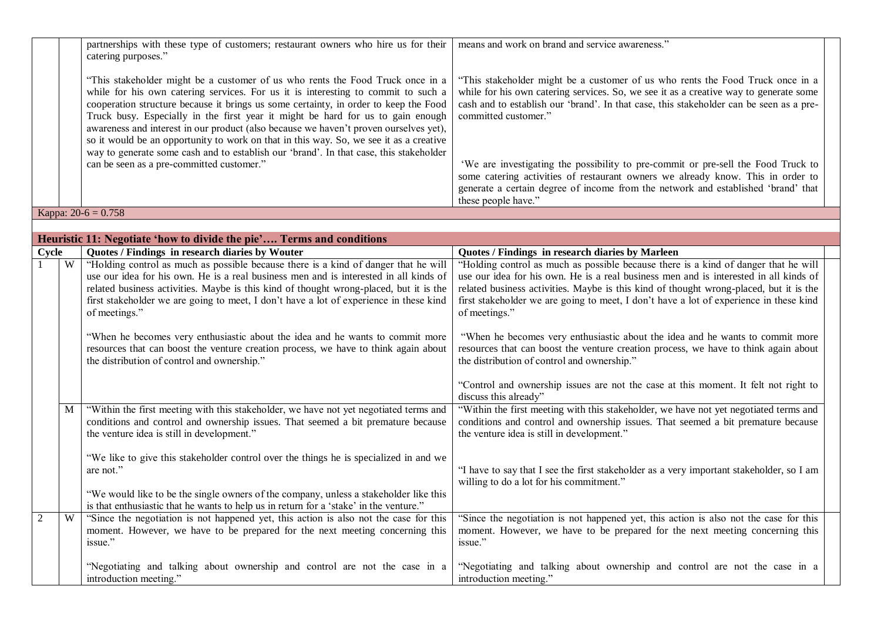| | | | |
|---|---|---|---|
| | | partnerships with these type of customers; restaurant owners who hire us for their catering purposes."<br><br>"This stakeholder might be a customer of us who rents the Food Truck once in a while for his own catering services. For us it is interesting to commit to such a cooperation structure because it brings us some certainty, in order to keep the Food Truck busy. Especially in the first year it might be hard for us to gain enough awareness and interest in our product (also because we haven't proven ourselves yet), so it would be an opportunity to work on that in this way. So, we see it as a creative way to generate some cash and to establish our 'brand'. In that case, this stakeholder can be seen as a pre-committed customer." | means and work on brand and service awareness."<br><br>"This stakeholder might be a customer of us who rents the Food Truck once in a while for his own catering services. So, we see it as a creative way to generate some cash and to establish our 'brand'. In that case, this stakeholder can be seen as a pre-committed customer."<br><br>'We are investigating the possibility to pre-commit or pre-sell the Food Truck to some catering activities of restaurant owners we already know. This in order to generate a certain degree of income from the network and established 'brand' that these people have." |
| Kappa: 20-6 = 0.758 | | | |

**Heuristic 11: Negotiate 'how to divide the pie'…. Terms and conditions**

| Cycle | | Quotes / Findings in research diaries by Wouter | Quotes / Findings in research diaries by Marleen |
|---|---|---|---|
| 1 | W | "Holding control as much as possible because there is a kind of danger that he will use our idea for his own. He is a real business men and is interested in all kinds of related business activities. Maybe is this kind of thought wrong-placed, but it is the first stakeholder we are going to meet, I don't have a lot of experience in these kind of meetings."<br><br>"When he becomes very enthusiastic about the idea and he wants to commit more resources that can boost the venture creation process, we have to think again about the distribution of control and ownership." | "Holding control as much as possible because there is a kind of danger that he will use our idea for his own. He is a real business men and is interested in all kinds of related business activities. Maybe is this kind of thought wrong-placed, but it is the first stakeholder we are going to meet, I don't have a lot of experience in these kind of meetings."<br><br>"When he becomes very enthusiastic about the idea and he wants to commit more resources that can boost the venture creation process, we have to think again about the distribution of control and ownership."<br><br>"Control and ownership issues are not the case at this moment. It felt not right to discuss this already" |
| | M | "Within the first meeting with this stakeholder, we have not yet negotiated terms and conditions and control and ownership issues. That seemed a bit premature because the venture idea is still in development."<br><br>"We like to give this stakeholder control over the things he is specialized in and we are not."<br><br>"We would like to be the single owners of the company, unless a stakeholder like this is that enthusiastic that he wants to help us in return for a 'stake' in the venture." | "Within the first meeting with this stakeholder, we have not yet negotiated terms and conditions and control and ownership issues. That seemed a bit premature because the venture idea is still in development."<br><br>"I have to say that I see the first stakeholder as a very important stakeholder, so I am willing to do a lot for his commitment." |
| 2 | W | "Since the negotiation is not happened yet, this action is also not the case for this moment. However, we have to be prepared for the next meeting concerning this issue."<br><br>"Negotiating and talking about ownership and control are not the case in a introduction meeting." | "Since the negotiation is not happened yet, this action is also not the case for this moment. However, we have to be prepared for the next meeting concerning this issue."<br><br>"Negotiating and talking about ownership and control are not the case in a introduction meeting." |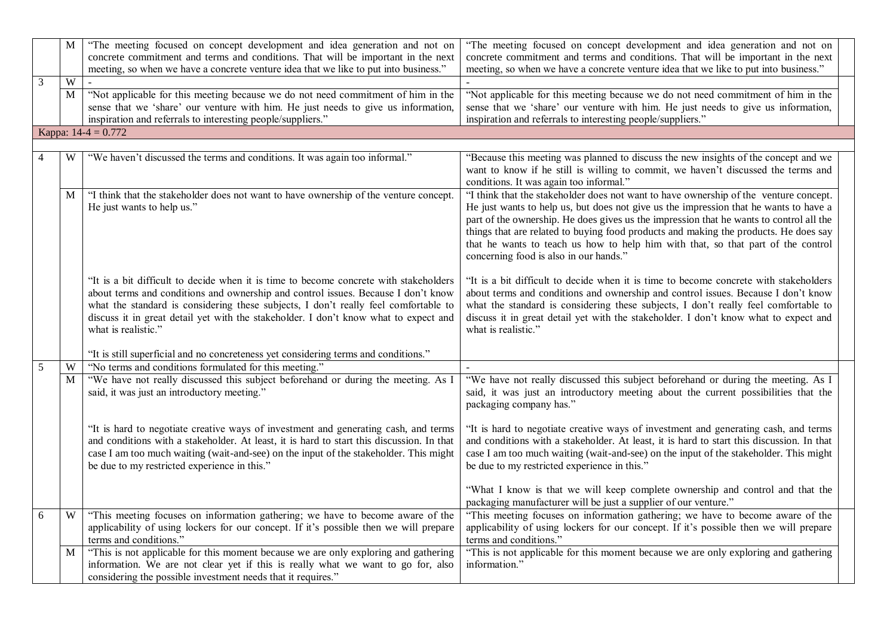| | | | |
|---|---|---|---|
| | M | "The meeting focused on concept development and idea generation and not on concrete commitment and terms and conditions. That will be important in the next meeting, so when we have a concrete venture idea that we like to put into business." | "The meeting focused on concept development and idea generation and not on concrete commitment and terms and conditions. That will be important in the next meeting, so when we have a concrete venture idea that we like to put into business." |
| 3 | W | - | - |
| | M | "Not applicable for this meeting because we do not need commitment of him in the sense that we 'share' our venture with him. He just needs to give us information, inspiration and referrals to interesting people/suppliers." | "Not applicable for this meeting because we do not need commitment of him in the sense that we 'share' our venture with him. He just needs to give us information, inspiration and referrals to interesting people/suppliers." |
| Kappa: 14-4 = 0.772 | | | |
| | | | |
| 4 | W | "We haven't discussed the terms and conditions. It was again too informal." | "Because this meeting was planned to discuss the new insights of the concept and we want to know if he still is willing to commit, we haven't discussed the terms and conditions. It was again too informal." |
| | M | "I think that the stakeholder does not want to have ownership of the venture concept. He just wants to help us."<br><br>"It is a bit difficult to decide when it is time to become concrete with stakeholders about terms and conditions and ownership and control issues. Because I don't know what the standard is considering these subjects, I don't really feel comfortable to discuss it in great detail yet with the stakeholder. I don't know what to expect and what is realistic."<br><br>"It is still superficial and no concreteness yet considering terms and conditions." | "I think that the stakeholder does not want to have ownership of the venture concept. He just wants to help us, but does not give us the impression that he wants to have a part of the ownership. He does gives us the impression that he wants to control all the things that are related to buying food products and making the products. He does say that he wants to teach us how to help him with that, so that part of the control concerning food is also in our hands."<br><br>"It is a bit difficult to decide when it is time to become concrete with stakeholders about terms and conditions and ownership and control issues. Because I don't know what the standard is considering these subjects, I don't really feel comfortable to discuss it in great detail yet with the stakeholder. I don't know what to expect and what is realistic." |
| 5 | W | "No terms and conditions formulated for this meeting." | - |
| | M | "We have not really discussed this subject beforehand or during the meeting. As I said, it was just an introductory meeting."<br><br>"It is hard to negotiate creative ways of investment and generating cash, and terms and conditions with a stakeholder. At least, it is hard to start this discussion. In that case I am too much waiting (wait-and-see) on the input of the stakeholder. This might be due to my restricted experience in this." | "We have not really discussed this subject beforehand or during the meeting. As I said, it was just an introductory meeting about the current possibilities that the packaging company has."<br><br>"It is hard to negotiate creative ways of investment and generating cash, and terms and conditions with a stakeholder. At least, it is hard to start this discussion. In that case I am too much waiting (wait-and-see) on the input of the stakeholder. This might be due to my restricted experience in this."<br><br>"What I know is that we will keep complete ownership and control and that the packaging manufacturer will be just a supplier of our venture." |
| 6 | W | "This meeting focuses on information gathering; we have to become aware of the applicability of using lockers for our concept. If it's possible then we will prepare terms and conditions." | "This meeting focuses on information gathering; we have to become aware of the applicability of using lockers for our concept. If it's possible then we will prepare terms and conditions." |
| | M | "This is not applicable for this moment because we are only exploring and gathering information. We are not clear yet if this is really what we want to go for, also considering the possible investment needs that it requires." | "This is not applicable for this moment because we are only exploring and gathering information." |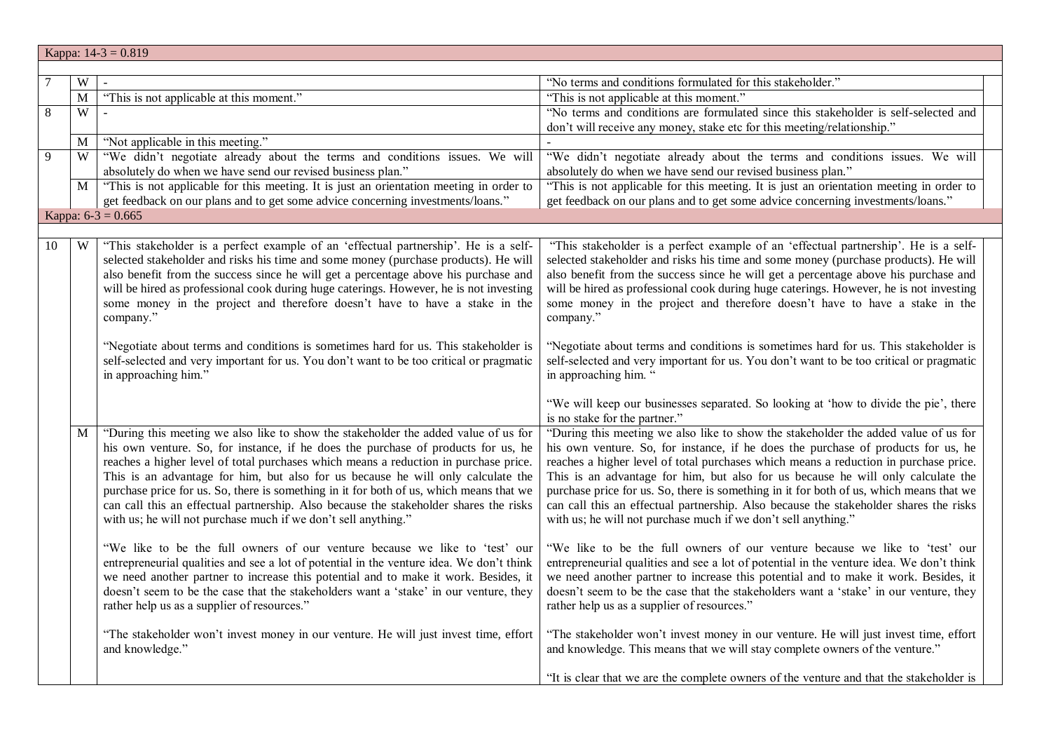| | | | |
|---|---|---|---|
| Kappa: 14-3 = 0.819 | | | |
| | | | |
| 7 | W | - | "No terms and conditions formulated for this stakeholder." |
| | M | "This is not applicable at this moment." | "This is not applicable at this moment." |
| 8 | W | - | "No terms and conditions are formulated since this stakeholder is self-selected and don't will receive any money, stake etc for this meeting/relationship." |
| | M | "Not applicable in this meeting." | - |
| 9 | W | "We didn't negotiate already about the terms and conditions issues. We will absolutely do when we have send our revised business plan." | "We didn't negotiate already about the terms and conditions issues. We will absolutely do when we have send our revised business plan." |
| | M | "This is not applicable for this meeting. It is just an orientation meeting in order to get feedback on our plans and to get some advice concerning investments/loans." | "This is not applicable for this meeting. It is just an orientation meeting in order to get feedback on our plans and to get some advice concerning investments/loans." |
| Kappa: 6-3 = 0.665 | | | |
| | | | |
| 10 | W | "This stakeholder is a perfect example of an 'effectual partnership'. He is a self-selected stakeholder and risks his time and some money (purchase products). He will also benefit from the success since he will get a percentage above his purchase and will be hired as professional cook during huge caterings. However, he is not investing some money in the project and therefore doesn't have to have a stake in the company."<br><br>"Negotiate about terms and conditions is sometimes hard for us. This stakeholder is self-selected and very important for us. You don't want to be too critical or pragmatic in approaching him." | "This stakeholder is a perfect example of an 'effectual partnership'. He is a self-selected stakeholder and risks his time and some money (purchase products). He will also benefit from the success since he will get a percentage above his purchase and will be hired as professional cook during huge caterings. However, he is not investing some money in the project and therefore doesn't have to have a stake in the company."<br><br>"Negotiate about terms and conditions is sometimes hard for us. This stakeholder is self-selected and very important for us. You don't want to be too critical or pragmatic in approaching him. "<br><br>"We will keep our businesses separated. So looking at 'how to divide the pie', there is no stake for the partner." |
| | M | "During this meeting we also like to show the stakeholder the added value of us for his own venture. So, for instance, if he does the purchase of products for us, he reaches a higher level of total purchases which means a reduction in purchase price. This is an advantage for him, but also for us because he will only calculate the purchase price for us. So, there is something in it for both of us, which means that we can call this an effectual partnership. Also because the stakeholder shares the risks with us; he will not purchase much if we don't sell anything."<br><br>"We like to be the full owners of our venture because we like to 'test' our entrepreneurial qualities and see a lot of potential in the venture idea. We don't think we need another partner to increase this potential and to make it work. Besides, it doesn't seem to be the case that the stakeholders want a 'stake' in our venture, they rather help us as a supplier of resources."<br><br>"The stakeholder won't invest money in our venture. He will just invest time, effort and knowledge." | "During this meeting we also like to show the stakeholder the added value of us for his own venture. So, for instance, if he does the purchase of products for us, he reaches a higher level of total purchases which means a reduction in purchase price. This is an advantage for him, but also for us because he will only calculate the purchase price for us. So, there is something in it for both of us, which means that we can call this an effectual partnership. Also because the stakeholder shares the risks with us; he will not purchase much if we don't sell anything."<br><br>"We like to be the full owners of our venture because we like to 'test' our entrepreneurial qualities and see a lot of potential in the venture idea. We don't think we need another partner to increase this potential and to make it work. Besides, it doesn't seem to be the case that the stakeholders want a 'stake' in our venture, they rather help us as a supplier of resources."<br><br>"The stakeholder won't invest money in our venture. He will just invest time, effort and knowledge. This means that we will stay complete owners of the venture."<br><br>"It is clear that we are the complete owners of the venture and that the stakeholder is |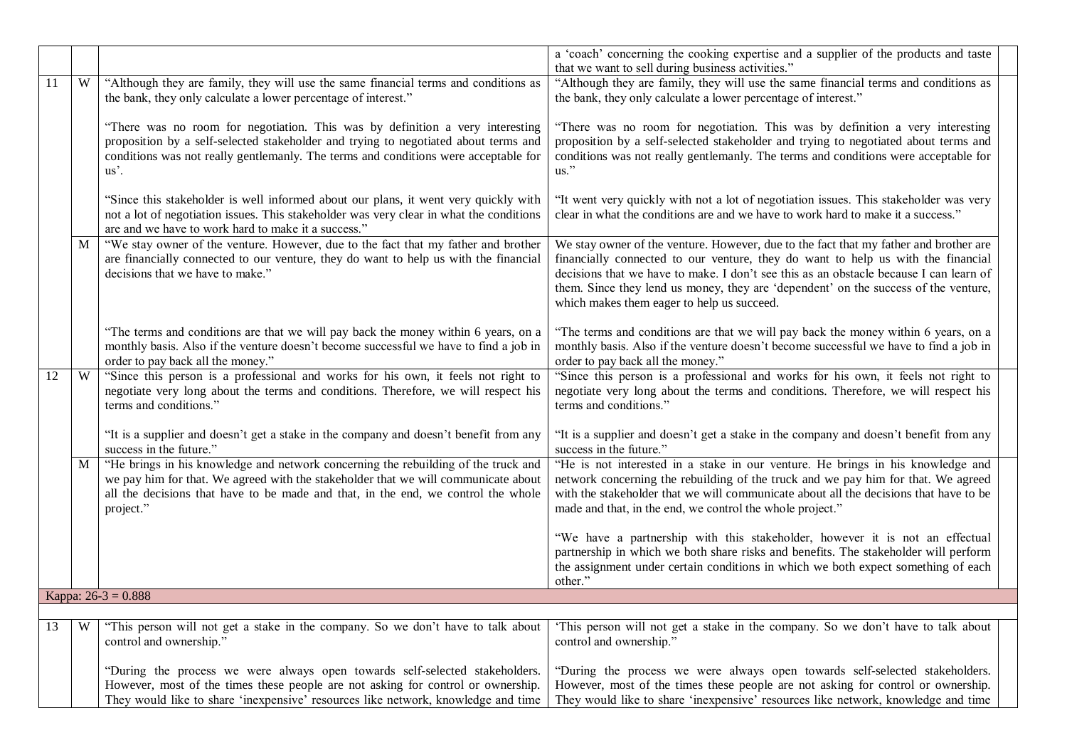| | | | | |
|---|---|---|---|---|
| | | | a 'coach' concerning the cooking expertise and a supplier of the products and taste that we want to sell during business activities." | |
| 11 | W | "Although they are family, they will use the same financial terms and conditions as the bank, they only calculate a lower percentage of interest."<br><br>"There was no room for negotiation. This was by definition a very interesting proposition by a self-selected stakeholder and trying to negotiated about terms and conditions was not really gentlemanly. The terms and conditions were acceptable for us'.<br><br>"Since this stakeholder is well informed about our plans, it went very quickly with not a lot of negotiation issues. This stakeholder was very clear in what the conditions are and we have to work hard to make it a success." | "Although they are family, they will use the same financial terms and conditions as the bank, they only calculate a lower percentage of interest."<br><br>"There was no room for negotiation. This was by definition a very interesting proposition by a self-selected stakeholder and trying to negotiated about terms and conditions was not really gentlemanly. The terms and conditions were acceptable for us."<br><br>"It went very quickly with not a lot of negotiation issues. This stakeholder was very clear in what the conditions are and we have to work hard to make it a success." | |
| | M | "We stay owner of the venture. However, due to the fact that my father and brother are financially connected to our venture, they do want to help us with the financial decisions that we have to make."<br><br>"The terms and conditions are that we will pay back the money within 6 years, on a monthly basis. Also if the venture doesn't become successful we have to find a job in order to pay back all the money." | We stay owner of the venture. However, due to the fact that my father and brother are financially connected to our venture, they do want to help us with the financial decisions that we have to make. I don't see this as an obstacle because I can learn of them. Since they lend us money, they are 'dependent' on the success of the venture, which makes them eager to help us succeed.<br><br>"The terms and conditions are that we will pay back the money within 6 years, on a monthly basis. Also if the venture doesn't become successful we have to find a job in order to pay back all the money." | |
| 12 | W | "Since this person is a professional and works for his own, it feels not right to negotiate very long about the terms and conditions. Therefore, we will respect his terms and conditions."<br><br>"It is a supplier and doesn't get a stake in the company and doesn't benefit from any success in the future." | "Since this person is a professional and works for his own, it feels not right to negotiate very long about the terms and conditions. Therefore, we will respect his terms and conditions."<br><br>"It is a supplier and doesn't get a stake in the company and doesn't benefit from any success in the future." | |
| | M | "He brings in his knowledge and network concerning the rebuilding of the truck and we pay him for that. We agreed with the stakeholder that we will communicate about all the decisions that have to be made and that, in the end, we control the whole project." | "He is not interested in a stake in our venture. He brings in his knowledge and network concerning the rebuilding of the truck and we pay him for that. We agreed with the stakeholder that we will communicate about all the decisions that have to be made and that, in the end, we control the whole project."<br><br>"We have a partnership with this stakeholder, however it is not an effectual partnership in which we both share risks and benefits. The stakeholder will perform the assignment under certain conditions in which we both expect something of each other." | |
| Kappa: 26-3 = 0.888 | | | | |
| | | | | |
| 13 | W | "This person will not get a stake in the company. So we don't have to talk about control and ownership."<br><br>"During the process we were always open towards self-selected stakeholders. However, most of the times these people are not asking for control or ownership. They would like to share 'inexpensive' resources like network, knowledge and time | 'This person will not get a stake in the company. So we don't have to talk about control and ownership."<br><br>"During the process we were always open towards self-selected stakeholders. However, most of the times these people are not asking for control or ownership. They would like to share 'inexpensive' resources like network, knowledge and time | |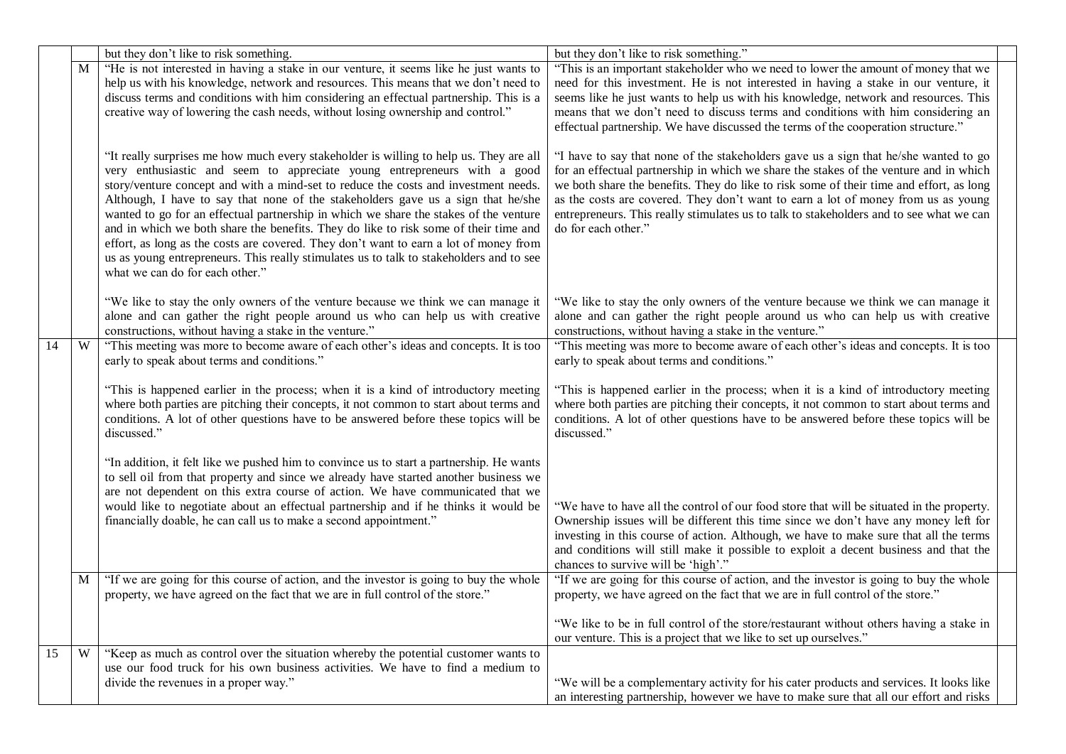| | | | | |
|---|---|---|---|---|
| | | but they don't like to risk something. | but they don't like to risk something." | |
| | M | "He is not interested in having a stake in our venture, it seems like he just wants to help us with his knowledge, network and resources. This means that we don't need to discuss terms and conditions with him considering an effectual partnership. This is a creative way of lowering the cash needs, without losing ownership and control."<br><br>"It really surprises me how much every stakeholder is willing to help us. They are all very enthusiastic and seem to appreciate young entrepreneurs with a good story/venture concept and with a mind-set to reduce the costs and investment needs. Although, I have to say that none of the stakeholders gave us a sign that he/she wanted to go for an effectual partnership in which we share the stakes of the venture and in which we both share the benefits. They do like to risk some of their time and effort, as long as the costs are covered. They don't want to earn a lot of money from us as young entrepreneurs. This really stimulates us to talk to stakeholders and to see what we can do for each other."<br><br>"We like to stay the only owners of the venture because we think we can manage it alone and can gather the right people around us who can help us with creative constructions, without having a stake in the venture." | "This is an important stakeholder who we need to lower the amount of money that we need for this investment. He is not interested in having a stake in our venture, it seems like he just wants to help us with his knowledge, network and resources. This means that we don't need to discuss terms and conditions with him considering an effectual partnership. We have discussed the terms of the cooperation structure."<br><br>"I have to say that none of the stakeholders gave us a sign that he/she wanted to go for an effectual partnership in which we share the stakes of the venture and in which we both share the benefits. They do like to risk some of their time and effort, as long as the costs are covered. They don't want to earn a lot of money from us as young entrepreneurs. This really stimulates us to talk to stakeholders and to see what we can do for each other."<br><br>"We like to stay the only owners of the venture because we think we can manage it alone and can gather the right people around us who can help us with creative constructions, without having a stake in the venture." | |
| 14 | W | "This meeting was more to become aware of each other's ideas and concepts. It is too early to speak about terms and conditions."<br><br>"This is happened earlier in the process; when it is a kind of introductory meeting where both parties are pitching their concepts, it not common to start about terms and conditions. A lot of other questions have to be answered before these topics will be discussed."<br><br>"In addition, it felt like we pushed him to convince us to start a partnership. He wants to sell oil from that property and since we already have started another business we are not dependent on this extra course of action. We have communicated that we would like to negotiate about an effectual partnership and if he thinks it would be financially doable, he can call us to make a second appointment." | "This meeting was more to become aware of each other's ideas and concepts. It is too early to speak about terms and conditions."<br><br>"This is happened earlier in the process; when it is a kind of introductory meeting where both parties are pitching their concepts, it not common to start about terms and conditions. A lot of other questions have to be answered before these topics will be discussed."<br><br>"We have to have all the control of our food store that will be situated in the property. Ownership issues will be different this time since we don't have any money left for investing in this course of action. Although, we have to make sure that all the terms and conditions will still make it possible to exploit a decent business and that the chances to survive will be 'high'." | |
| | M | "If we are going for this course of action, and the investor is going to buy the whole property, we have agreed on the fact that we are in full control of the store." | "If we are going for this course of action, and the investor is going to buy the whole property, we have agreed on the fact that we are in full control of the store."<br><br>"We like to be in full control of the store/restaurant without others having a stake in our venture. This is a project that we like to set up ourselves." | |
| 15 | W | "Keep as much as control over the situation whereby the potential customer wants to use our food truck for his own business activities. We have to find a medium to divide the revenues in a proper way." | "We will be a complementary activity for his cater products and services. It looks like an interesting partnership, however we have to make sure that all our effort and risks | |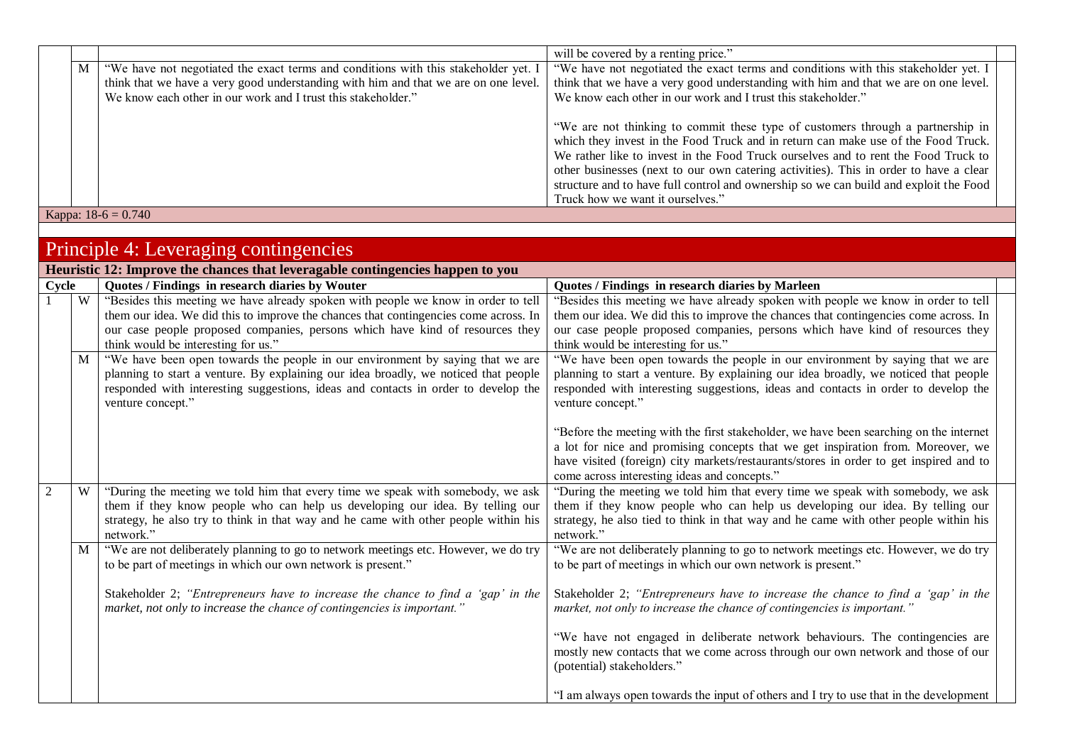| Cycle | | Quotes / Findings in research diaries by Wouter | Quotes / Findings in research diaries by Marleen |
|---|---|---|---|
| | | | will be covered by a renting price." |
| | M | "We have not negotiated the exact terms and conditions with this stakeholder yet. I think that we have a very good understanding with him and that we are on one level. We know each other in our work and I trust this stakeholder." | "We have not negotiated the exact terms and conditions with this stakeholder yet. I think that we have a very good understanding with him and that we are on one level. We know each other in our work and I trust this stakeholder."<br><br>"We are not thinking to commit these type of customers through a partnership in which they invest in the Food Truck and in return can make use of the Food Truck. We rather like to invest in the Food Truck ourselves and to rent the Food Truck to other businesses (next to our own catering activities). This in order to have a clear structure and to have full control and ownership so we can build and exploit the Food Truck how we want it ourselves." |

Kappa: 18-6 = 0.740

## Principle 4: Leveraging contingencies

**Heuristic 12: Improve the chances that leveragable contingencies happen to you**

| Cycle | | Quotes / Findings in research diaries by Wouter | Quotes / Findings in research diaries by Marleen |
|---|---|---|---|
| 1 | W | "Besides this meeting we have already spoken with people we know in order to tell them our idea. We did this to improve the chances that contingencies come across. In our case people proposed companies, persons which have kind of resources they think would be interesting for us." | "Besides this meeting we have already spoken with people we know in order to tell them our idea. We did this to improve the chances that contingencies come across. In our case people proposed companies, persons which have kind of resources they think would be interesting for us." |
| | M | "We have been open towards the people in our environment by saying that we are planning to start a venture. By explaining our idea broadly, we noticed that people responded with interesting suggestions, ideas and contacts in order to develop the venture concept." | "We have been open towards the people in our environment by saying that we are planning to start a venture. By explaining our idea broadly, we noticed that people responded with interesting suggestions, ideas and contacts in order to develop the venture concept."<br><br>"Before the meeting with the first stakeholder, we have been searching on the internet a lot for nice and promising concepts that we get inspiration from. Moreover, we have visited (foreign) city markets/restaurants/stores in order to get inspired and to come across interesting ideas and concepts." |
| 2 | W | "During the meeting we told him that every time we speak with somebody, we ask them if they know people who can help us developing our idea. By telling our strategy, he also try to think in that way and he came with other people within his network." | "During the meeting we told him that every time we speak with somebody, we ask them if they know people who can help us developing our idea. By telling our strategy, he also tied to think in that way and he came with other people within his network." |
| | M | "We are not deliberately planning to go to network meetings etc. However, we do try to be part of meetings in which our own network is present."<br><br>Stakeholder 2; *"Entrepreneurs have to increase the chance to find a 'gap' in the market, not only to increase the chance of contingencies is important."* | "We are not deliberately planning to go to network meetings etc. However, we do try to be part of meetings in which our own network is present."<br><br>Stakeholder 2; *"Entrepreneurs have to increase the chance to find a 'gap' in the market, not only to increase the chance of contingencies is important."*<br><br>"We have not engaged in deliberate network behaviours. The contingencies are mostly new contacts that we come across through our own network and those of our (potential) stakeholders."<br><br>"I am always open towards the input of others and I try to use that in the development |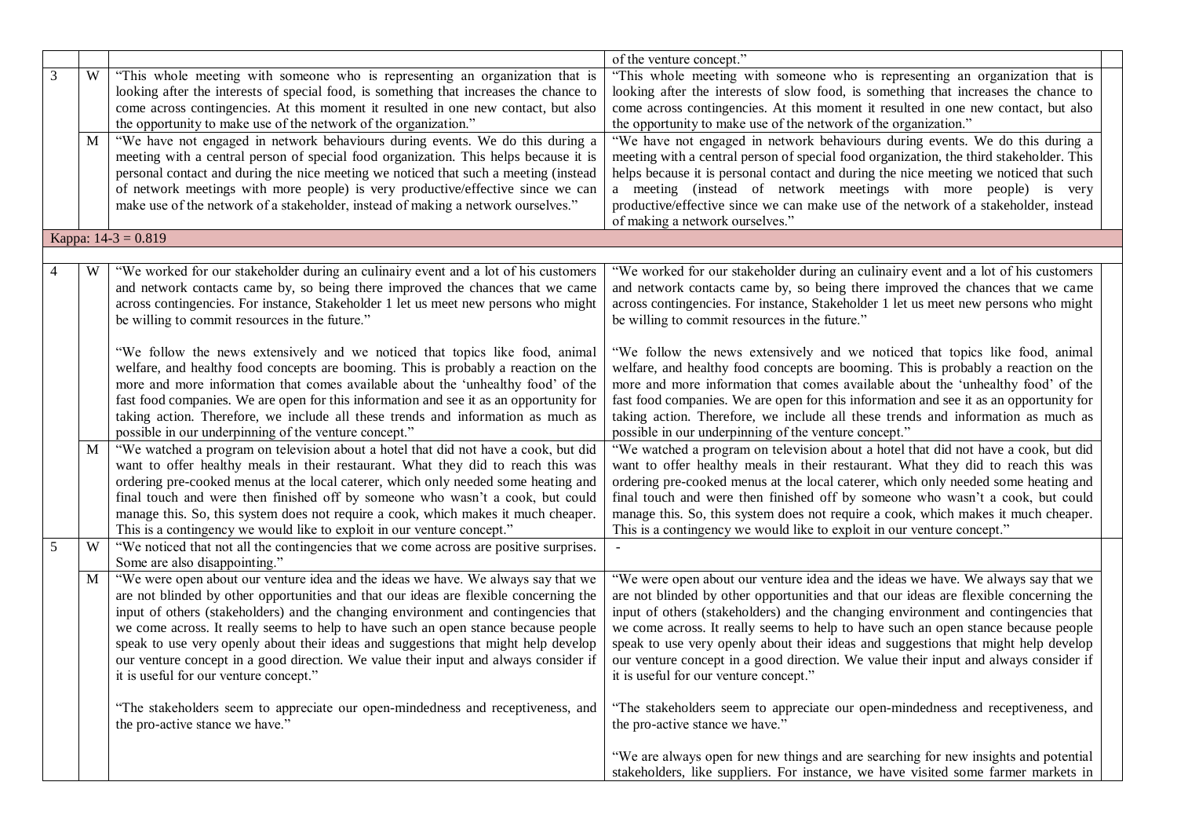| | | | | |
|---|---|---|---|---|
| | | | of the venture concept." | |
| 3 | W | "This whole meeting with someone who is representing an organization that is looking after the interests of special food, is something that increases the chance to come across contingencies. At this moment it resulted in one new contact, but also the opportunity to make use of the network of the organization." | "This whole meeting with someone who is representing an organization that is looking after the interests of slow food, is something that increases the chance to come across contingencies. At this moment it resulted in one new contact, but also the opportunity to make use of the network of the organization." | |
| | M | "We have not engaged in network behaviours during events. We do this during a meeting with a central person of special food organization. This helps because it is personal contact and during the nice meeting we noticed that such a meeting (instead of network meetings with more people) is very productive/effective since we can make use of the network of a stakeholder, instead of making a network ourselves." | "We have not engaged in network behaviours during events. We do this during a meeting with a central person of special food organization, the third stakeholder. This helps because it is personal contact and during the nice meeting we noticed that such a meeting (instead of network meetings with more people) is very productive/effective since we can make use of the network of a stakeholder, instead of making a network ourselves." | |
| Kappa: 14-3 = 0.819 | | | | |
| | | | | |
| 4 | W | "We worked for our stakeholder during an culinairy event and a lot of his customers and network contacts came by, so being there improved the chances that we came across contingencies. For instance, Stakeholder 1 let us meet new persons who might be willing to commit resources in the future."<br><br>"We follow the news extensively and we noticed that topics like food, animal welfare, and healthy food concepts are booming. This is probably a reaction on the more and more information that comes available about the 'unhealthy food' of the fast food companies. We are open for this information and see it as an opportunity for taking action. Therefore, we include all these trends and information as much as possible in our underpinning of the venture concept." | "We worked for our stakeholder during an culinairy event and a lot of his customers and network contacts came by, so being there improved the chances that we came across contingencies. For instance, Stakeholder 1 let us meet new persons who might be willing to commit resources in the future."<br><br>"We follow the news extensively and we noticed that topics like food, animal welfare, and healthy food concepts are booming. This is probably a reaction on the more and more information that comes available about the 'unhealthy food' of the fast food companies. We are open for this information and see it as an opportunity for taking action. Therefore, we include all these trends and information as much as possible in our underpinning of the venture concept." | |
| | M | "We watched a program on television about a hotel that did not have a cook, but did want to offer healthy meals in their restaurant. What they did to reach this was ordering pre-cooked menus at the local caterer, which only needed some heating and final touch and were then finished off by someone who wasn't a cook, but could manage this. So, this system does not require a cook, which makes it much cheaper. This is a contingency we would like to exploit in our venture concept." | "We watched a program on television about a hotel that did not have a cook, but did want to offer healthy meals in their restaurant. What they did to reach this was ordering pre-cooked menus at the local caterer, which only needed some heating and final touch and were then finished off by someone who wasn't a cook, but could manage this. So, this system does not require a cook, which makes it much cheaper. This is a contingency we would like to exploit in our venture concept." | |
| 5 | W | "We noticed that not all the contingencies that we come across are positive surprises. Some are also disappointing." | - | |
| | M | "We were open about our venture idea and the ideas we have. We always say that we are not blinded by other opportunities and that our ideas are flexible concerning the input of others (stakeholders) and the changing environment and contingencies that we come across. It really seems to help to have such an open stance because people speak to use very openly about their ideas and suggestions that might help develop our venture concept in a good direction. We value their input and always consider if it is useful for our venture concept."<br><br>"The stakeholders seem to appreciate our open-mindedness and receptiveness, and the pro-active stance we have." | "We were open about our venture idea and the ideas we have. We always say that we are not blinded by other opportunities and that our ideas are flexible concerning the input of others (stakeholders) and the changing environment and contingencies that we come across. It really seems to help to have such an open stance because people speak to use very openly about their ideas and suggestions that might help develop our venture concept in a good direction. We value their input and always consider if it is useful for our venture concept."<br><br>"The stakeholders seem to appreciate our open-mindedness and receptiveness, and the pro-active stance we have."<br><br>"We are always open for new things and are searching for new insights and potential stakeholders, like suppliers. For instance, we have visited some farmer markets in | |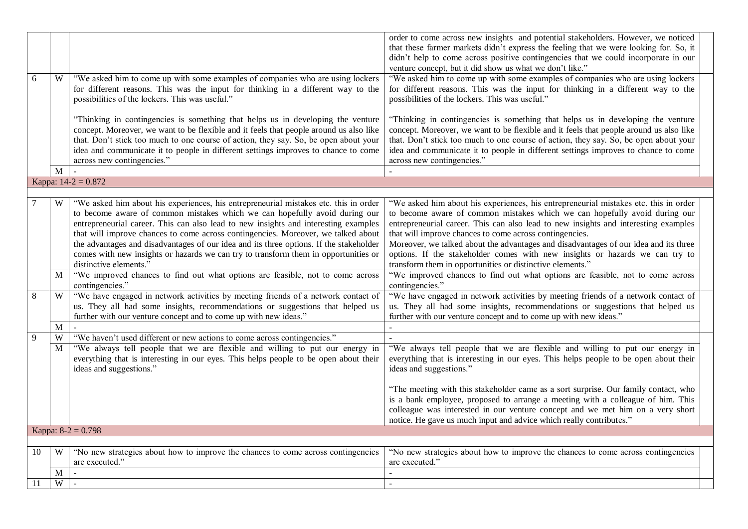| | | | | |
|---|---|---|---|---|
| | | | order to come across new insights and potential stakeholders. However, we noticed that these farmer markets didn't express the feeling that we were looking for. So, it didn't help to come across positive contingencies that we could incorporate in our venture concept, but it did show us what we don't like." | |
| 6 | W | "We asked him to come up with some examples of companies who are using lockers for different reasons. This was the input for thinking in a different way to the possibilities of the lockers. This was useful."<br><br>"Thinking in contingencies is something that helps us in developing the venture concept. Moreover, we want to be flexible and it feels that people around us also like that. Don't stick too much to one course of action, they say. So, be open about your idea and communicate it to people in different settings improves to chance to come across new contingencies." | "We asked him to come up with some examples of companies who are using lockers for different reasons. This was the input for thinking in a different way to the possibilities of the lockers. This was useful."<br><br>"Thinking in contingencies is something that helps us in developing the venture concept. Moreover, we want to be flexible and it feels that people around us also like that. Don't stick too much to one course of action, they say. So, be open about your idea and communicate it to people in different settings improves to chance to come across new contingencies." | |
| | M | - | - | |
| Kappa: 14-2 = 0.872 | | | | |
| | | | | |
| 7 | W | "We asked him about his experiences, his entrepreneurial mistakes etc. this in order to become aware of common mistakes which we can hopefully avoid during our entrepreneurial career. This can also lead to new insights and interesting examples that will improve chances to come across contingencies. Moreover, we talked about the advantages and disadvantages of our idea and its three options. If the stakeholder comes with new insights or hazards we can try to transform them in opportunities or distinctive elements." | "We asked him about his experiences, his entrepreneurial mistakes etc. this in order to become aware of common mistakes which we can hopefully avoid during our entrepreneurial career. This can also lead to new insights and interesting examples that will improve chances to come across contingencies.<br>Moreover, we talked about the advantages and disadvantages of our idea and its three options. If the stakeholder comes with new insights or hazards we can try to transform them in opportunities or distinctive elements." | |
| | M | "We improved chances to find out what options are feasible, not to come across contingencies." | "We improved chances to find out what options are feasible, not to come across contingencies." | |
| 8 | W | "We have engaged in network activities by meeting friends of a network contact of us. They all had some insights, recommendations or suggestions that helped us further with our venture concept and to come up with new ideas." | "We have engaged in network activities by meeting friends of a network contact of us. They all had some insights, recommendations or suggestions that helped us further with our venture concept and to come up with new ideas." | |
| | M | - | - | |
| 9 | W | "We haven't used different or new actions to come across contingencies." | - | |
| | M | "We always tell people that we are flexible and willing to put our energy in everything that is interesting in our eyes. This helps people to be open about their ideas and suggestions." | "We always tell people that we are flexible and willing to put our energy in everything that is interesting in our eyes. This helps people to be open about their ideas and suggestions."<br><br>"The meeting with this stakeholder came as a sort surprise. Our family contact, who is a bank employee, proposed to arrange a meeting with a colleague of him. This colleague was interested in our venture concept and we met him on a very short notice. He gave us much input and advice which really contributes." | |
| Kappa: 8-2 = 0.798 | | | | |
| | | | | |
| 10 | W | "No new strategies about how to improve the chances to come across contingencies are executed." | "No new strategies about how to improve the chances to come across contingencies are executed." | |
| | M | - | - | |
| 11 | W | - | - | |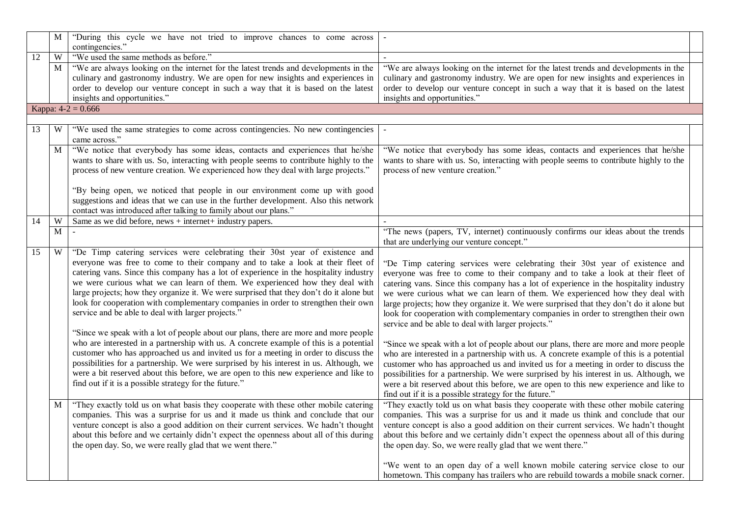| | | | | |
|---|---|---|---|---|
| | M | "During this cycle we have not tried to improve chances to come across contingencies." | - | |
| 12 | W | "We used the same methods as before." | - | |
| | M | "We are always looking on the internet for the latest trends and developments in the culinary and gastronomy industry. We are open for new insights and experiences in order to develop our venture concept in such a way that it is based on the latest insights and opportunities." | "We are always looking on the internet for the latest trends and developments in the culinary and gastronomy industry. We are open for new insights and experiences in order to develop our venture concept in such a way that it is based on the latest insights and opportunities." | |
| Kappa: 4-2 = 0.666 | | | | |
| | | | | |
| 13 | W | "We used the same strategies to come across contingencies. No new contingencies came across." | - | |
| | M | "We notice that everybody has some ideas, contacts and experiences that he/she wants to share with us. So, interacting with people seems to contribute highly to the process of new venture creation. We experienced how they deal with large projects."<br><br>"By being open, we noticed that people in our environment come up with good suggestions and ideas that we can use in the further development. Also this network contact was introduced after talking to family about our plans." | "We notice that everybody has some ideas, contacts and experiences that he/she wants to share with us. So, interacting with people seems to contribute highly to the process of new venture creation." | |
| 14 | W | Same as we did before, news + internet+ industry papers. | - | |
| | M | - | "The news (papers, TV, internet) continuously confirms our ideas about the trends that are underlying our venture concept." | |
| 15 | W | "De Timp catering services were celebrating their 30st year of existence and everyone was free to come to their company and to take a look at their fleet of catering vans. Since this company has a lot of experience in the hospitality industry we were curious what we can learn of them. We experienced how they deal with large projects; how they organize it. We were surprised that they don't do it alone but look for cooperation with complementary companies in order to strengthen their own service and be able to deal with larger projects."<br><br>"Since we speak with a lot of people about our plans, there are more and more people who are interested in a partnership with us. A concrete example of this is a potential customer who has approached us and invited us for a meeting in order to discuss the possibilities for a partnership. We were surprised by his interest in us. Although, we were a bit reserved about this before, we are open to this new experience and like to find out if it is a possible strategy for the future." | "De Timp catering services were celebrating their 30st year of existence and everyone was free to come to their company and to take a look at their fleet of catering vans. Since this company has a lot of experience in the hospitality industry we were curious what we can learn of them. We experienced how they deal with large projects; how they organize it. We were surprised that they don't do it alone but look for cooperation with complementary companies in order to strengthen their own service and be able to deal with larger projects."<br><br>"Since we speak with a lot of people about our plans, there are more and more people who are interested in a partnership with us. A concrete example of this is a potential customer who has approached us and invited us for a meeting in order to discuss the possibilities for a partnership. We were surprised by his interest in us. Although, we were a bit reserved about this before, we are open to this new experience and like to find out if it is a possible strategy for the future." | |
| | M | "They exactly told us on what basis they cooperate with these other mobile catering companies. This was a surprise for us and it made us think and conclude that our venture concept is also a good addition on their current services. We hadn't thought about this before and we certainly didn't expect the openness about all of this during the open day. So, we were really glad that we went there." | "They exactly told us on what basis they cooperate with these other mobile catering companies. This was a surprise for us and it made us think and conclude that our venture concept is also a good addition on their current services. We hadn't thought about this before and we certainly didn't expect the openness about all of this during the open day. So, we were really glad that we went there."<br><br>"We went to an open day of a well known mobile catering service close to our hometown. This company has trailers who are rebuild towards a mobile snack corner. | |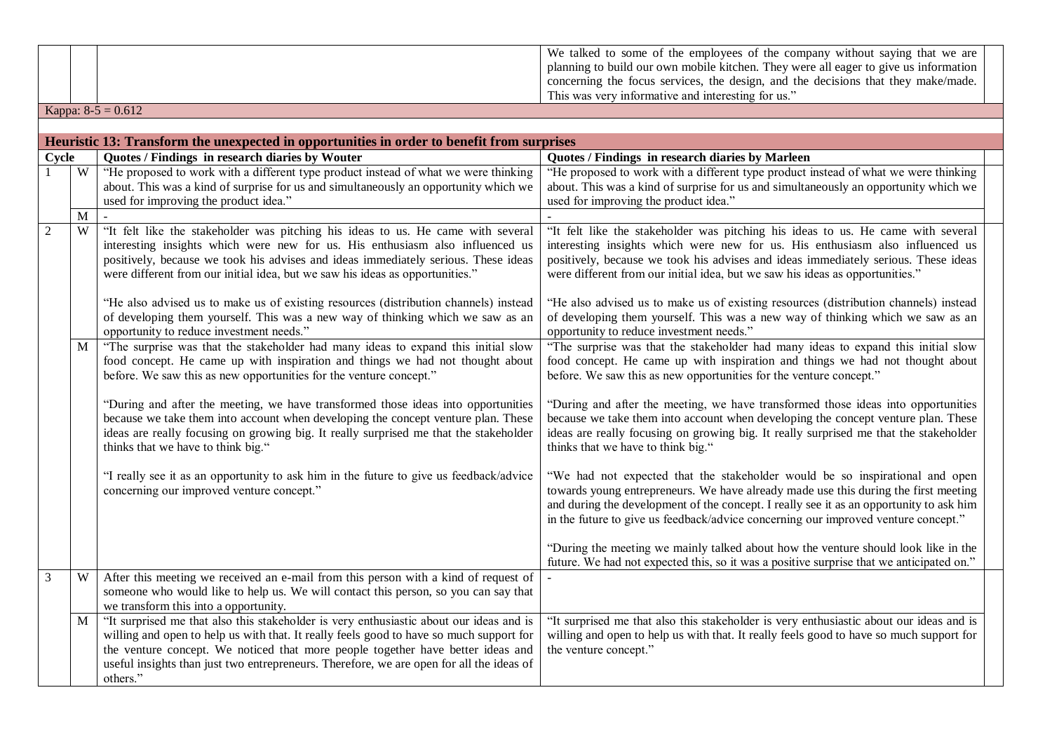| | | | |
|---|---|---|---|
| | | | We talked to some of the employees of the company without saying that we are planning to build our own mobile kitchen. They were all eager to give us information concerning the focus services, the design, and the decisions that they make/made. This was very informative and interesting for us." |

Kappa: 8-5 = 0.612

**Heuristic 13: Transform the unexpected in opportunities in order to benefit from surprises**

| Cycle | | Quotes / Findings in research diaries by Wouter | Quotes / Findings in research diaries by Marleen |
|---|---|---|---|
| 1 | W | "He proposed to work with a different type product instead of what we were thinking about. This was a kind of surprise for us and simultaneously an opportunity which we used for improving the product idea." | "He proposed to work with a different type product instead of what we were thinking about. This was a kind of surprise for us and simultaneously an opportunity which we used for improving the product idea." |
| | M | - | - |
| 2 | W | "It felt like the stakeholder was pitching his ideas to us. He came with several interesting insights which were new for us. His enthusiasm also influenced us positively, because we took his advises and ideas immediately serious. These ideas were different from our initial idea, but we saw his ideas as opportunities."<br><br>"He also advised us to make us of existing resources (distribution channels) instead of developing them yourself. This was a new way of thinking which we saw as an opportunity to reduce investment needs." | "It felt like the stakeholder was pitching his ideas to us. He came with several interesting insights which were new for us. His enthusiasm also influenced us positively, because we took his advises and ideas immediately serious. These ideas were different from our initial idea, but we saw his ideas as opportunities."<br><br>"He also advised us to make us of existing resources (distribution channels) instead of developing them yourself. This was a new way of thinking which we saw as an opportunity to reduce investment needs." |
| | M | "The surprise was that the stakeholder had many ideas to expand this initial slow food concept. He came up with inspiration and things we had not thought about before. We saw this as new opportunities for the venture concept."<br><br>"During and after the meeting, we have transformed those ideas into opportunities because we take them into account when developing the concept venture plan. These ideas are really focusing on growing big. It really surprised me that the stakeholder thinks that we have to think big."<br><br>"I really see it as an opportunity to ask him in the future to give us feedback/advice concerning our improved venture concept." | "The surprise was that the stakeholder had many ideas to expand this initial slow food concept. He came up with inspiration and things we had not thought about before. We saw this as new opportunities for the venture concept."<br><br>"During and after the meeting, we have transformed those ideas into opportunities because we take them into account when developing the concept venture plan. These ideas are really focusing on growing big. It really surprised me that the stakeholder thinks that we have to think big."<br><br>"We had not expected that the stakeholder would be so inspirational and open towards young entrepreneurs. We have already made use this during the first meeting and during the development of the concept. I really see it as an opportunity to ask him in the future to give us feedback/advice concerning our improved venture concept."<br><br>"During the meeting we mainly talked about how the venture should look like in the future. We had not expected this, so it was a positive surprise that we anticipated on." |
| 3 | W | After this meeting we received an e-mail from this person with a kind of request of someone who would like to help us. We will contact this person, so you can say that we transform this into a opportunity. | - |
| | M | "It surprised me that also this stakeholder is very enthusiastic about our ideas and is willing and open to help us with that. It really feels good to have so much support for the venture concept. We noticed that more people together have better ideas and useful insights than just two entrepreneurs. Therefore, we are open for all the ideas of others." | "It surprised me that also this stakeholder is very enthusiastic about our ideas and is willing and open to help us with that. It really feels good to have so much support for the venture concept." |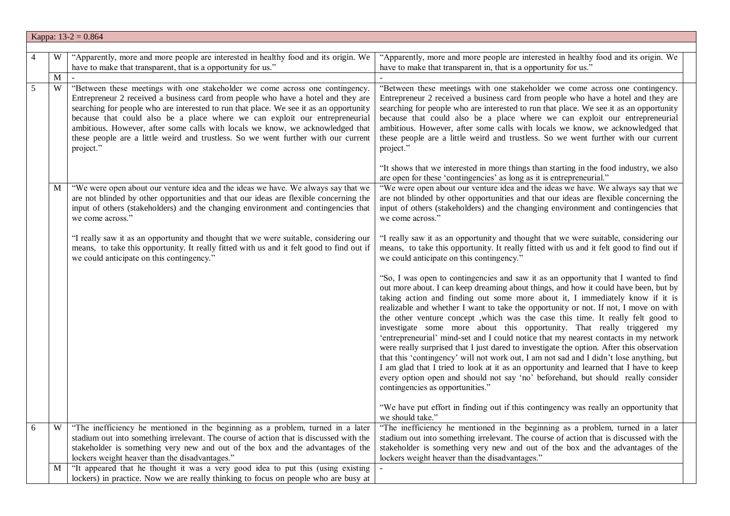| Kappa: 13-2 = 0.864 | | | |
|---|---|---|---|
| 4 | W | "Apparently, more and more people are interested in healthy food and its origin. We have to make that transparent, that is a opportunity for us." | "Apparently, more and more people are interested in healthy food and its origin. We have to make that transparent in, that is a opportunity for us." |
| | M | - | - |
| 5 | W | "Between these meetings with one stakeholder we come across one contingency. Entrepreneur 2 received a business card from people who have a hotel and they are searching for people who are interested to run that place. We see it as an opportunity because that could also be a place where we can exploit our entrepreneurial ambitious. However, after some calls with locals we know, we acknowledged that these people are a little weird and trustless. So we went further with our current project." | "Between these meetings with one stakeholder we come across one contingency. Entrepreneur 2 received a business card from people who have a hotel and they are searching for people who are interested to run that place. We see it as an opportunity because that could also be a place where we can exploit our entrepreneurial ambitious. However, after some calls with locals we know, we acknowledged that these people are a little weird and trustless. So we went further with our current project."<br><br>"It shows that we interested in more things than starting in the food industry, we also are open for these 'contingencies' as long as it is entrepreneurial." |
| | M | "We were open about our venture idea and the ideas we have. We always say that we are not blinded by other opportunities and that our ideas are flexible concerning the input of others (stakeholders) and the changing environment and contingencies that we come across."<br><br>"I really saw it as an opportunity and thought that we were suitable, considering our means, to take this opportunity. It really fitted with us and it felt good to find out if we could anticipate on this contingency." | "We were open about our venture idea and the ideas we have. We always say that we are not blinded by other opportunities and that our ideas are flexible concerning the input of others (stakeholders) and the changing environment and contingencies that we come across."<br><br>"I really saw it as an opportunity and thought that we were suitable, considering our means, to take this opportunity. It really fitted with us and it felt good to find out if we could anticipate on this contingency."<br><br>"So, I was open to contingencies and saw it as an opportunity that I wanted to find out more about. I can keep dreaming about things, and how it could have been, but by taking action and finding out some more about it, I immediately know if it is realizable and whether I want to take the opportunity or not. If not, I move on with the other venture concept ,which was the case this time. It really felt good to investigate some more about this opportunity. That really triggered my 'entrepreneurial' mind-set and I could notice that my nearest contacts in my network were really surprised that I just dared to investigate the option. After this observation that this 'contingency' will not work out, I am not sad and I didn't lose anything, but I am glad that I tried to look at it as an opportunity and learned that I have to keep every option open and should not say 'no' beforehand, but should really consider contingencies as opportunities."<br><br>"We have put effort in finding out if this contingency was really an opportunity that we should take." |
| 6 | W | "The inefficiency he mentioned in the beginning as a problem, turned in a later stadium out into something irrelevant. The course of action that is discussed with the stakeholder is something very new and out of the box and the advantages of the lockers weight heaver than the disadvantages." | "The inefficiency he mentioned in the beginning as a problem, turned in a later stadium out into something irrelevant. The course of action that is discussed with the stakeholder is something very new and out of the box and the advantages of the lockers weight heaver than the disadvantages." |
| | M | "It appeared that he thought it was a very good idea to put this (using existing lockers) in practice. Now we are really thinking to focus on people who are busy at | - |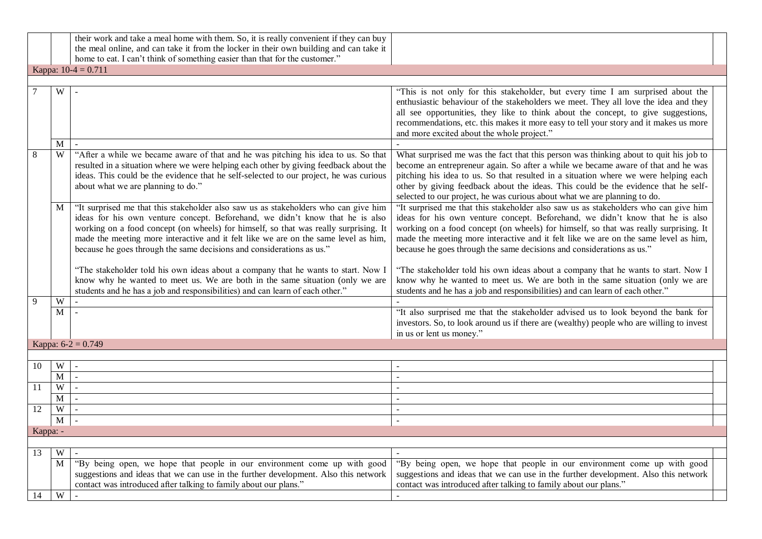| | | | | |
|---|---|---|---|---|
| | | their work and take a meal home with them. So, it is really convenient if they can buy the meal online, and can take it from the locker in their own building and can take it home to eat. I can't think of something easier than that for the customer." | | |
| Kappa: 10-4 = 0.711 | | | | |
| 7 | W | - | "This is not only for this stakeholder, but every time I am surprised about the enthusiastic behaviour of the stakeholders we meet. They all love the idea and they all see opportunities, they like to think about the concept, to give suggestions, recommendations, etc. this makes it more easy to tell your story and it makes us more and more excited about the whole project." | |
| | M | - | - | |
| 8 | W | "After a while we became aware of that and he was pitching his idea to us. So that resulted in a situation where we were helping each other by giving feedback about the ideas. This could be the evidence that he self-selected to our project, he was curious about what we are planning to do." | What surprised me was the fact that this person was thinking about to quit his job to become an entrepreneur again. So after a while we became aware of that and he was pitching his idea to us. So that resulted in a situation where we were helping each other by giving feedback about the ideas. This could be the evidence that he self-selected to our project, he was curious about what we are planning to do. | |
| | M | "It surprised me that this stakeholder also saw us as stakeholders who can give him ideas for his own venture concept. Beforehand, we didn't know that he is also working on a food concept (on wheels) for himself, so that was really surprising. It made the meeting more interactive and it felt like we are on the same level as him, because he goes through the same decisions and considerations as us."<br><br>"The stakeholder told his own ideas about a company that he wants to start. Now I know why he wanted to meet us. We are both in the same situation (only we are students and he has a job and responsibilities) and can learn of each other." | "It surprised me that this stakeholder also saw us as stakeholders who can give him ideas for his own venture concept. Beforehand, we didn't know that he is also working on a food concept (on wheels) for himself, so that was really surprising. It made the meeting more interactive and it felt like we are on the same level as him, because he goes through the same decisions and considerations as us."<br><br>"The stakeholder told his own ideas about a company that he wants to start. Now I know why he wanted to meet us. We are both in the same situation (only we are students and he has a job and responsibilities) and can learn of each other." | |
| 9 | W | - | - | |
| | M | - | "It also surprised me that the stakeholder advised us to look beyond the bank for investors. So, to look around us if there are (wealthy) people who are willing to invest in us or lent us money." | |
| Kappa: 6-2 = 0.749 | | | | |
| 10 | W | - | - | |
| | M | - | - | |
| 11 | W | - | - | |
| | M | - | - | |
| 12 | W | - | - | |
| | M | - | - | |
| Kappa: - | | | | |
| 13 | W | - | - | |
| | M | "By being open, we hope that people in our environment come up with good suggestions and ideas that we can use in the further development. Also this network contact was introduced after talking to family about our plans." | "By being open, we hope that people in our environment come up with good suggestions and ideas that we can use in the further development. Also this network contact was introduced after talking to family about our plans." | |
| 14 | W | - | - | |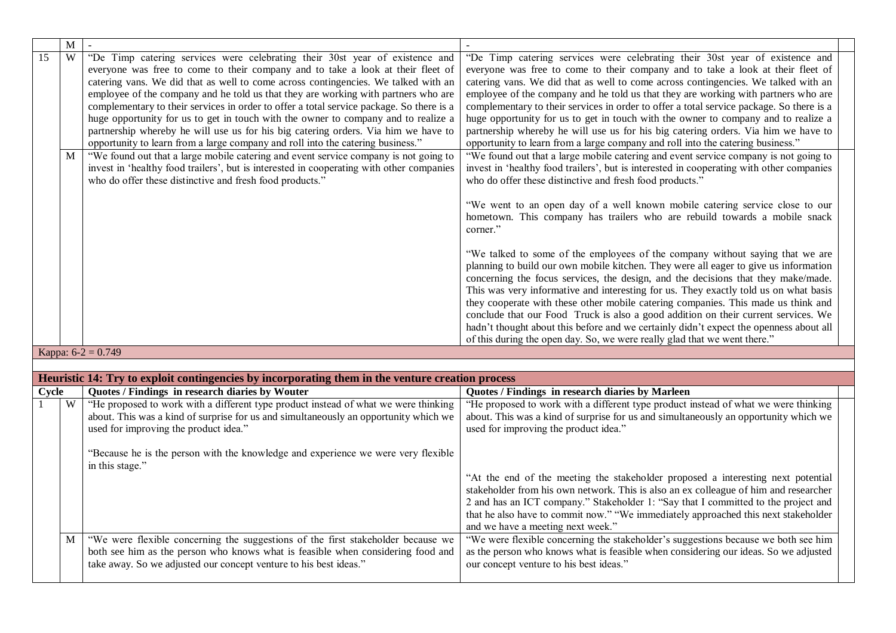| | M | - | - |
|---|---|---|---|
| 15 | W | "De Timp catering services were celebrating their 30st year of existence and everyone was free to come to their company and to take a look at their fleet of catering vans. We did that as well to come across contingencies. We talked with an employee of the company and he told us that they are working with partners who are complementary to their services in order to offer a total service package. So there is a huge opportunity for us to get in touch with the owner to company and to realize a partnership whereby he will use us for his big catering orders. Via him we have to opportunity to learn from a large company and roll into the catering business." | "De Timp catering services were celebrating their 30st year of existence and everyone was free to come to their company and to take a look at their fleet of catering vans. We did that as well to come across contingencies. We talked with an employee of the company and he told us that they are working with partners who are complementary to their services in order to offer a total service package. So there is a huge opportunity for us to get in touch with the owner to company and to realize a partnership whereby he will use us for his big catering orders. Via him we have to opportunity to learn from a large company and roll into the catering business." |
| | M | "We found out that a large mobile catering and event service company is not going to invest in 'healthy food trailers', but is interested in cooperating with other companies who do offer these distinctive and fresh food products." | "We found out that a large mobile catering and event service company is not going to invest in 'healthy food trailers', but is interested in cooperating with other companies who do offer these distinctive and fresh food products."<br><br>"We went to an open day of a well known mobile catering service close to our hometown. This company has trailers who are rebuild towards a mobile snack corner."<br><br>"We talked to some of the employees of the company without saying that we are planning to build our own mobile kitchen. They were all eager to give us information concerning the focus services, the design, and the decisions that they make/made. This was very informative and interesting for us. They exactly told us on what basis they cooperate with these other mobile catering companies. This made us think and conclude that our Food Truck is also a good addition on their current services. We hadn't thought about this before and we certainly didn't expect the openness about all of this during the open day. So, we were really glad that we went there." |

Kappa: 6-2 = 0.749

**Heuristic 14: Try to exploit contingencies by incorporating them in the venture creation process**

| Cycle | | Quotes / Findings in research diaries by Wouter | Quotes / Findings in research diaries by Marleen |
|---|---|---|---|
| 1 | W | "He proposed to work with a different type product instead of what we were thinking about. This was a kind of surprise for us and simultaneously an opportunity which we used for improving the product idea."<br><br>"Because he is the person with the knowledge and experience we were very flexible in this stage." | "He proposed to work with a different type product instead of what we were thinking about. This was a kind of surprise for us and simultaneously an opportunity which we used for improving the product idea."<br><br>"At the end of the meeting the stakeholder proposed a interesting next potential stakeholder from his own network. This is also an ex colleague of him and researcher 2 and has an ICT company." Stakeholder 1: "Say that I committed to the project and that he also have to commit now." "We immediately approached this next stakeholder and we have a meeting next week." |
| | M | "We were flexible concerning the suggestions of the first stakeholder because we both see him as the person who knows what is feasible when considering food and take away. So we adjusted our concept venture to his best ideas." | "We were flexible concerning the stakeholder's suggestions because we both see him as the person who knows what is feasible when considering our ideas. So we adjusted our concept venture to his best ideas." |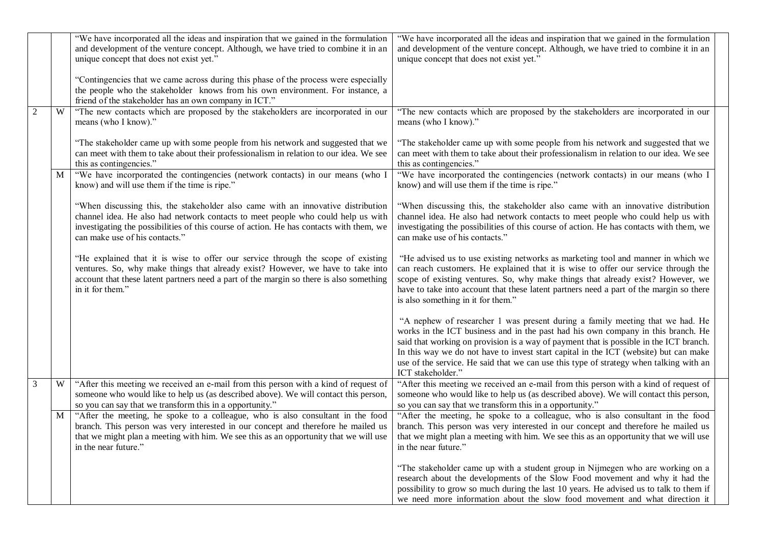| | | | | |
|---|---|---|---|---|
| | | "We have incorporated all the ideas and inspiration that we gained in the formulation and development of the venture concept. Although, we have tried to combine it in an unique concept that does not exist yet."<br><br>"Contingencies that we came across during this phase of the process were especially the people who the stakeholder knows from his own environment. For instance, a friend of the stakeholder has an own company in ICT." | "We have incorporated all the ideas and inspiration that we gained in the formulation and development of the venture concept. Although, we have tried to combine it in an unique concept that does not exist yet." | |
| 2 | W | "The new contacts which are proposed by the stakeholders are incorporated in our means (who I know)."<br><br>"The stakeholder came up with some people from his network and suggested that we can meet with them to take about their professionalism in relation to our idea. We see this as contingencies." | "The new contacts which are proposed by the stakeholders are incorporated in our means (who I know)."<br><br>"The stakeholder came up with some people from his network and suggested that we can meet with them to take about their professionalism in relation to our idea. We see this as contingencies." | |
| | M | "We have incorporated the contingencies (network contacts) in our means (who I know) and will use them if the time is ripe."<br><br>"When discussing this, the stakeholder also came with an innovative distribution channel idea. He also had network contacts to meet people who could help us with investigating the possibilities of this course of action. He has contacts with them, we can make use of his contacts."<br><br>"He explained that it is wise to offer our service through the scope of existing ventures. So, why make things that already exist? However, we have to take into account that these latent partners need a part of the margin so there is also something in it for them." | "We have incorporated the contingencies (network contacts) in our means (who I know) and will use them if the time is ripe."<br><br>"When discussing this, the stakeholder also came with an innovative distribution channel idea. He also had network contacts to meet people who could help us with investigating the possibilities of this course of action. He has contacts with them, we can make use of his contacts."<br><br>"He advised us to use existing networks as marketing tool and manner in which we can reach customers. He explained that it is wise to offer our service through the scope of existing ventures. So, why make things that already exist? However, we have to take into account that these latent partners need a part of the margin so there is also something in it for them."<br><br>"A nephew of researcher 1 was present during a family meeting that we had. He works in the ICT business and in the past had his own company in this branch. He said that working on provision is a way of payment that is possible in the ICT branch. In this way we do not have to invest start capital in the ICT (website) but can make use of the service. He said that we can use this type of strategy when talking with an ICT stakeholder." | |
| 3 | W | "After this meeting we received an e-mail from this person with a kind of request of someone who would like to help us (as described above). We will contact this person, so you can say that we transform this in a opportunity." | "After this meeting we received an e-mail from this person with a kind of request of someone who would like to help us (as described above). We will contact this person, so you can say that we transform this in a opportunity." | |
| | M | "After the meeting, he spoke to a colleague, who is also consultant in the food branch. This person was very interested in our concept and therefore he mailed us that we might plan a meeting with him. We see this as an opportunity that we will use in the near future." | "After the meeting, he spoke to a colleague, who is also consultant in the food branch. This person was very interested in our concept and therefore he mailed us that we might plan a meeting with him. We see this as an opportunity that we will use in the near future."<br><br>"The stakeholder came up with a student group in Nijmegen who are working on a research about the developments of the Slow Food movement and why it had the possibility to grow so much during the last 10 years. He advised us to talk to them if we need more information about the slow food movement and what direction it | |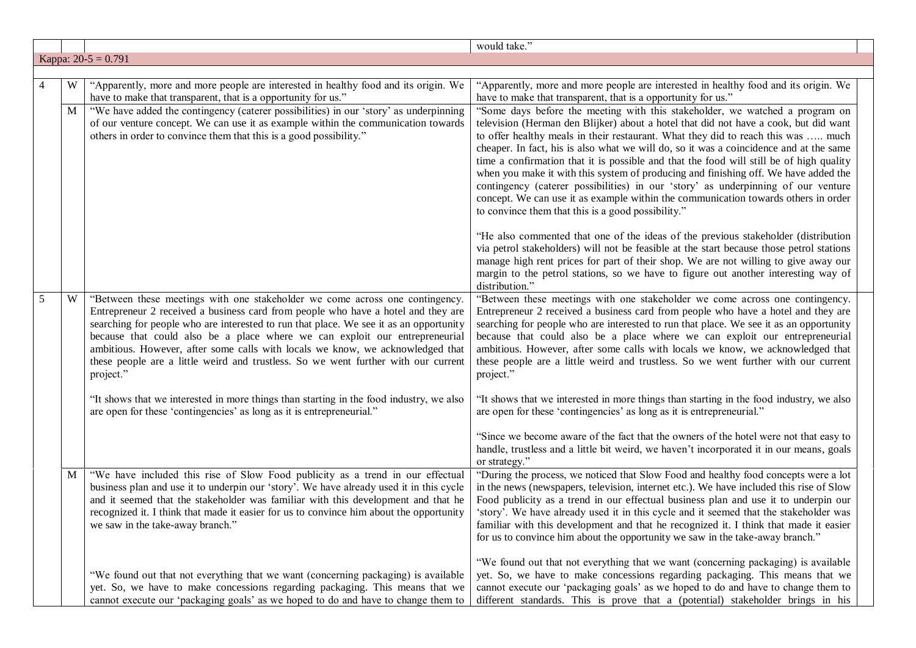| | | | | |
|---|---|---|---|---|
| | | | would take." | |
| Kappa: 20-5 = 0.791 | | | | |
| | | | | |
| 4 | W | "Apparently, more and more people are interested in healthy food and its origin. We have to make that transparent, that is a opportunity for us." | "Apparently, more and more people are interested in healthy food and its origin. We have to make that transparent, that is a opportunity for us." | |
| | M | "We have added the contingency (caterer possibilities) in our 'story' as underpinning of our venture concept. We can use it as example within the communication towards others in order to convince them that this is a good possibility." | "Some days before the meeting with this stakeholder, we watched a program on television (Herman den Blijker) about a hotel that did not have a cook, but did want to offer healthy meals in their restaurant. What they did to reach this was ….. much cheaper. In fact, his is also what we will do, so it was a coincidence and at the same time a confirmation that it is possible and that the food will still be of high quality when you make it with this system of producing and finishing off. We have added the contingency (caterer possibilities) in our 'story' as underpinning of our venture concept. We can use it as example within the communication towards others in order to convince them that this is a good possibility."<br><br>"He also commented that one of the ideas of the previous stakeholder (distribution via petrol stakeholders) will not be feasible at the start because those petrol stations manage high rent prices for part of their shop. We are not willing to give away our margin to the petrol stations, so we have to figure out another interesting way of distribution." | |
| 5 | W | "Between these meetings with one stakeholder we come across one contingency. Entrepreneur 2 received a business card from people who have a hotel and they are searching for people who are interested to run that place. We see it as an opportunity because that could also be a place where we can exploit our entrepreneurial ambitious. However, after some calls with locals we know, we acknowledged that these people are a little weird and trustless. So we went further with our current project."<br><br>"It shows that we interested in more things than starting in the food industry, we also are open for these 'contingencies' as long as it is entrepreneurial." | "Between these meetings with one stakeholder we come across one contingency. Entrepreneur 2 received a business card from people who have a hotel and they are searching for people who are interested to run that place. We see it as an opportunity because that could also be a place where we can exploit our entrepreneurial ambitious. However, after some calls with locals we know, we acknowledged that these people are a little weird and trustless. So we went further with our current project."<br><br>"It shows that we interested in more things than starting in the food industry, we also are open for these 'contingencies' as long as it is entrepreneurial."<br><br>"Since we become aware of the fact that the owners of the hotel were not that easy to handle, trustless and a little bit weird, we haven't incorporated it in our means, goals or strategy." | |
| | M | "We have included this rise of Slow Food publicity as a trend in our effectual business plan and use it to underpin our 'story'. We have already used it in this cycle and it seemed that the stakeholder was familiar with this development and that he recognized it. I think that made it easier for us to convince him about the opportunity we saw in the take-away branch."<br><br>"We found out that not everything that we want (concerning packaging) is available yet. So, we have to make concessions regarding packaging. This means that we cannot execute our 'packaging goals' as we hoped to do and have to change them to | "During the process, we noticed that Slow Food and healthy food concepts were a lot in the news (newspapers, television, internet etc.). We have included this rise of Slow Food publicity as a trend in our effectual business plan and use it to underpin our 'story'. We have already used it in this cycle and it seemed that the stakeholder was familiar with this development and that he recognized it. I think that made it easier for us to convince him about the opportunity we saw in the take-away branch."<br><br>"We found out that not everything that we want (concerning packaging) is available yet. So, we have to make concessions regarding packaging. This means that we cannot execute our 'packaging goals' as we hoped to do and have to change them to different standards. This is prove that a (potential) stakeholder brings in his | |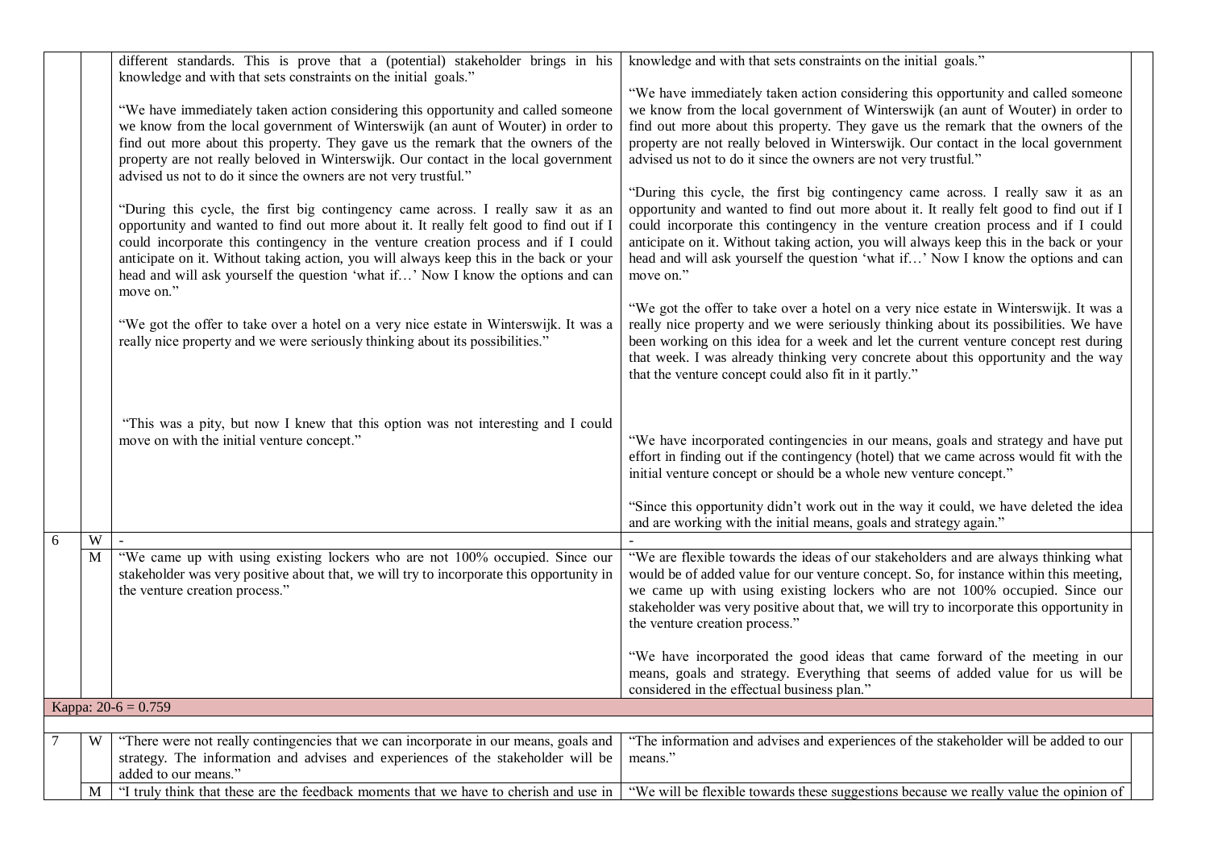| | | | | |
|---|---|---|---|---|
| | | different standards. This is prove that a (potential) stakeholder brings in his knowledge and with that sets constraints on the initial goals."<br><br>"We have immediately taken action considering this opportunity and called someone we know from the local government of Winterswijk (an aunt of Wouter) in order to find out more about this property. They gave us the remark that the owners of the property are not really beloved in Winterswijk. Our contact in the local government advised us not to do it since the owners are not very trustful."<br><br>"During this cycle, the first big contingency came across. I really saw it as an opportunity and wanted to find out more about it. It really felt good to find out if I could incorporate this contingency in the venture creation process and if I could anticipate on it. Without taking action, you will always keep this in the back or your head and will ask yourself the question 'what if…' Now I know the options and can move on."<br><br>"We got the offer to take over a hotel on a very nice estate in Winterswijk. It was a really nice property and we were seriously thinking about its possibilities."<br><br>"This was a pity, but now I knew that this option was not interesting and I could move on with the initial venture concept." | knowledge and with that sets constraints on the initial goals."<br><br>"We have immediately taken action considering this opportunity and called someone we know from the local government of Winterswijk (an aunt of Wouter) in order to find out more about this property. They gave us the remark that the owners of the property are not really beloved in Winterswijk. Our contact in the local government advised us not to do it since the owners are not very trustful."<br><br>"During this cycle, the first big contingency came across. I really saw it as an opportunity and wanted to find out more about it. It really felt good to find out if I could incorporate this contingency in the venture creation process and if I could anticipate on it. Without taking action, you will always keep this in the back or your head and will ask yourself the question 'what if…' Now I know the options and can move on."<br><br>"We got the offer to take over a hotel on a very nice estate in Winterswijk. It was a really nice property and we were seriously thinking about its possibilities. We have been working on this idea for a week and let the current venture concept rest during that week. I was already thinking very concrete about this opportunity and the way that the venture concept could also fit in it partly."<br><br>"We have incorporated contingencies in our means, goals and strategy and have put effort in finding out if the contingency (hotel) that we came across would fit with the initial venture concept or should be a whole new venture concept."<br><br>"Since this opportunity didn't work out in the way it could, we have deleted the idea and are working with the initial means, goals and strategy again." | |
| 6 | W | - | - | |
| | M | "We came up with using existing lockers who are not 100% occupied. Since our stakeholder was very positive about that, we will try to incorporate this opportunity in the venture creation process." | "We are flexible towards the ideas of our stakeholders and are always thinking what would be of added value for our venture concept. So, for instance within this meeting, we came up with using existing lockers who are not 100% occupied. Since our stakeholder was very positive about that, we will try to incorporate this opportunity in the venture creation process."<br><br>"We have incorporated the good ideas that came forward of the meeting in our means, goals and strategy. Everything that seems of added value for us will be considered in the effectual business plan." | |
| Kappa: 20-6 = 0.759 | | | | |
| | | | | |
| 7 | W | "There were not really contingencies that we can incorporate in our means, goals and strategy. The information and advises and experiences of the stakeholder will be added to our means." | "The information and advises and experiences of the stakeholder will be added to our means." | |
| | M | "I truly think that these are the feedback moments that we have to cherish and use in | "We will be flexible towards these suggestions because we really value the opinion of | |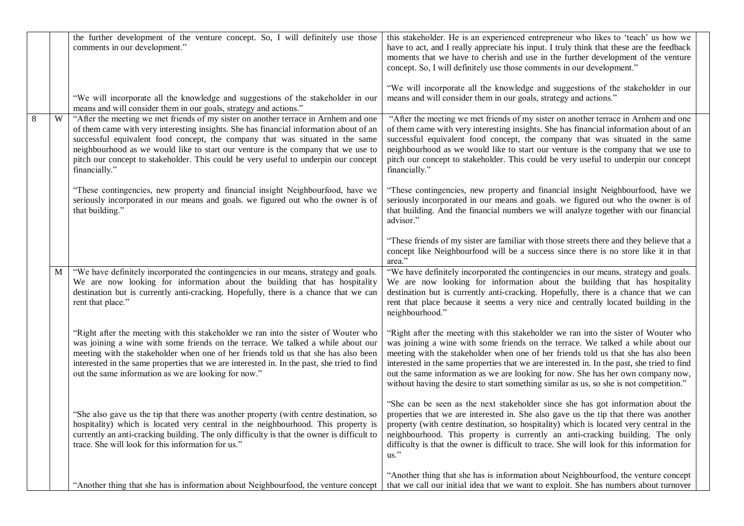|  |  |  |  |  |
|---|---|---|---|---|
|  |  | the further development of the venture concept. So, I will definitely use those comments in our development."<br><br>"We will incorporate all the knowledge and suggestions of the stakeholder in our means and will consider them in our goals, strategy and actions." | this stakeholder. He is an experienced entrepreneur who likes to 'teach' us how we have to act, and I really appreciate his input. I truly think that these are the feedback moments that we have to cherish and use in the further development of the venture concept. So, I will definitely use those comments in our development."<br><br>"We will incorporate all the knowledge and suggestions of the stakeholder in our means and will consider them in our goals, strategy and actions." |  |
| 8 | W | "After the meeting we met friends of my sister on another terrace in Arnhem and one of them came with very interesting insights. She has financial information about of an successful equivalent food concept, the company that was situated in the same neighbourhood as we would like to start our venture is the company that we use to pitch our concept to stakeholder. This could be very useful to underpin our concept financially."<br><br>"These contingencies, new property and financial insight Neighbourfood, have we seriously incorporated in our means and goals. we figured out who the owner is of that building." | "After the meeting we met friends of my sister on another terrace in Arnhem and one of them came with very interesting insights. She has financial information about of an successful equivalent food concept, the company that was situated in the same neighbourhood as we would like to start our venture is the company that we use to pitch our concept to stakeholder. This could be very useful to underpin our concept financially."<br><br>"These contingencies, new property and financial insight Neighbourfood, have we seriously incorporated in our means and goals. we figured out who the owner is of that building. And the financial numbers we will analyze together with our financial advisor."<br><br>"These friends of my sister are familiar with those streets there and they believe that a concept like Neighbourfood will be a success since there is no store like it in that area." |  |
|  | M | "We have definitely incorporated the contingencies in our means, strategy and goals. We are now looking for information about the building that has hospitality destination but is currently anti-cracking. Hopefully, there is a chance that we can rent that place."<br><br>"Right after the meeting with this stakeholder we ran into the sister of Wouter who was joining a wine with some friends on the terrace. We talked a while about our meeting with the stakeholder when one of her friends told us that she has also been interested in the same properties that we are interested in. In the past, she tried to find out the same information as we are looking for now."<br><br>"She also gave us the tip that there was another property (with centre destination, so hospitality) which is located very central in the neighbourhood. This property is currently an anti-cracking building. The only difficulty is that the owner is difficult to trace. She will look for this information for us."<br><br>"Another thing that she has is information about Neighbourfood, the venture concept | "We have definitely incorporated the contingencies in our means, strategy and goals. We are now looking for information about the building that has hospitality destination but is currently anti-cracking. Hopefully, there is a chance that we can rent that place because it seems a very nice and centrally located building in the neighbourhood."<br><br>"Right after the meeting with this stakeholder we ran into the sister of Wouter who was joining a wine with some friends on the terrace. We talked a while about our meeting with the stakeholder when one of her friends told us that she has also been interested in the same properties that we are interested in. In the past, she tried to find out the same information as we are looking for now. She has her own company now, without having the desire to start something similar as us, so she is not competition."<br><br>"She can be seen as the next stakeholder since she has got information about the properties that we are interested in. She also gave us the tip that there was another property (with centre destination, so hospitality) which is located very central in the neighbourhood. This property is currently an anti-cracking building. The only difficulty is that the owner is difficult to trace. She will look for this information for us."<br><br>"Another thing that she has is information about Neighbourfood, the venture concept that we call our initial idea that we want to exploit. She has numbers about turnover |  |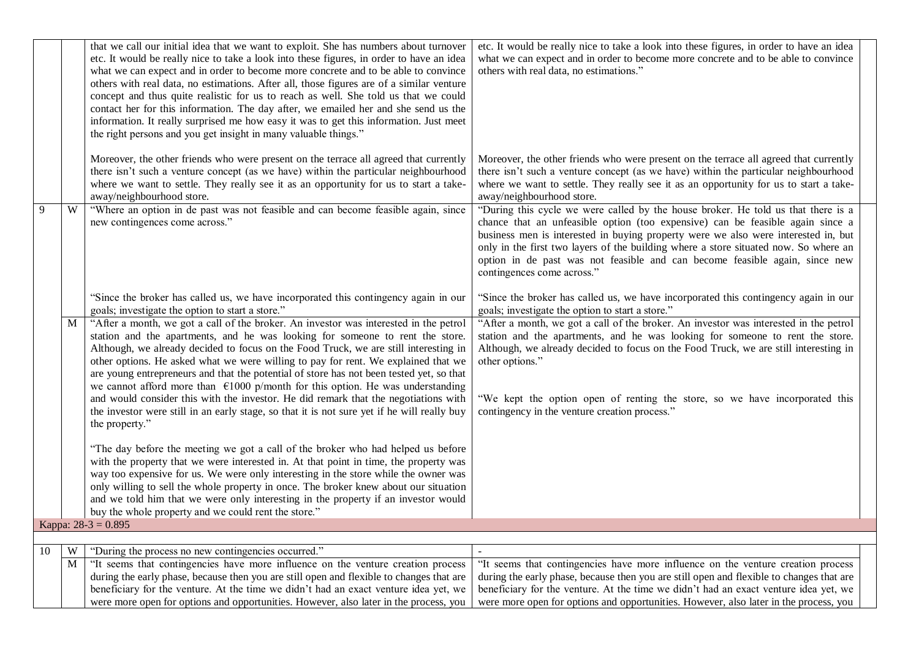|  |  |  |  |
|---|---|---|---|
|  |  | that we call our initial idea that we want to exploit. She has numbers about turnover etc. It would be really nice to take a look into these figures, in order to have an idea what we can expect and in order to become more concrete and to be able to convince others with real data, no estimations. After all, those figures are of a similar venture concept and thus quite realistic for us to reach as well. She told us that we could contact her for this information. The day after, we emailed her and she send us the information. It really surprised me how easy it was to get this information. Just meet the right persons and you get insight in many valuable things."<br><br>Moreover, the other friends who were present on the terrace all agreed that currently there isn't such a venture concept (as we have) within the particular neighbourhood where we want to settle. They really see it as an opportunity for us to start a take-away/neighbourhood store. | etc. It would be really nice to take a look into these figures, in order to have an idea what we can expect and in order to become more concrete and to be able to convince others with real data, no estimations."<br><br>Moreover, the other friends who were present on the terrace all agreed that currently there isn't such a venture concept (as we have) within the particular neighbourhood where we want to settle. They really see it as an opportunity for us to start a take-away/neighbourhood store. |
| 9 | W | "Where an option in de past was not feasible and can become feasible again, since new contingences come across."<br><br>"Since the broker has called us, we have incorporated this contingency again in our goals; investigate the option to start a store." | "During this cycle we were called by the house broker. He told us that there is a chance that an unfeasible option (too expensive) can be feasible again since a business men is interested in buying property were we also were interested in, but only in the first two layers of the building where a store situated now. So where an option in de past was not feasible and can become feasible again, since new contingences come across."<br><br>"Since the broker has called us, we have incorporated this contingency again in our goals; investigate the option to start a store." |
|  | M | "After a month, we got a call of the broker. An investor was interested in the petrol station and the apartments, and he was looking for someone to rent the store. Although, we already decided to focus on the Food Truck, we are still interesting in other options. He asked what we were willing to pay for rent. We explained that we are young entrepreneurs and that the potential of store has not been tested yet, so that we cannot afford more than €1000 p/month for this option. He was understanding and would consider this with the investor. He did remark that the negotiations with the investor were still in an early stage, so that it is not sure yet if he will really buy the property."<br><br>"The day before the meeting we got a call of the broker who had helped us before with the property that we were interested in. At that point in time, the property was way too expensive for us. We were only interesting in the store while the owner was only willing to sell the whole property in once. The broker knew about our situation and we told him that we were only interesting in the property if an investor would buy the whole property and we could rent the store." | "After a month, we got a call of the broker. An investor was interested in the petrol station and the apartments, and he was looking for someone to rent the store. Although, we already decided to focus on the Food Truck, we are still interesting in other options."<br><br>"We kept the option open of renting the store, so we have incorporated this contingency in the venture creation process." |
| Kappa: 28-3 = 0.895 |  |  |  |
| 10 | W | "During the process no new contingencies occurred." | - |
|  | M | "It seems that contingencies have more influence on the venture creation process during the early phase, because then you are still open and flexible to changes that are beneficiary for the venture. At the time we didn't had an exact venture idea yet, we were more open for options and opportunities. However, also later in the process, you | "It seems that contingencies have more influence on the venture creation process during the early phase, because then you are still open and flexible to changes that are beneficiary for the venture. At the time we didn't had an exact venture idea yet, we were more open for options and opportunities. However, also later in the process, you |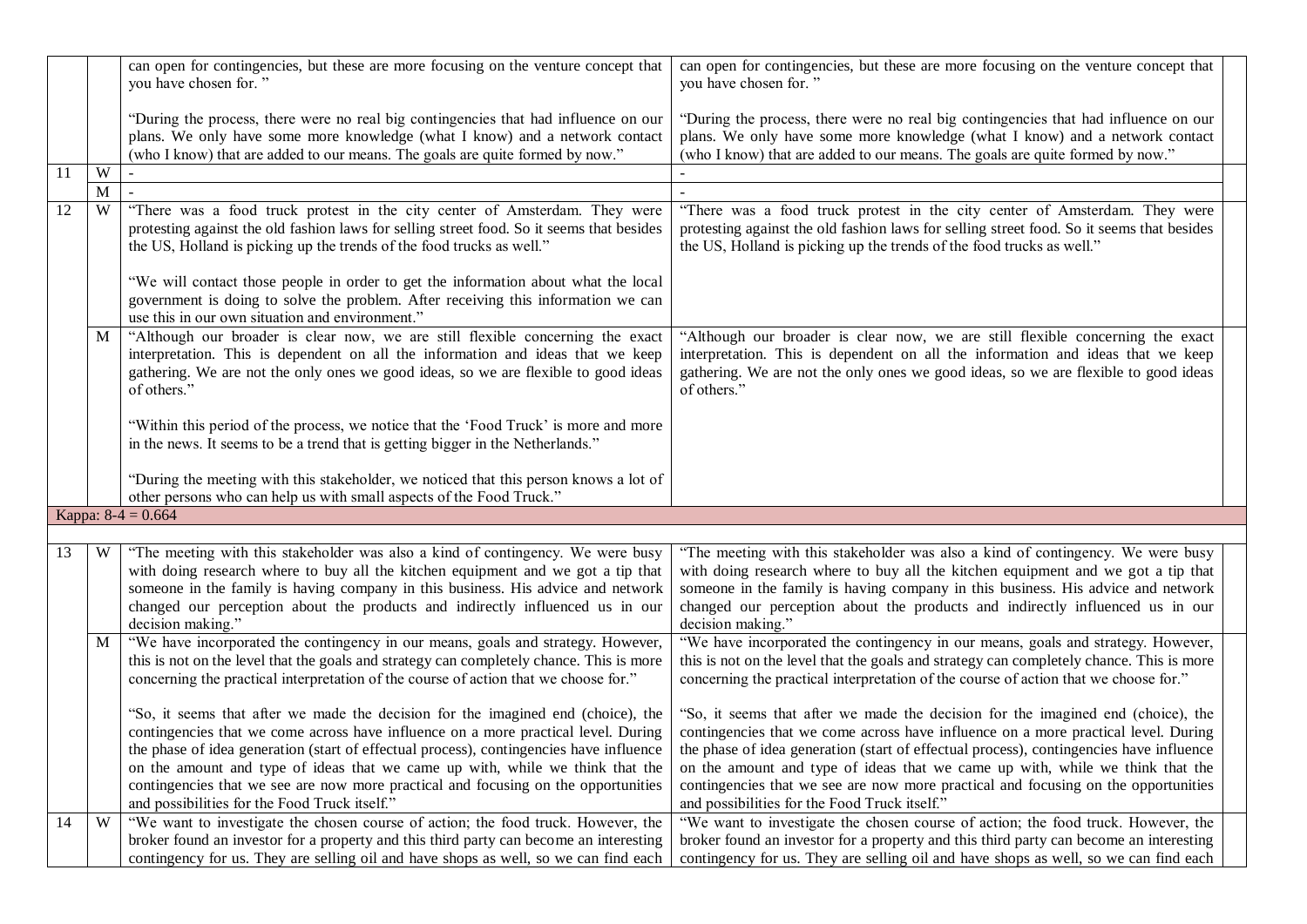|  |  |  |  |  |
|---|---|---|---|---|
|  |  | can open for contingencies, but these are more focusing on the venture concept that you have chosen for. "<br><br>"During the process, there were no real big contingencies that had influence on our plans. We only have some more knowledge (what I know) and a network contact (who I know) that are added to our means. The goals are quite formed by now." | can open for contingencies, but these are more focusing on the venture concept that you have chosen for. "<br><br>"During the process, there were no real big contingencies that had influence on our plans. We only have some more knowledge (what I know) and a network contact (who I know) that are added to our means. The goals are quite formed by now." |  |
| 11 | W | - | - |  |
|  | M | - | - |  |
| 12 | W | "There was a food truck protest in the city center of Amsterdam. They were protesting against the old fashion laws for selling street food. So it seems that besides the US, Holland is picking up the trends of the food trucks as well."<br><br>"We will contact those people in order to get the information about what the local government is doing to solve the problem. After receiving this information we can use this in our own situation and environment." | "There was a food truck protest in the city center of Amsterdam. They were protesting against the old fashion laws for selling street food. So it seems that besides the US, Holland is picking up the trends of the food trucks as well." |  |
|  | M | "Although our broader is clear now, we are still flexible concerning the exact interpretation. This is dependent on all the information and ideas that we keep gathering. We are not the only ones we good ideas, so we are flexible to good ideas of others."<br><br>"Within this period of the process, we notice that the 'Food Truck' is more and more in the news. It seems to be a trend that is getting bigger in the Netherlands."<br><br>"During the meeting with this stakeholder, we noticed that this person knows a lot of other persons who can help us with small aspects of the Food Truck." | "Although our broader is clear now, we are still flexible concerning the exact interpretation. This is dependent on all the information and ideas that we keep gathering. We are not the only ones we good ideas, so we are flexible to good ideas of others." |  |
| Kappa: 8-4 = 0.664 |  |  |  |  |
|  |  |  |  |  |
| 13 | W | "The meeting with this stakeholder was also a kind of contingency. We were busy with doing research where to buy all the kitchen equipment and we got a tip that someone in the family is having company in this business. His advice and network changed our perception about the products and indirectly influenced us in our decision making." | "The meeting with this stakeholder was also a kind of contingency. We were busy with doing research where to buy all the kitchen equipment and we got a tip that someone in the family is having company in this business. His advice and network changed our perception about the products and indirectly influenced us in our decision making." |  |
|  | M | "We have incorporated the contingency in our means, goals and strategy. However, this is not on the level that the goals and strategy can completely chance. This is more concerning the practical interpretation of the course of action that we choose for."<br><br>"So, it seems that after we made the decision for the imagined end (choice), the contingencies that we come across have influence on a more practical level. During the phase of idea generation (start of effectual process), contingencies have influence on the amount and type of ideas that we came up with, while we think that the contingencies that we see are now more practical and focusing on the opportunities and possibilities for the Food Truck itself." | "We have incorporated the contingency in our means, goals and strategy. However, this is not on the level that the goals and strategy can completely chance. This is more concerning the practical interpretation of the course of action that we choose for."<br><br>"So, it seems that after we made the decision for the imagined end (choice), the contingencies that we come across have influence on a more practical level. During the phase of idea generation (start of effectual process), contingencies have influence on the amount and type of ideas that we came up with, while we think that the contingencies that we see are now more practical and focusing on the opportunities and possibilities for the Food Truck itself." |  |
| 14 | W | "We want to investigate the chosen course of action; the food truck. However, the broker found an investor for a property and this third party can become an interesting contingency for us. They are selling oil and have shops as well, so we can find each | "We want to investigate the chosen course of action; the food truck. However, the broker found an investor for a property and this third party can become an interesting contingency for us. They are selling oil and have shops as well, so we can find each |  |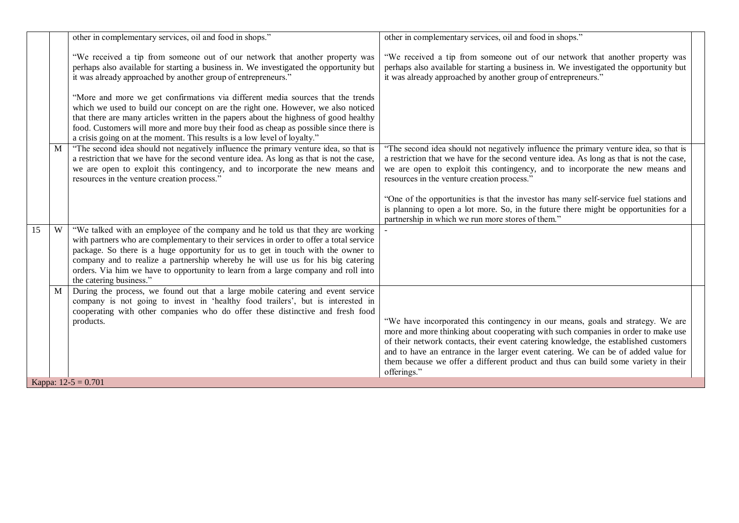| | | | | |
|---|---|---|---|---|
| | | "other in complementary services, oil and food in shops."<br><br>"We received a tip from someone out of our network that another property was perhaps also available for starting a business in. We investigated the opportunity but it was already approached by another group of entrepreneurs."<br><br>"More and more we get confirmations via different media sources that the trends which we used to build our concept on are the right one. However, we also noticed that there are many articles written in the papers about the highness of good healthy food. Customers will more and more buy their food as cheap as possible since there is a crisis going on at the moment. This results is a low level of loyalty." | "other in complementary services, oil and food in shops."<br><br>"We received a tip from someone out of our network that another property was perhaps also available for starting a business in. We investigated the opportunity but it was already approached by another group of entrepreneurs." | |
| | M | "The second idea should not negatively influence the primary venture idea, so that is a restriction that we have for the second venture idea. As long as that is not the case, we are open to exploit this contingency, and to incorporate the new means and resources in the venture creation process." | "The second idea should not negatively influence the primary venture idea, so that is a restriction that we have for the second venture idea. As long as that is not the case, we are open to exploit this contingency, and to incorporate the new means and resources in the venture creation process."<br><br>"One of the opportunities is that the investor has many self-service fuel stations and is planning to open a lot more. So, in the future there might be opportunities for a partnership in which we run more stores of them." | |
| 15 | W | "We talked with an employee of the company and he told us that they are working with partners who are complementary to their services in order to offer a total service package. So there is a huge opportunity for us to get in touch with the owner to company and to realize a partnership whereby he will use us for his big catering orders. Via him we have to opportunity to learn from a large company and roll into the catering business." | - | |
| | M | During the process, we found out that a large mobile catering and event service company is not going to invest in 'healthy food trailers', but is interested in cooperating with other companies who do offer these distinctive and fresh food products. | "We have incorporated this contingency in our means, goals and strategy. We are more and more thinking about cooperating with such companies in order to make use of their network contacts, their event catering knowledge, the established customers and to have an entrance in the larger event catering. We can be of added value for them because we offer a different product and thus can build some variety in their offerings." | |
| Kappa: 12-5 = 0.701 | | | | |